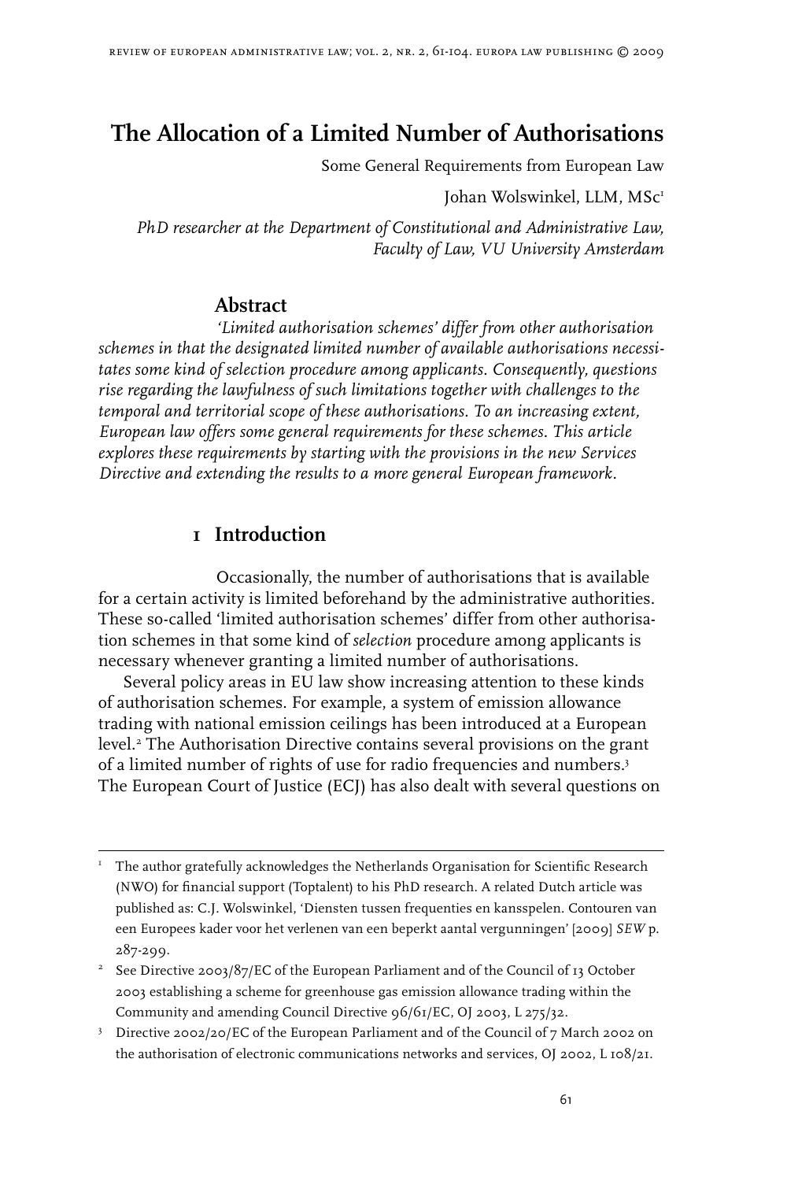# The Allocation of a Limited Number of Authorisations

Some General Requirements from European Law

Johan Wolswinkel, LLM, MSc[1]

*PhD researcher at the Department of Constitutional and Administrative Law, Faculty of Law, VU University Amsterdam*

## Abstract

*'Limited authorisation schemes' differ from other authorisation schemes in that the designated limited number of available authorisations necessitates some kind of selection procedure among applicants. Consequently, questions rise regarding the lawfulness of such limitations together with challenges to the temporal and territorial scope of these authorisations. To an increasing extent, European law offers some general requirements for these schemes. This article explores these requirements by starting with the provisions in the new Services Directive and extending the results to a more general European framework.*

## 1 Introduction

Occasionally, the number of authorisations that is available for a certain activity is limited beforehand by the administrative authorities. These so-called 'limited authorisation schemes' differ from other authorisation schemes in that some kind of *selection* procedure among applicants is necessary whenever granting a limited number of authorisations.

Several policy areas in EU law show increasing attention to these kinds of authorisation schemes. For example, a system of emission allowance trading with national emission ceilings has been introduced at a European level.[2] The Authorisation Directive contains several provisions on the grant of a limited number of rights of use for radio frequencies and numbers.[3] The European Court of Justice (ECJ) has also dealt with several questions on

---

[1] The author gratefully acknowledges the Netherlands Organisation for Scientific Research (NWO) for financial support (Toptalent) to his PhD research. A related Dutch article was published as: C.J. Wolswinkel, 'Diensten tussen frequenties en kansspelen. Contouren van een Europees kader voor het verlenen van een beperkt aantal vergunningen' [2009] *SEW* p. 287-299.

[2] See Directive 2003/87/EC of the European Parliament and of the Council of 13 October 2003 establishing a scheme for greenhouse gas emission allowance trading within the Community and amending Council Directive 96/61/EC, OJ 2003, L 275/32.

[3] Directive 2002/20/EC of the European Parliament and of the Council of 7 March 2002 on the authorisation of electronic communications networks and services, OJ 2002, L 108/21.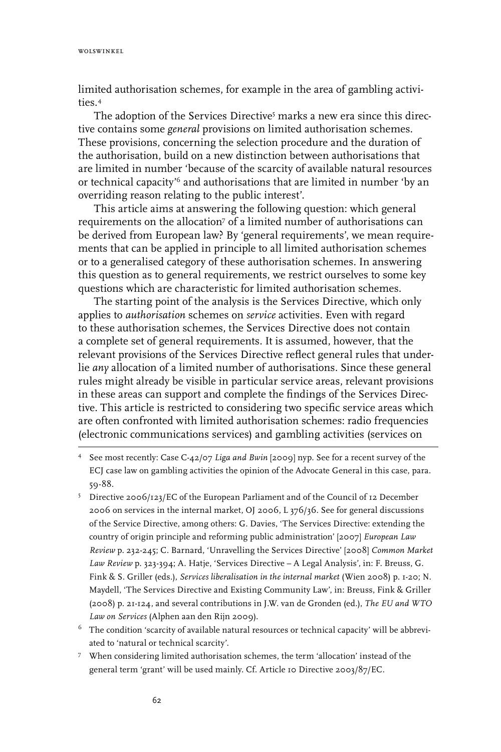limited authorisation schemes, for example in the area of gambling activities.[4]

The adoption of the Services Directive[5] marks a new era since this directive contains some *general* provisions on limited authorisation schemes. These provisions, concerning the selection procedure and the duration of the authorisation, build on a new distinction between authorisations that are limited in number 'because of the scarcity of available natural resources or technical capacity'[6] and authorisations that are limited in number 'by an overriding reason relating to the public interest'.

This article aims at answering the following question: which general requirements on the allocation[7] of a limited number of authorisations can be derived from European law? By 'general requirements', we mean requirements that can be applied in principle to all limited authorisation schemes or to a generalised category of these authorisation schemes. In answering this question as to general requirements, we restrict ourselves to some key questions which are characteristic for limited authorisation schemes.

The starting point of the analysis is the Services Directive, which only applies to *authorisation* schemes on *service* activities. Even with regard to these authorisation schemes, the Services Directive does not contain a complete set of general requirements. It is assumed, however, that the relevant provisions of the Services Directive reflect general rules that underlie *any* allocation of a limited number of authorisations. Since these general rules might already be visible in particular service areas, relevant provisions in these areas can support and complete the findings of the Services Directive. This article is restricted to considering two specific service areas which are often confronted with limited authorisation schemes: radio frequencies (electronic communications services) and gambling activities (services on

---

[4] See most recently: Case C-42/07 *Liga and Bwin* [2009] nyp. See for a recent survey of the ECJ case law on gambling activities the opinion of the Advocate General in this case, para. 59-88.

[5] Directive 2006/123/EC of the European Parliament and of the Council of 12 December 2006 on services in the internal market, OJ 2006, L 376/36. See for general discussions of the Service Directive, among others: G. Davies, 'The Services Directive: extending the country of origin principle and reforming public administration' [2007] *European Law Review* p. 232-245; C. Barnard, 'Unravelling the Services Directive' [2008] *Common Market Law Review* p. 323-394; A. Hatje, 'Services Directive – A Legal Analysis', in: F. Breuss, G. Fink & S. Griller (eds.), *Services liberalisation in the internal market* (Wien 2008) p. 1-20; N. Maydell, 'The Services Directive and Existing Community Law', in: Breuss, Fink & Griller (2008) p. 21-124, and several contributions in J.W. van de Gronden (ed.), *The EU and WTO Law on Services* (Alphen aan den Rijn 2009).

[6] The condition 'scarcity of available natural resources or technical capacity' will be abbreviated to 'natural or technical scarcity'.

[7] When considering limited authorisation schemes, the term 'allocation' instead of the general term 'grant' will be used mainly. Cf. Article 10 Directive 2003/87/EC.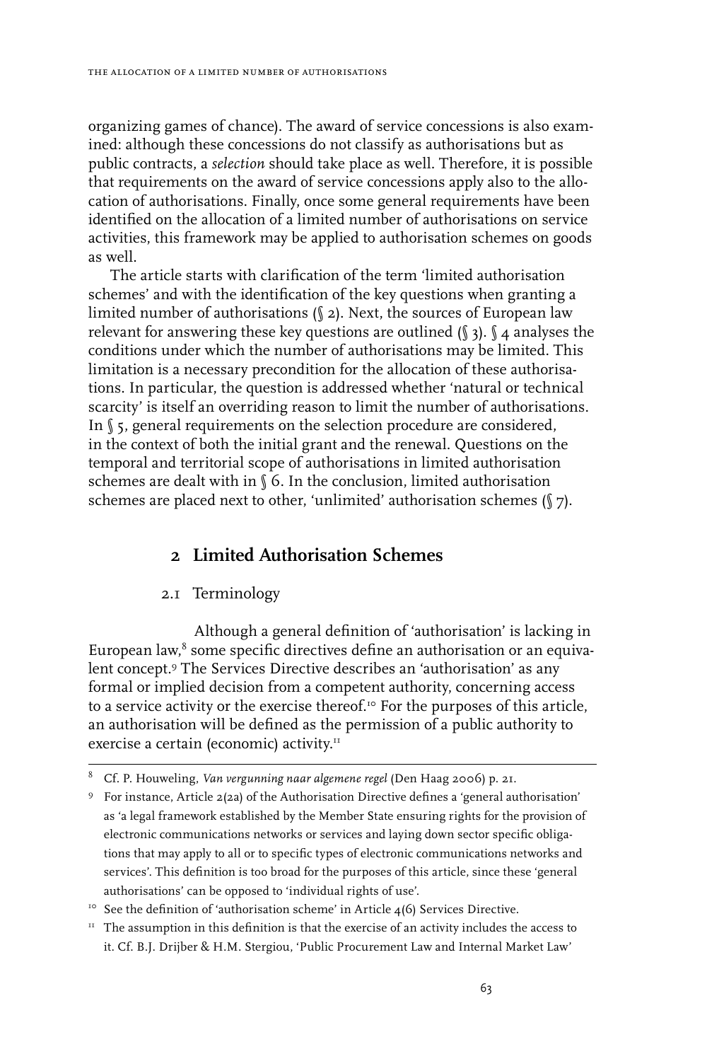organizing games of chance). The award of service concessions is also examined: although these concessions do not classify as authorisations but as public contracts, a *selection* should take place as well. Therefore, it is possible that requirements on the award of service concessions apply also to the allocation of authorisations. Finally, once some general requirements have been identified on the allocation of a limited number of authorisations on service activities, this framework may be applied to authorisation schemes on goods as well.

The article starts with clarification of the term 'limited authorisation schemes' and with the identification of the key questions when granting a limited number of authorisations (§ 2). Next, the sources of European law relevant for answering these key questions are outlined (§ 3). § 4 analyses the conditions under which the number of authorisations may be limited. This limitation is a necessary precondition for the allocation of these authorisations. In particular, the question is addressed whether 'natural or technical scarcity' is itself an overriding reason to limit the number of authorisations. In § 5, general requirements on the selection procedure are considered, in the context of both the initial grant and the renewal. Questions on the temporal and territorial scope of authorisations in limited authorisation schemes are dealt with in § 6. In the conclusion, limited authorisation schemes are placed next to other, 'unlimited' authorisation schemes (§ 7).

## 2 Limited Authorisation Schemes

### 2.1 Terminology

Although a general definition of 'authorisation' is lacking in European law,[8] some specific directives define an authorisation or an equivalent concept.[9] The Services Directive describes an 'authorisation' as any formal or implied decision from a competent authority, concerning access to a service activity or the exercise thereof.[10] For the purposes of this article, an authorisation will be defined as the permission of a public authority to exercise a certain (economic) activity.[11]

---

[8] Cf. P. Houweling, *Van vergunning naar algemene regel* (Den Haag 2006) p. 21.

[9] For instance, Article 2(2a) of the Authorisation Directive defines a 'general authorisation' as 'a legal framework established by the Member State ensuring rights for the provision of electronic communications networks or services and laying down sector specific obligations that may apply to all or to specific types of electronic communications networks and services'. This definition is too broad for the purposes of this article, since these 'general authorisations' can be opposed to 'individual rights of use'.

[10] See the definition of 'authorisation scheme' in Article 4(6) Services Directive.

[11] The assumption in this definition is that the exercise of an activity includes the access to it. Cf. B.J. Drijber & H.M. Stergiou, 'Public Procurement Law and Internal Market Law'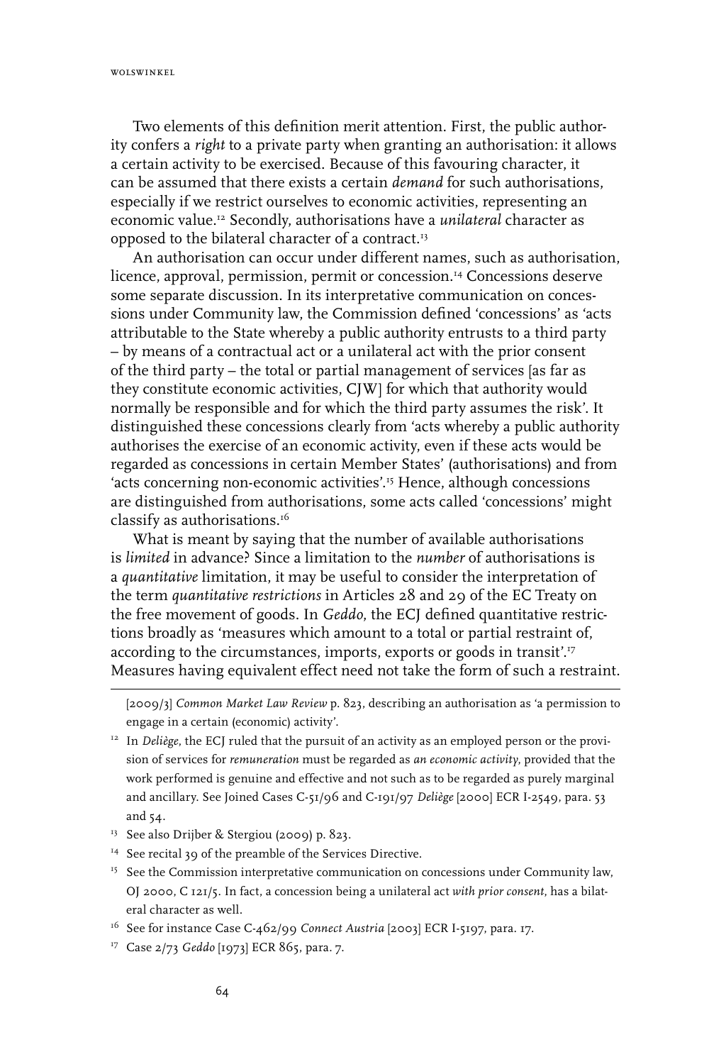Two elements of this definition merit attention. First, the public authority confers a *right* to a private party when granting an authorisation: it allows a certain activity to be exercised. Because of this favouring character, it can be assumed that there exists a certain *demand* for such authorisations, especially if we restrict ourselves to economic activities, representing an economic value.[12] Secondly, authorisations have a *unilateral* character as opposed to the bilateral character of a contract.[13]

An authorisation can occur under different names, such as authorisation, licence, approval, permission, permit or concession.[14] Concessions deserve some separate discussion. In its interpretative communication on concessions under Community law, the Commission defined 'concessions' as 'acts attributable to the State whereby a public authority entrusts to a third party – by means of a contractual act or a unilateral act with the prior consent of the third party – the total or partial management of services [as far as they constitute economic activities, CJW] for which that authority would normally be responsible and for which the third party assumes the risk'. It distinguished these concessions clearly from 'acts whereby a public authority authorises the exercise of an economic activity, even if these acts would be regarded as concessions in certain Member States' (authorisations) and from 'acts concerning non-economic activities'.[15] Hence, although concessions are distinguished from authorisations, some acts called 'concessions' might classify as authorisations.[16]

What is meant by saying that the number of available authorisations is *limited* in advance? Since a limitation to the *number* of authorisations is a *quantitative* limitation, it may be useful to consider the interpretation of the term *quantitative restrictions* in Articles 28 and 29 of the EC Treaty on the free movement of goods. In *Geddo*, the ECJ defined quantitative restrictions broadly as 'measures which amount to a total or partial restraint of, according to the circumstances, imports, exports or goods in transit'.[17] Measures having equivalent effect need not take the form of such a restraint.

---

[2009/3] *Common Market Law Review* p. 823, describing an authorisation as 'a permission to engage in a certain (economic) activity'.

[12] In *Deliège*, the ECJ ruled that the pursuit of an activity as an employed person or the provision of services for *remuneration* must be regarded as *an economic activity*, provided that the work performed is genuine and effective and not such as to be regarded as purely marginal and ancillary. See Joined Cases C-51/96 and C-191/97 *Deliège* [2000] ECR I-2549, para. 53 and 54.

[13] See also Drijber & Stergiou (2009) p. 823.

[14] See recital 39 of the preamble of the Services Directive.

[15] See the Commission interpretative communication on concessions under Community law, OJ 2000, C 121/5. In fact, a concession being a unilateral act *with prior consent*, has a bilateral character as well.

[16] See for instance Case C-462/99 *Connect Austria* [2003] ECR I-5197, para. 17.

[17] Case 2/73 *Geddo* [1973] ECR 865, para. 7.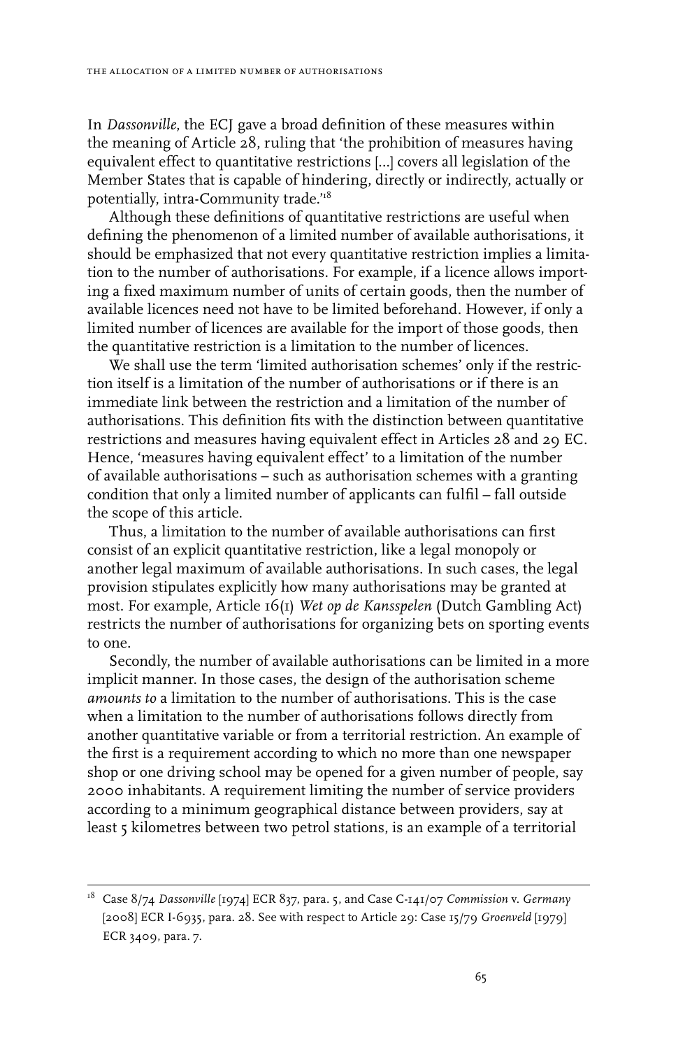In *Dassonville*, the ECJ gave a broad definition of these measures within the meaning of Article 28, ruling that 'the prohibition of measures having equivalent effect to quantitative restrictions [...] covers all legislation of the Member States that is capable of hindering, directly or indirectly, actually or potentially, intra-Community trade.'[18]

Although these definitions of quantitative restrictions are useful when defining the phenomenon of a limited number of available authorisations, it should be emphasized that not every quantitative restriction implies a limitation to the number of authorisations. For example, if a licence allows importing a fixed maximum number of units of certain goods, then the number of available licences need not have to be limited beforehand. However, if only a limited number of licences are available for the import of those goods, then the quantitative restriction is a limitation to the number of licences.

We shall use the term 'limited authorisation schemes' only if the restriction itself is a limitation of the number of authorisations or if there is an immediate link between the restriction and a limitation of the number of authorisations. This definition fits with the distinction between quantitative restrictions and measures having equivalent effect in Articles 28 and 29 EC. Hence, 'measures having equivalent effect' to a limitation of the number of available authorisations – such as authorisation schemes with a granting condition that only a limited number of applicants can fulfil – fall outside the scope of this article.

Thus, a limitation to the number of available authorisations can first consist of an explicit quantitative restriction, like a legal monopoly or another legal maximum of available authorisations. In such cases, the legal provision stipulates explicitly how many authorisations may be granted at most. For example, Article 16(1) *Wet op de Kansspelen* (Dutch Gambling Act) restricts the number of authorisations for organizing bets on sporting events to one.

Secondly, the number of available authorisations can be limited in a more implicit manner. In those cases, the design of the authorisation scheme *amounts to* a limitation to the number of authorisations. This is the case when a limitation to the number of authorisations follows directly from another quantitative variable or from a territorial restriction. An example of the first is a requirement according to which no more than one newspaper shop or one driving school may be opened for a given number of people, say 2000 inhabitants. A requirement limiting the number of service providers according to a minimum geographical distance between providers, say at least 5 kilometres between two petrol stations, is an example of a territorial

[18] Case 8/74 *Dassonville* [1974] ECR 837, para. 5, and Case C-141/07 *Commission* v. *Germany* [2008] ECR I-6935, para. 28. See with respect to Article 29: Case 15/79 *Groenveld* [1979] ECR 3409, para. 7.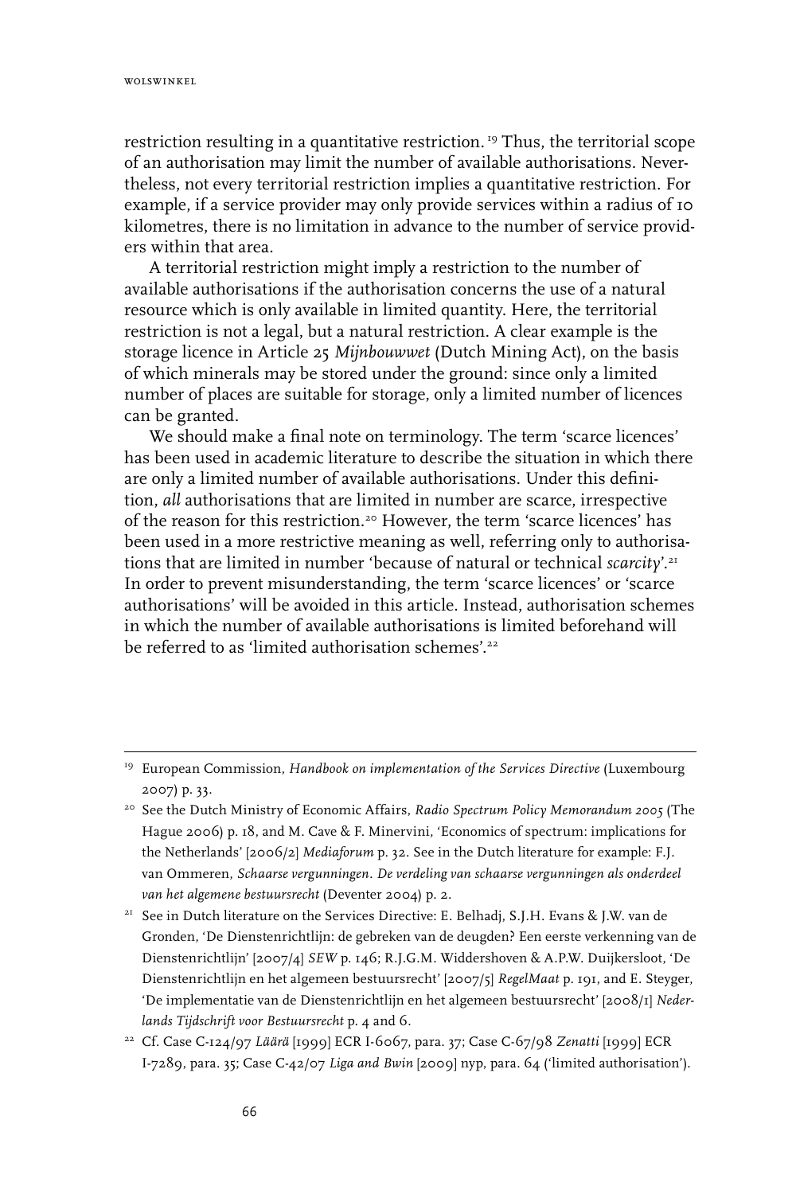restriction resulting in a quantitative restriction.[19] Thus, the territorial scope of an authorisation may limit the number of available authorisations. Nevertheless, not every territorial restriction implies a quantitative restriction. For example, if a service provider may only provide services within a radius of 10 kilometres, there is no limitation in advance to the number of service providers within that area.

A territorial restriction might imply a restriction to the number of available authorisations if the authorisation concerns the use of a natural resource which is only available in limited quantity. Here, the territorial restriction is not a legal, but a natural restriction. A clear example is the storage licence in Article 25 *Mijnbouwwet* (Dutch Mining Act), on the basis of which minerals may be stored under the ground: since only a limited number of places are suitable for storage, only a limited number of licences can be granted.

We should make a final note on terminology. The term 'scarce licences' has been used in academic literature to describe the situation in which there are only a limited number of available authorisations. Under this definition, *all* authorisations that are limited in number are scarce, irrespective of the reason for this restriction.[20] However, the term 'scarce licences' has been used in a more restrictive meaning as well, referring only to authorisations that are limited in number 'because of natural or technical *scarcity*'.[21] In order to prevent misunderstanding, the term 'scarce licences' or 'scarce authorisations' will be avoided in this article. Instead, authorisation schemes in which the number of available authorisations is limited beforehand will be referred to as 'limited authorisation schemes'.[22]

---

[19] European Commission, *Handbook on implementation of the Services Directive* (Luxembourg 2007) p. 33.

[20] See the Dutch Ministry of Economic Affairs, *Radio Spectrum Policy Memorandum 2005* (The Hague 2006) p. 18, and M. Cave & F. Minervini, 'Economics of spectrum: implications for the Netherlands' [2006/2] *Mediaforum* p. 32. See in the Dutch literature for example: F.J. van Ommeren, *Schaarse vergunningen. De verdeling van schaarse vergunningen als onderdeel van het algemene bestuursrecht* (Deventer 2004) p. 2.

[21] See in Dutch literature on the Services Directive: E. Belhadj, S.J.H. Evans & J.W. van de Gronden, 'De Dienstenrichtlijn: de gebreken van de deugden? Een eerste verkenning van de Dienstenrichtlijn' [2007/4] *SEW* p. 146; R.J.G.M. Widdershoven & A.P.W. Duijkersloot, 'De Dienstenrichtlijn en het algemeen bestuursrecht' [2007/5] *RegelMaat* p. 191, and E. Steyger, 'De implementatie van de Dienstenrichtlijn en het algemeen bestuursrecht' [2008/1] *Nederlands Tijdschrift voor Bestuursrecht* p. 4 and 6.

[22] Cf. Case C-124/97 *Läärä* [1999] ECR I-6067, para. 37; Case C-67/98 *Zenatti* [1999] ECR I-7289, para. 35; Case C-42/07 *Liga and Bwin* [2009] nyp, para. 64 ('limited authorisation').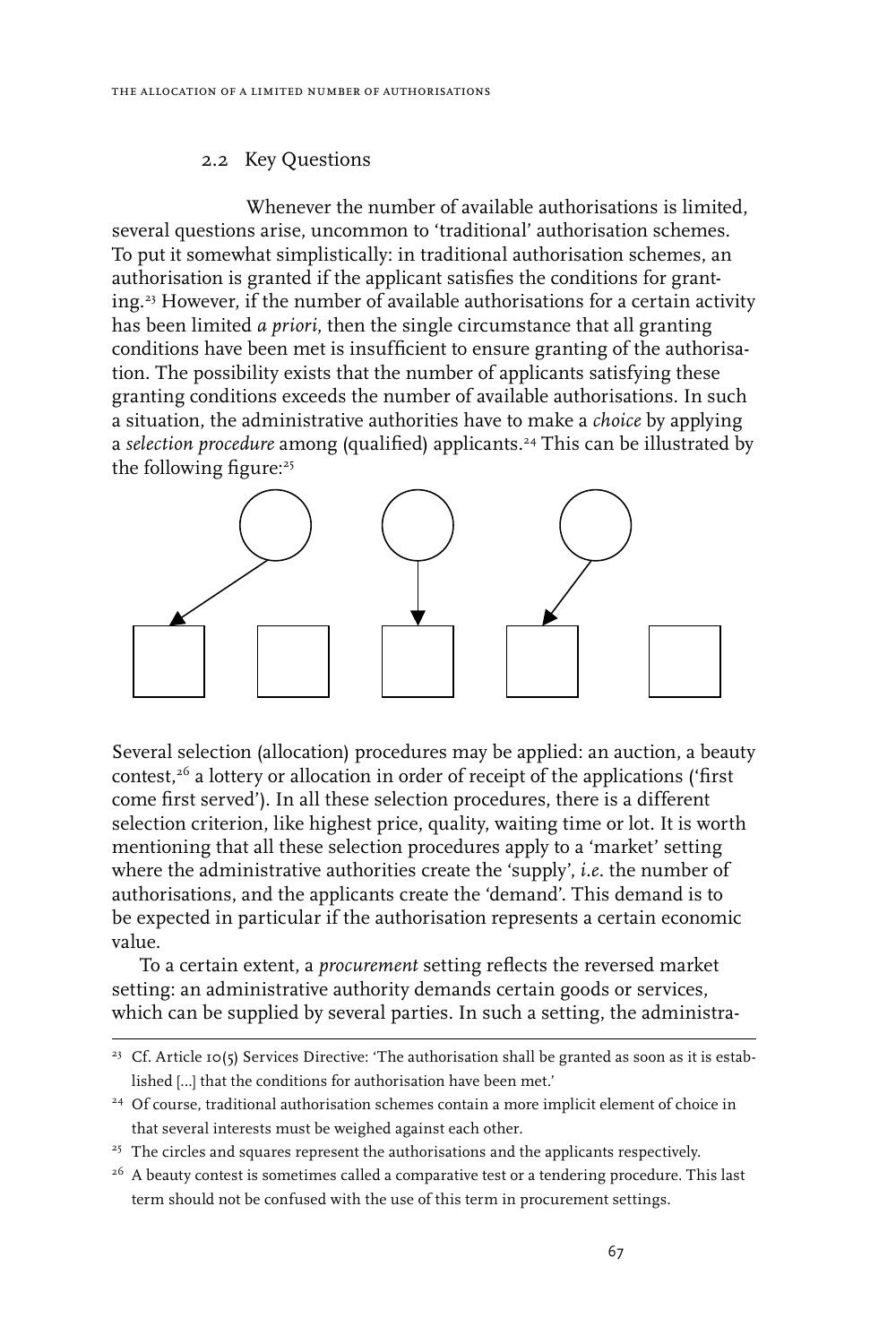## 2.2 Key Questions

Whenever the number of available authorisations is limited, several questions arise, uncommon to 'traditional' authorisation schemes. To put it somewhat simplistically: in traditional authorisation schemes, an authorisation is granted if the applicant satisfies the conditions for granting.[23] However, if the number of available authorisations for a certain activity has been limited *a priori*, then the single circumstance that all granting conditions have been met is insufficient to ensure granting of the authorisation. The possibility exists that the number of applicants satisfying these granting conditions exceeds the number of available authorisations. In such a situation, the administrative authorities have to make a *choice* by applying a *selection procedure* among (qualified) applicants.[24] This can be illustrated by the following figure:[25]

Several selection (allocation) procedures may be applied: an auction, a beauty contest,[26] a lottery or allocation in order of receipt of the applications ('first come first served'). In all these selection procedures, there is a different selection criterion, like highest price, quality, waiting time or lot. It is worth mentioning that all these selection procedures apply to a 'market' setting where the administrative authorities create the 'supply', *i.e.* the number of authorisations, and the applicants create the 'demand'. This demand is to be expected in particular if the authorisation represents a certain economic value.

To a certain extent, a *procurement* setting reflects the reversed market setting: an administrative authority demands certain goods or services, which can be supplied by several parties. In such a setting, the administra-

[23] Cf. Article 10(5) Services Directive: 'The authorisation shall be granted as soon as it is established [...] that the conditions for authorisation have been met.'

[24] Of course, traditional authorisation schemes contain a more implicit element of choice in that several interests must be weighed against each other.

[25] The circles and squares represent the authorisations and the applicants respectively.

[26] A beauty contest is sometimes called a comparative test or a tendering procedure. This last term should not be confused with the use of this term in procurement settings.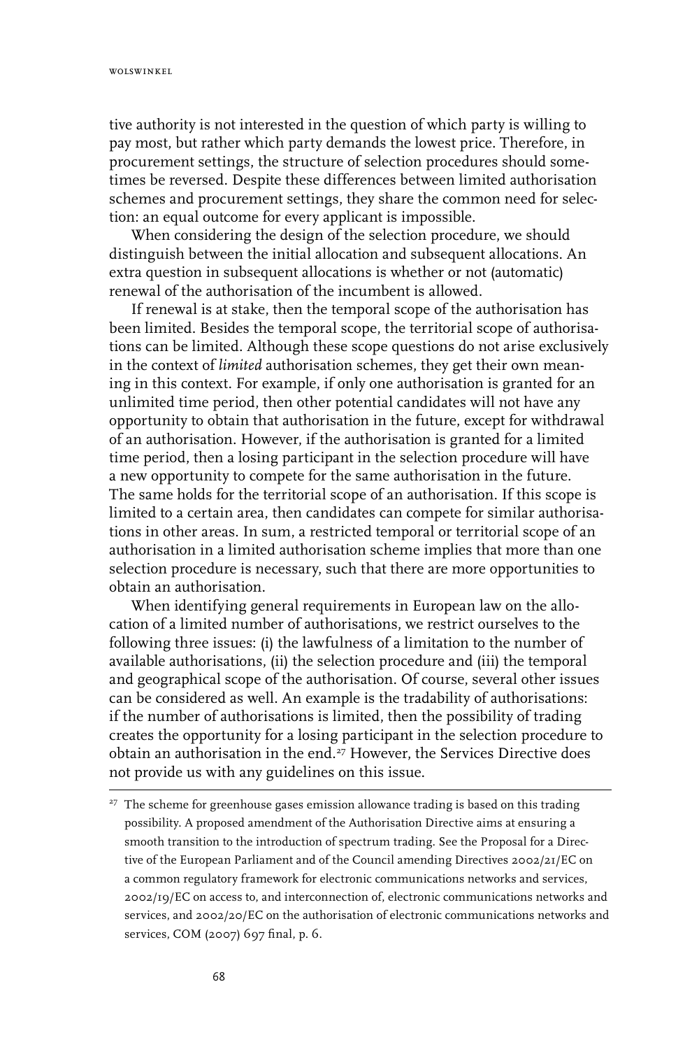tive authority is not interested in the question of which party is willing to pay most, but rather which party demands the lowest price. Therefore, in procurement settings, the structure of selection procedures should sometimes be reversed. Despite these differences between limited authorisation schemes and procurement settings, they share the common need for selection: an equal outcome for every applicant is impossible.

When considering the design of the selection procedure, we should distinguish between the initial allocation and subsequent allocations. An extra question in subsequent allocations is whether or not (automatic) renewal of the authorisation of the incumbent is allowed.

If renewal is at stake, then the temporal scope of the authorisation has been limited. Besides the temporal scope, the territorial scope of authorisations can be limited. Although these scope questions do not arise exclusively in the context of *limited* authorisation schemes, they get their own meaning in this context. For example, if only one authorisation is granted for an unlimited time period, then other potential candidates will not have any opportunity to obtain that authorisation in the future, except for withdrawal of an authorisation. However, if the authorisation is granted for a limited time period, then a losing participant in the selection procedure will have a new opportunity to compete for the same authorisation in the future. The same holds for the territorial scope of an authorisation. If this scope is limited to a certain area, then candidates can compete for similar authorisations in other areas. In sum, a restricted temporal or territorial scope of an authorisation in a limited authorisation scheme implies that more than one selection procedure is necessary, such that there are more opportunities to obtain an authorisation.

When identifying general requirements in European law on the allocation of a limited number of authorisations, we restrict ourselves to the following three issues: (i) the lawfulness of a limitation to the number of available authorisations, (ii) the selection procedure and (iii) the temporal and geographical scope of the authorisation. Of course, several other issues can be considered as well. An example is the tradability of authorisations: if the number of authorisations is limited, then the possibility of trading creates the opportunity for a losing participant in the selection procedure to obtain an authorisation in the end.[27] However, the Services Directive does not provide us with any guidelines on this issue.

---

[27] The scheme for greenhouse gases emission allowance trading is based on this trading possibility. A proposed amendment of the Authorisation Directive aims at ensuring a smooth transition to the introduction of spectrum trading. See the Proposal for a Directive of the European Parliament and of the Council amending Directives 2002/21/EC on a common regulatory framework for electronic communications networks and services, 2002/19/EC on access to, and interconnection of, electronic communications networks and services, and 2002/20/EC on the authorisation of electronic communications networks and services, COM (2007) 697 final, p. 6.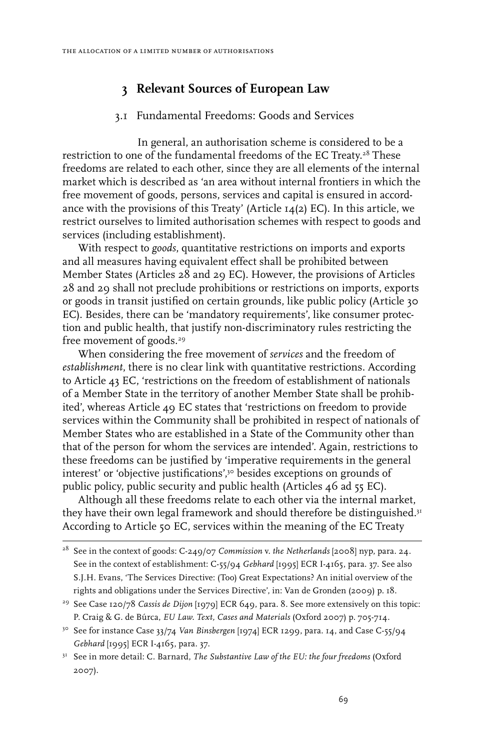## 3 Relevant Sources of European Law

### 3.1 Fundamental Freedoms: Goods and Services

In general, an authorisation scheme is considered to be a restriction to one of the fundamental freedoms of the EC Treaty.[28] These freedoms are related to each other, since they are all elements of the internal market which is described as 'an area without internal frontiers in which the free movement of goods, persons, services and capital is ensured in accordance with the provisions of this Treaty' (Article 14(2) EC). In this article, we restrict ourselves to limited authorisation schemes with respect to goods and services (including establishment).

With respect to *goods*, quantitative restrictions on imports and exports and all measures having equivalent effect shall be prohibited between Member States (Articles 28 and 29 EC). However, the provisions of Articles 28 and 29 shall not preclude prohibitions or restrictions on imports, exports or goods in transit justified on certain grounds, like public policy (Article 30 EC). Besides, there can be 'mandatory requirements', like consumer protection and public health, that justify non-discriminatory rules restricting the free movement of goods.[29]

When considering the free movement of *services* and the freedom of *establishment*, there is no clear link with quantitative restrictions. According to Article 43 EC, 'restrictions on the freedom of establishment of nationals of a Member State in the territory of another Member State shall be prohibited', whereas Article 49 EC states that 'restrictions on freedom to provide services within the Community shall be prohibited in respect of nationals of Member States who are established in a State of the Community other than that of the person for whom the services are intended'. Again, restrictions to these freedoms can be justified by 'imperative requirements in the general interest' or 'objective justifications',[30] besides exceptions on grounds of public policy, public security and public health (Articles 46 ad 55 EC).

Although all these freedoms relate to each other via the internal market, they have their own legal framework and should therefore be distinguished.[31] According to Article 50 EC, services within the meaning of the EC Treaty

---

[28] See in the context of goods: C-249/07 *Commission* v. *the Netherlands* [2008] nyp, para. 24. See in the context of establishment: C-55/94 *Gebhard* [1995] ECR I-4165, para. 37. See also S.J.H. Evans, 'The Services Directive: (Too) Great Expectations? An initial overview of the rights and obligations under the Services Directive', in: Van de Gronden (2009) p. 18.

[29] See Case 120/78 *Cassis de Dijon* [1979] ECR 649, para. 8. See more extensively on this topic: P. Craig & G. de Búrca, *EU Law. Text, Cases and Materials* (Oxford 2007) p. 705-714.

[30] See for instance Case 33/74 *Van Binsbergen* [1974] ECR 1299, para. 14, and Case C-55/94 *Gebhard* [1995] ECR I-4165, para. 37.

[31] See in more detail: C. Barnard, *The Substantive Law of the EU: the four freedoms* (Oxford 2007).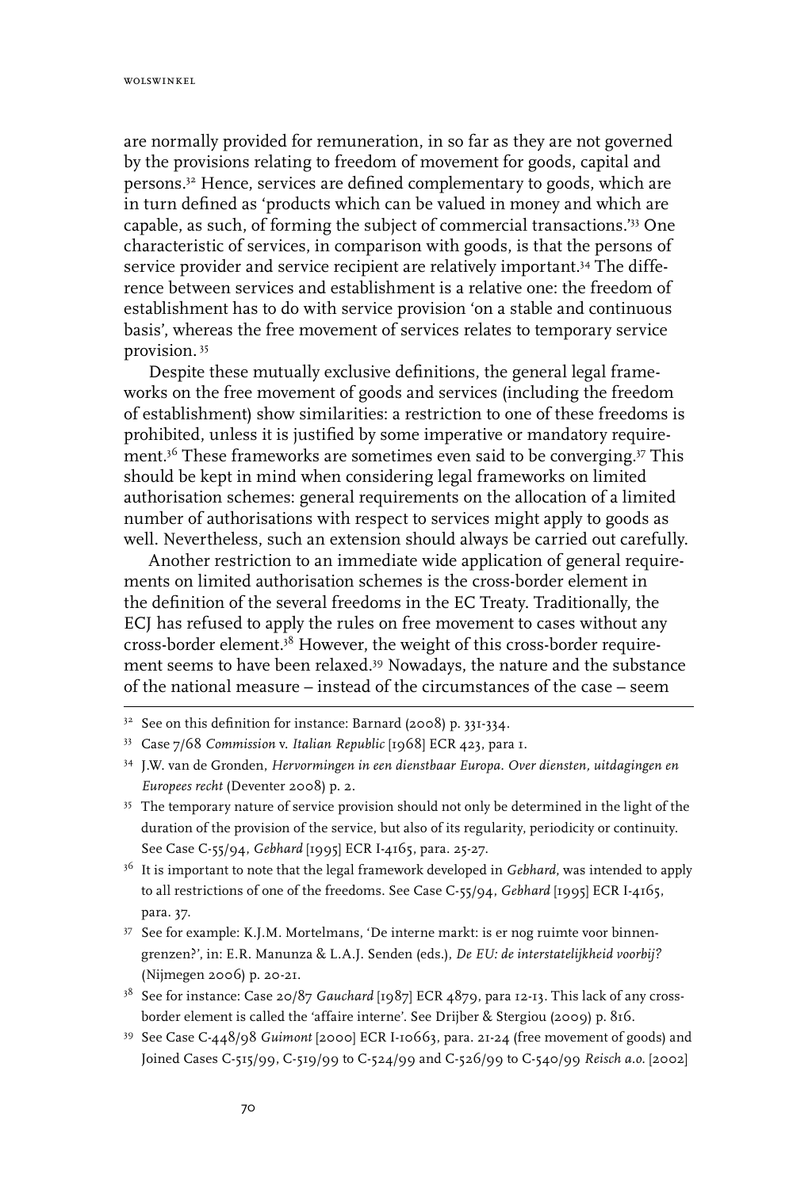are normally provided for remuneration, in so far as they are not governed by the provisions relating to freedom of movement for goods, capital and persons.[32] Hence, services are defined complementary to goods, which are in turn defined as 'products which can be valued in money and which are capable, as such, of forming the subject of commercial transactions.'[33] One characteristic of services, in comparison with goods, is that the persons of service provider and service recipient are relatively important.[34] The difference between services and establishment is a relative one: the freedom of establishment has to do with service provision 'on a stable and continuous basis', whereas the free movement of services relates to temporary service provision.[35]

Despite these mutually exclusive definitions, the general legal frameworks on the free movement of goods and services (including the freedom of establishment) show similarities: a restriction to one of these freedoms is prohibited, unless it is justified by some imperative or mandatory requirement.[36] These frameworks are sometimes even said to be converging.[37] This should be kept in mind when considering legal frameworks on limited authorisation schemes: general requirements on the allocation of a limited number of authorisations with respect to services might apply to goods as well. Nevertheless, such an extension should always be carried out carefully.

Another restriction to an immediate wide application of general requirements on limited authorisation schemes is the cross-border element in the definition of the several freedoms in the EC Treaty. Traditionally, the ECJ has refused to apply the rules on free movement to cases without any cross-border element.[38] However, the weight of this cross-border requirement seems to have been relaxed.[39] Nowadays, the nature and the substance of the national measure – instead of the circumstances of the case – seem

---

[32] See on this definition for instance: Barnard (2008) p. 331-334.

[33] Case 7/68 *Commission* v. *Italian Republic* [1968] ECR 423, para 1.

[34] J.W. van de Gronden, *Hervormingen in een dienstbaar Europa. Over diensten, uitdagingen en Europees recht* (Deventer 2008) p. 2.

[35] The temporary nature of service provision should not only be determined in the light of the duration of the provision of the service, but also of its regularity, periodicity or continuity. See Case C-55/94, *Gebhard* [1995] ECR I-4165, para. 25-27.

[36] It is important to note that the legal framework developed in *Gebhard*, was intended to apply to all restrictions of one of the freedoms. See Case C-55/94, *Gebhard* [1995] ECR I-4165, para. 37.

[37] See for example: K.J.M. Mortelmans, 'De interne markt: is er nog ruimte voor binnengrenzen?', in: E.R. Manunza & L.A.J. Senden (eds.), *De EU: de interstatelijkheid voorbij?* (Nijmegen 2006) p. 20-21.

[38] See for instance: Case 20/87 *Gauchard* [1987] ECR 4879, para 12-13. This lack of any cross-border element is called the 'affaire interne'. See Drijber & Stergiou (2009) p. 816.

[39] See Case C-448/98 *Guimont* [2000] ECR I-10663, para. 21-24 (free movement of goods) and Joined Cases C-515/99, C-519/99 to C-524/99 and C-526/99 to C-540/99 *Reisch a.o.* [2002]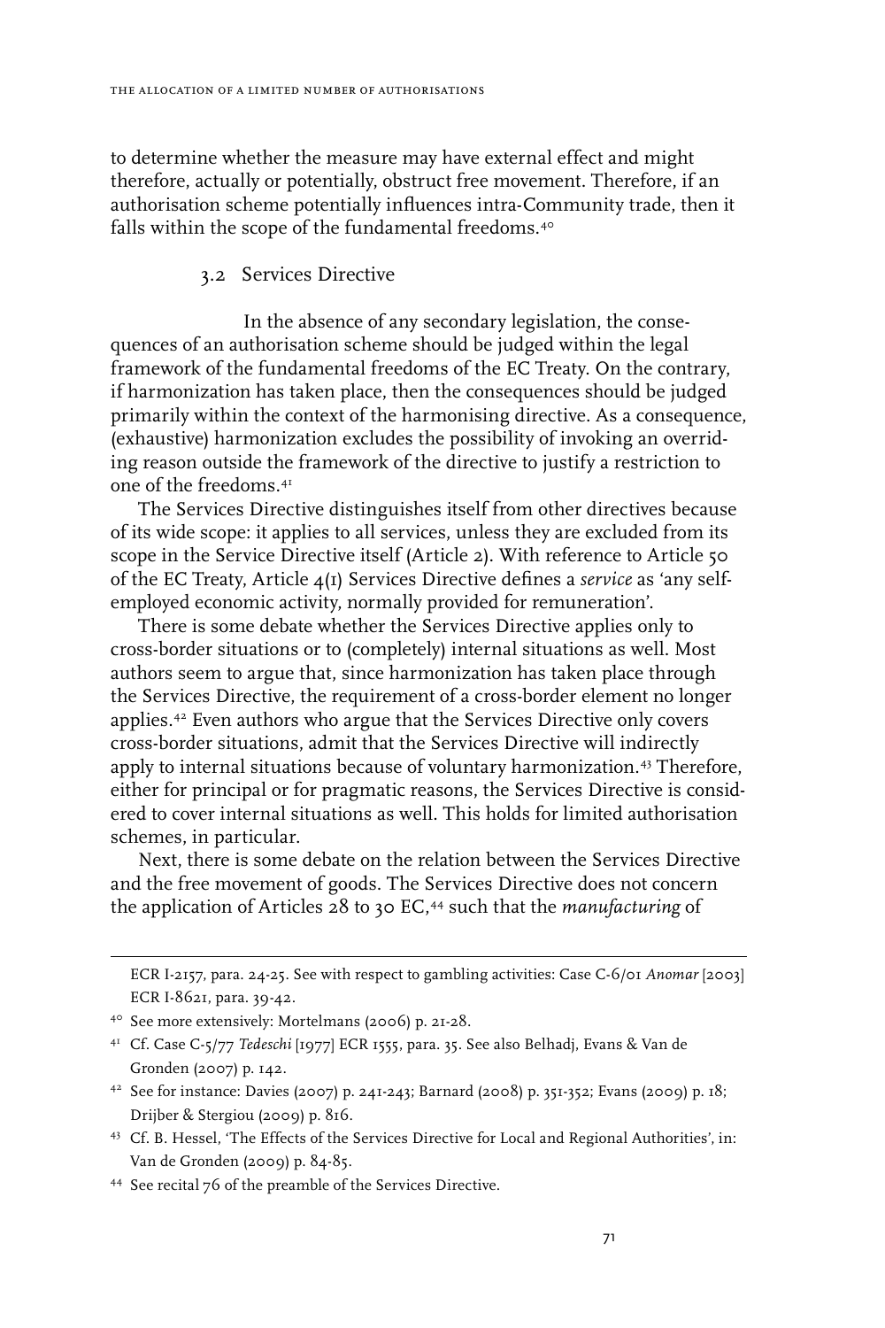to determine whether the measure may have external effect and might therefore, actually or potentially, obstruct free movement. Therefore, if an authorisation scheme potentially influences intra-Community trade, then it falls within the scope of the fundamental freedoms.[40]

### 3.2 Services Directive

In the absence of any secondary legislation, the consequences of an authorisation scheme should be judged within the legal framework of the fundamental freedoms of the EC Treaty. On the contrary, if harmonization has taken place, then the consequences should be judged primarily within the context of the harmonising directive. As a consequence, (exhaustive) harmonization excludes the possibility of invoking an overriding reason outside the framework of the directive to justify a restriction to one of the freedoms.[41]

The Services Directive distinguishes itself from other directives because of its wide scope: it applies to all services, unless they are excluded from its scope in the Service Directive itself (Article 2). With reference to Article 50 of the EC Treaty, Article 4(1) Services Directive defines a *service* as 'any self-employed economic activity, normally provided for remuneration'.

There is some debate whether the Services Directive applies only to cross-border situations or to (completely) internal situations as well. Most authors seem to argue that, since harmonization has taken place through the Services Directive, the requirement of a cross-border element no longer applies.[42] Even authors who argue that the Services Directive only covers cross-border situations, admit that the Services Directive will indirectly apply to internal situations because of voluntary harmonization.[43] Therefore, either for principal or for pragmatic reasons, the Services Directive is considered to cover internal situations as well. This holds for limited authorisation schemes, in particular.

Next, there is some debate on the relation between the Services Directive and the free movement of goods. The Services Directive does not concern the application of Articles 28 to 30 EC,[44] such that the *manufacturing* of

---

ECR I-2157, para. 24-25. See with respect to gambling activities: Case C-6/01 *Anomar* [2003] ECR I-8621, para. 39-42.

[40] See more extensively: Mortelmans (2006) p. 21-28.

[41] Cf. Case C-5/77 *Tedeschi* [1977] ECR 1555, para. 35. See also Belhadj, Evans & Van de Gronden (2007) p. 142.

[42] See for instance: Davies (2007) p. 241-243; Barnard (2008) p. 351-352; Evans (2009) p. 18; Drijber & Stergiou (2009) p. 816.

[43] Cf. B. Hessel, 'The Effects of the Services Directive for Local and Regional Authorities', in: Van de Gronden (2009) p. 84-85.

[44] See recital 76 of the preamble of the Services Directive.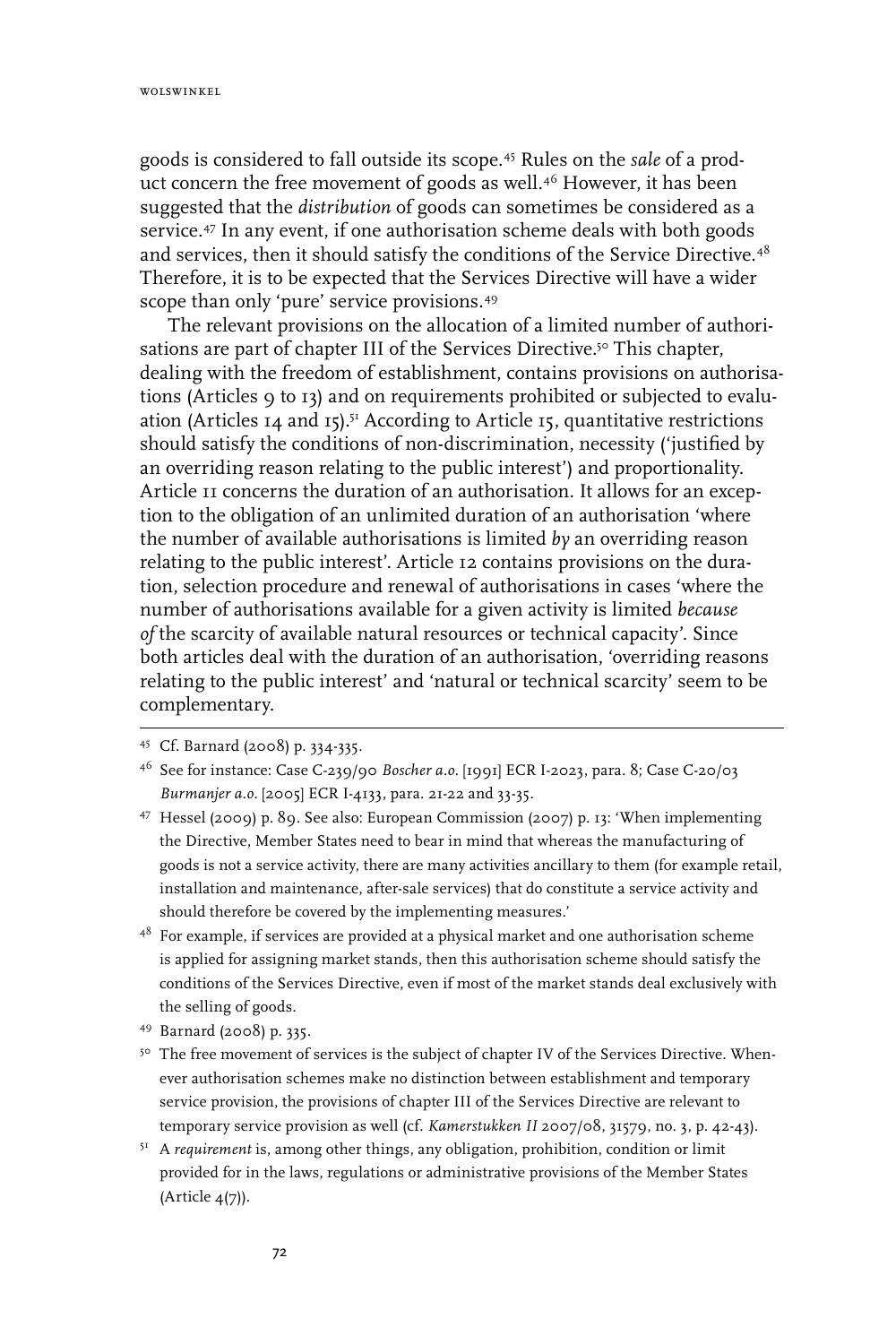goods is considered to fall outside its scope.[45] Rules on the *sale* of a product concern the free movement of goods as well.[46] However, it has been suggested that the *distribution* of goods can sometimes be considered as a service.[47] In any event, if one authorisation scheme deals with both goods and services, then it should satisfy the conditions of the Service Directive.[48] Therefore, it is to be expected that the Services Directive will have a wider scope than only 'pure' service provisions.[49]

The relevant provisions on the allocation of a limited number of authorisations are part of chapter III of the Services Directive.[50] This chapter, dealing with the freedom of establishment, contains provisions on authorisations (Articles 9 to 13) and on requirements prohibited or subjected to evaluation (Articles 14 and 15).[51] According to Article 15, quantitative restrictions should satisfy the conditions of non-discrimination, necessity ('justified by an overriding reason relating to the public interest') and proportionality. Article 11 concerns the duration of an authorisation. It allows for an exception to the obligation of an unlimited duration of an authorisation 'where the number of available authorisations is limited *by* an overriding reason relating to the public interest'. Article 12 contains provisions on the duration, selection procedure and renewal of authorisations in cases 'where the number of authorisations available for a given activity is limited *because of* the scarcity of available natural resources or technical capacity'. Since both articles deal with the duration of an authorisation, 'overriding reasons relating to the public interest' and 'natural or technical scarcity' seem to be complementary.

---

[45] Cf. Barnard (2008) p. 334-335.

[46] See for instance: Case C-239/90 *Boscher a.o.* [1991] ECR I-2023, para. 8; Case C-20/03 *Burmanjer a.o.* [2005] ECR I-4133, para. 21-22 and 33-35.

[47] Hessel (2009) p. 89. See also: European Commission (2007) p. 13: 'When implementing the Directive, Member States need to bear in mind that whereas the manufacturing of goods is not a service activity, there are many activities ancillary to them (for example retail, installation and maintenance, after-sale services) that do constitute a service activity and should therefore be covered by the implementing measures.'

[48] For example, if services are provided at a physical market and one authorisation scheme is applied for assigning market stands, then this authorisation scheme should satisfy the conditions of the Services Directive, even if most of the market stands deal exclusively with the selling of goods.

[49] Barnard (2008) p. 335.

[50] The free movement of services is the subject of chapter IV of the Services Directive. Whenever authorisation schemes make no distinction between establishment and temporary service provision, the provisions of chapter III of the Services Directive are relevant to temporary service provision as well (cf. *Kamerstukken II* 2007/08, 31579, no. 3, p. 42-43).

[51] A *requirement* is, among other things, any obligation, prohibition, condition or limit provided for in the laws, regulations or administrative provisions of the Member States (Article 4(7)).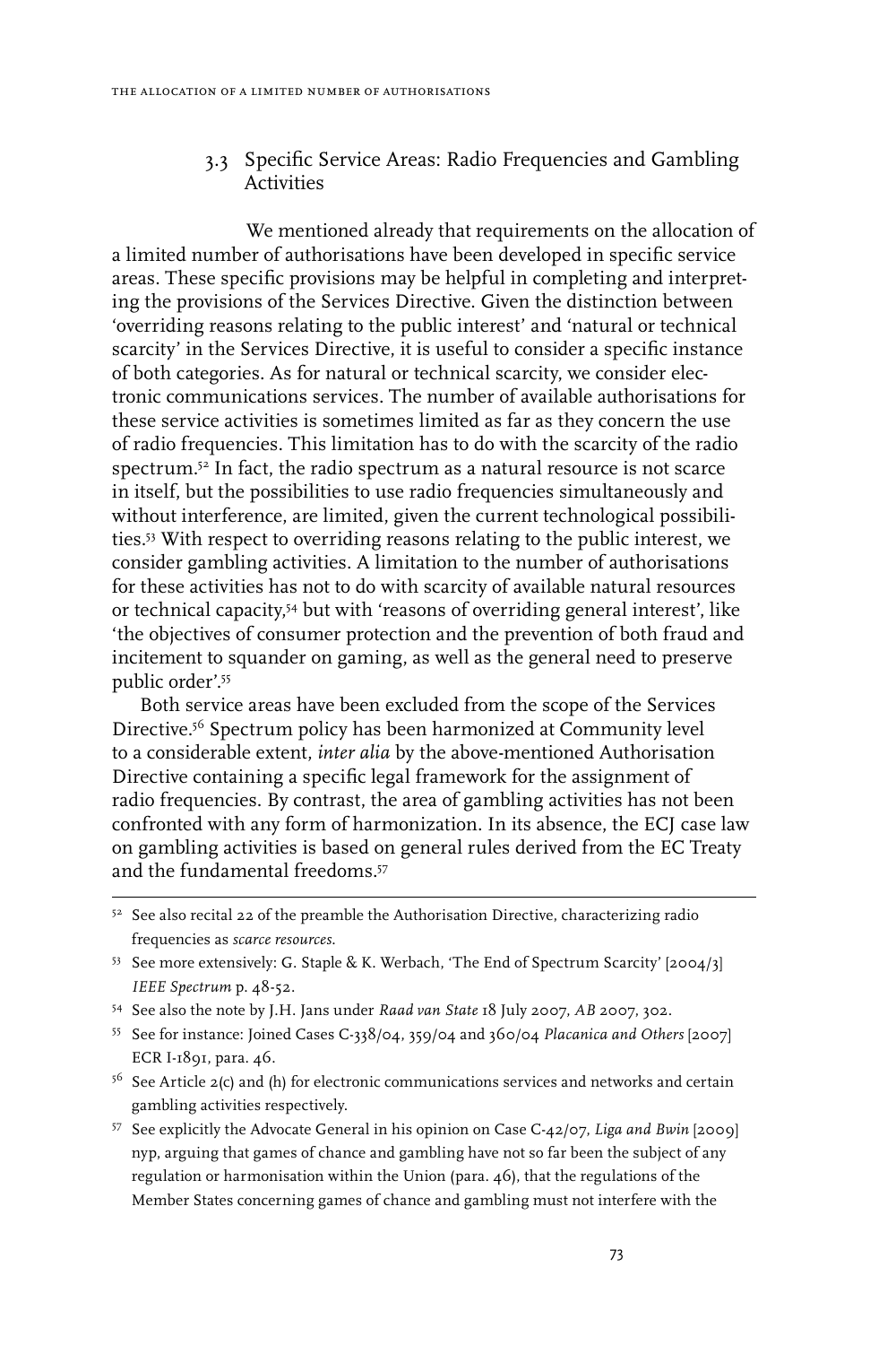### 3.3 Specific Service Areas: Radio Frequencies and Gambling Activities

We mentioned already that requirements on the allocation of a limited number of authorisations have been developed in specific service areas. These specific provisions may be helpful in completing and interpreting the provisions of the Services Directive. Given the distinction between 'overriding reasons relating to the public interest' and 'natural or technical scarcity' in the Services Directive, it is useful to consider a specific instance of both categories. As for natural or technical scarcity, we consider electronic communications services. The number of available authorisations for these service activities is sometimes limited as far as they concern the use of radio frequencies. This limitation has to do with the scarcity of the radio spectrum.[52] In fact, the radio spectrum as a natural resource is not scarce in itself, but the possibilities to use radio frequencies simultaneously and without interference, are limited, given the current technological possibilities.[53] With respect to overriding reasons relating to the public interest, we consider gambling activities. A limitation to the number of authorisations for these activities has not to do with scarcity of available natural resources or technical capacity,[54] but with 'reasons of overriding general interest', like 'the objectives of consumer protection and the prevention of both fraud and incitement to squander on gaming, as well as the general need to preserve public order'.[55]

Both service areas have been excluded from the scope of the Services Directive.[56] Spectrum policy has been harmonized at Community level to a considerable extent, *inter alia* by the above-mentioned Authorisation Directive containing a specific legal framework for the assignment of radio frequencies. By contrast, the area of gambling activities has not been confronted with any form of harmonization. In its absence, the ECJ case law on gambling activities is based on general rules derived from the EC Treaty and the fundamental freedoms.[57]

---

[52] See also recital 22 of the preamble the Authorisation Directive, characterizing radio frequencies as *scarce resources*.

[53] See more extensively: G. Staple & K. Werbach, 'The End of Spectrum Scarcity' [2004/3] *IEEE Spectrum* p. 48-52.

[54] See also the note by J.H. Jans under *Raad van State* 18 July 2007, *AB* 2007, 302.

[55] See for instance: Joined Cases C-338/04, 359/04 and 360/04 *Placanica and Others* [2007] ECR I-1891, para. 46.

[56] See Article 2(c) and (h) for electronic communications services and networks and certain gambling activities respectively.

[57] See explicitly the Advocate General in his opinion on Case C-42/07, *Liga and Bwin* [2009] nyp, arguing that games of chance and gambling have not so far been the subject of any regulation or harmonisation within the Union (para. 46), that the regulations of the Member States concerning games of chance and gambling must not interfere with the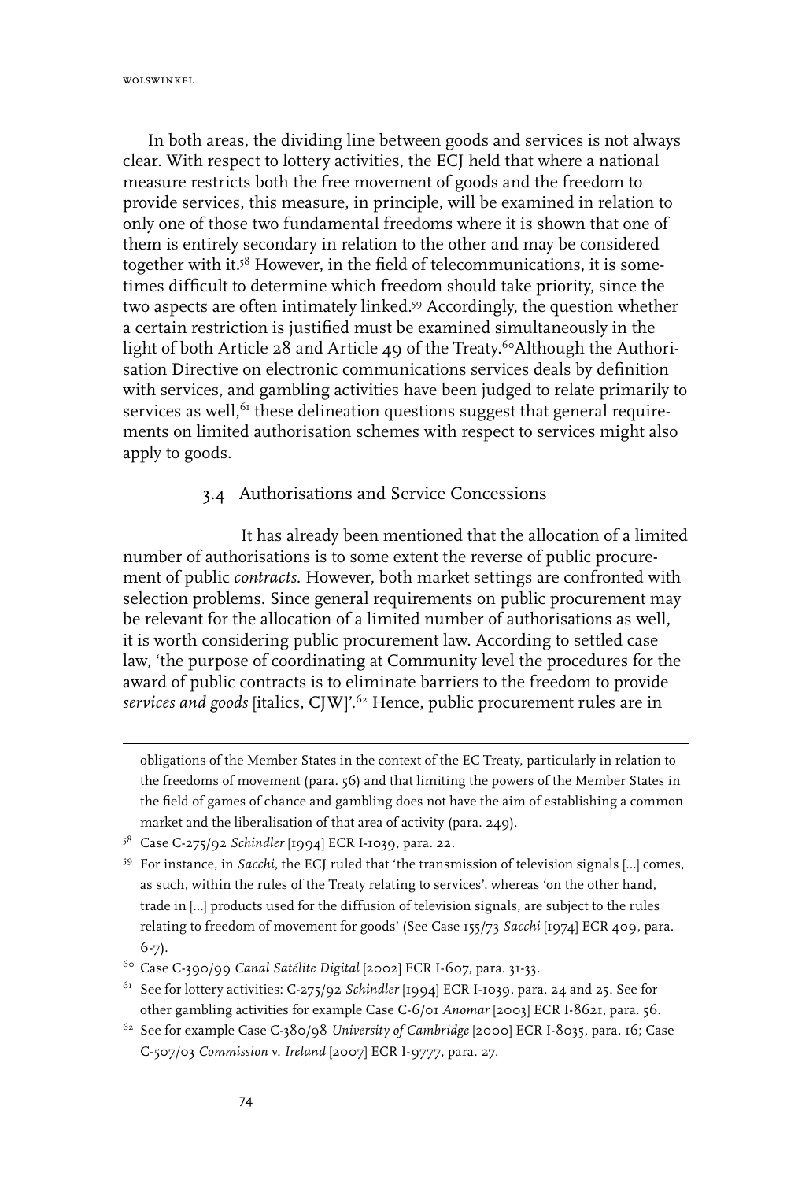In both areas, the dividing line between goods and services is not always clear. With respect to lottery activities, the ECJ held that where a national measure restricts both the free movement of goods and the freedom to provide services, this measure, in principle, will be examined in relation to only one of those two fundamental freedoms where it is shown that one of them is entirely secondary in relation to the other and may be considered together with it.[58] However, in the field of telecommunications, it is sometimes difficult to determine which freedom should take priority, since the two aspects are often intimately linked.[59] Accordingly, the question whether a certain restriction is justified must be examined simultaneously in the light of both Article 28 and Article 49 of the Treaty.[60]Although the Authorisation Directive on electronic communications services deals by definition with services, and gambling activities have been judged to relate primarily to services as well,[61] these delineation questions suggest that general requirements on limited authorisation schemes with respect to services might also apply to goods.

### 3.4 Authorisations and Service Concessions

It has already been mentioned that the allocation of a limited number of authorisations is to some extent the reverse of public procurement of public *contracts*. However, both market settings are confronted with selection problems. Since general requirements on public procurement may be relevant for the allocation of a limited number of authorisations as well, it is worth considering public procurement law. According to settled case law, 'the purpose of coordinating at Community level the procedures for the award of public contracts is to eliminate barriers to the freedom to provide *services and goods* [italics, CJW]'.[62] Hence, public procurement rules are in

---

obligations of the Member States in the context of the EC Treaty, particularly in relation to the freedoms of movement (para. 56) and that limiting the powers of the Member States in the field of games of chance and gambling does not have the aim of establishing a common market and the liberalisation of that area of activity (para. 249).

[58] Case C-275/92 *Schindler* [1994] ECR I-1039, para. 22.

[59] For instance, in *Sacchi*, the ECJ ruled that 'the transmission of television signals [...] comes, as such, within the rules of the Treaty relating to services', whereas 'on the other hand, trade in [...] products used for the diffusion of television signals, are subject to the rules relating to freedom of movement for goods' (See Case 155/73 *Sacchi* [1974] ECR 409, para. 6-7).

[60] Case C-390/99 *Canal Satélite Digital* [2002] ECR I-607, para. 31-33.

[61] See for lottery activities: C-275/92 *Schindler* [1994] ECR I-1039, para. 24 and 25. See for other gambling activities for example Case C-6/01 *Anomar* [2003] ECR I-8621, para. 56.

[62] See for example Case C-380/98 *University of Cambridge* [2000] ECR I-8035, para. 16; Case C-507/03 *Commission* v. *Ireland* [2007] ECR I-9777, para. 27.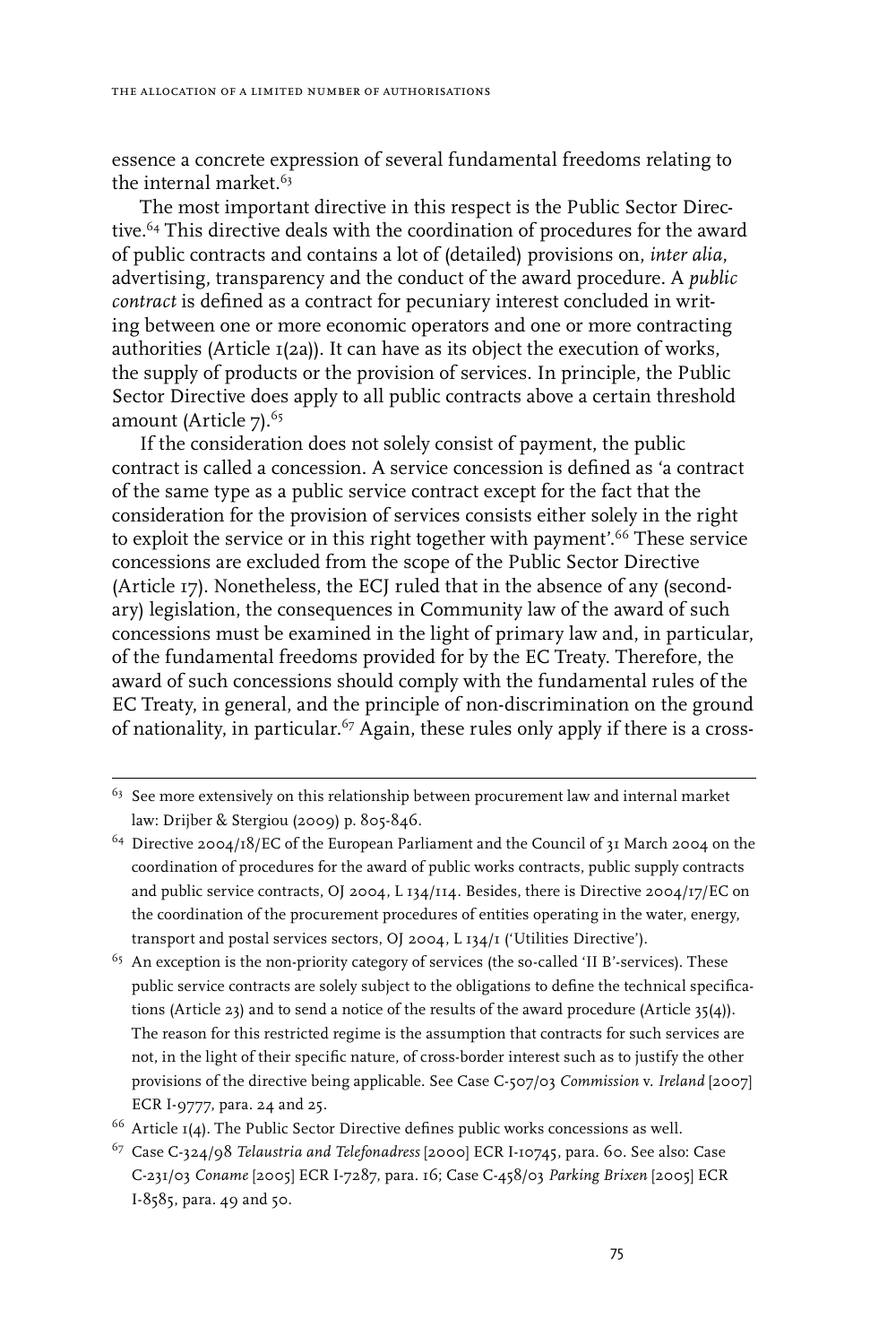essence a concrete expression of several fundamental freedoms relating to the internal market.[63]

The most important directive in this respect is the Public Sector Directive.[64] This directive deals with the coordination of procedures for the award of public contracts and contains a lot of (detailed) provisions on, *inter alia*, advertising, transparency and the conduct of the award procedure. A *public contract* is defined as a contract for pecuniary interest concluded in writing between one or more economic operators and one or more contracting authorities (Article 1(2a)). It can have as its object the execution of works, the supply of products or the provision of services. In principle, the Public Sector Directive does apply to all public contracts above a certain threshold amount (Article 7).[65]

If the consideration does not solely consist of payment, the public contract is called a concession. A service concession is defined as 'a contract of the same type as a public service contract except for the fact that the consideration for the provision of services consists either solely in the right to exploit the service or in this right together with payment'.[66] These service concessions are excluded from the scope of the Public Sector Directive (Article 17). Nonetheless, the ECJ ruled that in the absence of any (secondary) legislation, the consequences in Community law of the award of such concessions must be examined in the light of primary law and, in particular, of the fundamental freedoms provided for by the EC Treaty. Therefore, the award of such concessions should comply with the fundamental rules of the EC Treaty, in general, and the principle of non-discrimination on the ground of nationality, in particular.[67] Again, these rules only apply if there is a cross-

---

[63] See more extensively on this relationship between procurement law and internal market law: Drijber & Stergiou (2009) p. 805-846.

[64] Directive 2004/18/EC of the European Parliament and the Council of 31 March 2004 on the coordination of procedures for the award of public works contracts, public supply contracts and public service contracts, OJ 2004, L 134/114. Besides, there is Directive 2004/17/EC on the coordination of the procurement procedures of entities operating in the water, energy, transport and postal services sectors, OJ 2004, L 134/1 ('Utilities Directive').

[65] An exception is the non-priority category of services (the so-called 'II B'-services). These public service contracts are solely subject to the obligations to define the technical specifications (Article 23) and to send a notice of the results of the award procedure (Article 35(4)). The reason for this restricted regime is the assumption that contracts for such services are not, in the light of their specific nature, of cross-border interest such as to justify the other provisions of the directive being applicable. See Case C-507/03 *Commission* v. *Ireland* [2007] ECR I-9777, para. 24 and 25.

[66] Article 1(4). The Public Sector Directive defines public works concessions as well.

[67] Case C-324/98 *Telaustria and Telefonadress* [2000] ECR I-10745, para. 60. See also: Case C-231/03 *Coname* [2005] ECR I-7287, para. 16; Case C-458/03 *Parking Brixen* [2005] ECR I-8585, para. 49 and 50.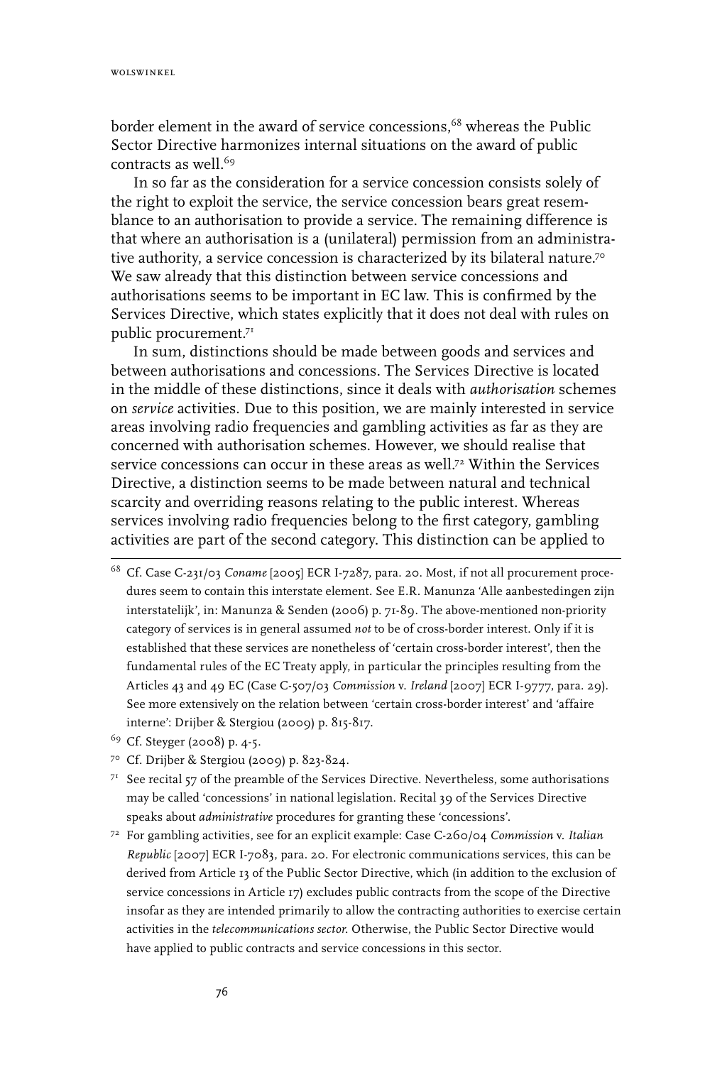border element in the award of service concessions,[68] whereas the Public Sector Directive harmonizes internal situations on the award of public contracts as well.[69]

In so far as the consideration for a service concession consists solely of the right to exploit the service, the service concession bears great resemblance to an authorisation to provide a service. The remaining difference is that where an authorisation is a (unilateral) permission from an administrative authority, a service concession is characterized by its bilateral nature.[70] We saw already that this distinction between service concessions and authorisations seems to be important in EC law. This is confirmed by the Services Directive, which states explicitly that it does not deal with rules on public procurement.[71]

In sum, distinctions should be made between goods and services and between authorisations and concessions. The Services Directive is located in the middle of these distinctions, since it deals with *authorisation* schemes on *service* activities. Due to this position, we are mainly interested in service areas involving radio frequencies and gambling activities as far as they are concerned with authorisation schemes. However, we should realise that service concessions can occur in these areas as well.[72] Within the Services Directive, a distinction seems to be made between natural and technical scarcity and overriding reasons relating to the public interest. Whereas services involving radio frequencies belong to the first category, gambling activities are part of the second category. This distinction can be applied to

---

[68] Cf. Case C-231/03 *Coname* [2005] ECR I-7287, para. 20. Most, if not all procurement procedures seem to contain this interstate element. See E.R. Manunza 'Alle aanbestedingen zijn interstatelijk', in: Manunza & Senden (2006) p. 71-89. The above-mentioned non-priority category of services is in general assumed *not* to be of cross-border interest. Only if it is established that these services are nonetheless of 'certain cross-border interest', then the fundamental rules of the EC Treaty apply, in particular the principles resulting from the Articles 43 and 49 EC (Case C-507/03 *Commission* v. *Ireland* [2007] ECR I-9777, para. 29). See more extensively on the relation between 'certain cross-border interest' and 'affaire interne': Drijber & Stergiou (2009) p. 815-817.

[69] Cf. Steyger (2008) p. 4-5.

[70] Cf. Drijber & Stergiou (2009) p. 823-824.

[71] See recital 57 of the preamble of the Services Directive. Nevertheless, some authorisations may be called 'concessions' in national legislation. Recital 39 of the Services Directive speaks about *administrative* procedures for granting these 'concessions'.

[72] For gambling activities, see for an explicit example: Case C-260/04 *Commission* v. *Italian Republic* [2007] ECR I-7083, para. 20. For electronic communications services, this can be derived from Article 13 of the Public Sector Directive, which (in addition to the exclusion of service concessions in Article 17) excludes public contracts from the scope of the Directive insofar as they are intended primarily to allow the contracting authorities to exercise certain activities in the *telecommunications sector*. Otherwise, the Public Sector Directive would have applied to public contracts and service concessions in this sector.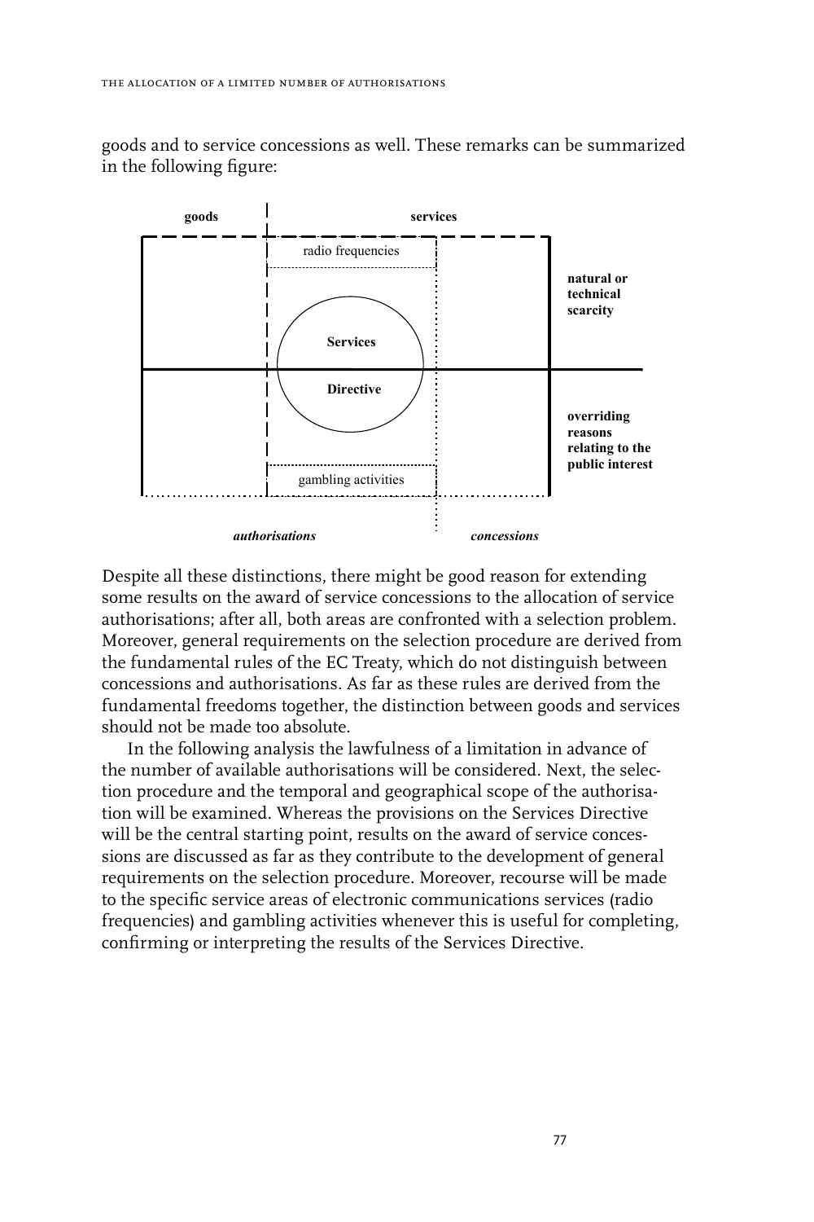goods and to service concessions as well. These remarks can be summarized in the following figure:

goods

services

radio frequencies

natural or technical scarcity

Services

Directive

overriding reasons relating to the public interest

gambling activities

*authorisations*

*concessions*

Despite all these distinctions, there might be good reason for extending some results on the award of service concessions to the allocation of service authorisations; after all, both areas are confronted with a selection problem. Moreover, general requirements on the selection procedure are derived from the fundamental rules of the EC Treaty, which do not distinguish between concessions and authorisations. As far as these rules are derived from the fundamental freedoms together, the distinction between goods and services should not be made too absolute.

In the following analysis the lawfulness of a limitation in advance of the number of available authorisations will be considered. Next, the selection procedure and the temporal and geographical scope of the authorisation will be examined. Whereas the provisions on the Services Directive will be the central starting point, results on the award of service concessions are discussed as far as they contribute to the development of general requirements on the selection procedure. Moreover, recourse will be made to the specific service areas of electronic communications services (radio frequencies) and gambling activities whenever this is useful for completing, confirming or interpreting the results of the Services Directive.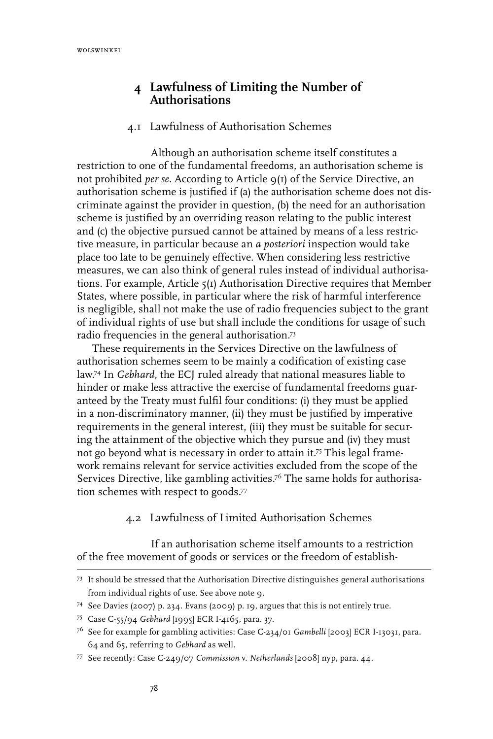## 4 Lawfulness of Limiting the Number of Authorisations

### 4.1 Lawfulness of Authorisation Schemes

Although an authorisation scheme itself constitutes a restriction to one of the fundamental freedoms, an authorisation scheme is not prohibited *per se*. According to Article 9(1) of the Service Directive, an authorisation scheme is justified if (a) the authorisation scheme does not discriminate against the provider in question, (b) the need for an authorisation scheme is justified by an overriding reason relating to the public interest and (c) the objective pursued cannot be attained by means of a less restrictive measure, in particular because an *a posteriori* inspection would take place too late to be genuinely effective. When considering less restrictive measures, we can also think of general rules instead of individual authorisations. For example, Article 5(1) Authorisation Directive requires that Member States, where possible, in particular where the risk of harmful interference is negligible, shall not make the use of radio frequencies subject to the grant of individual rights of use but shall include the conditions for usage of such radio frequencies in the general authorisation.[73]

These requirements in the Services Directive on the lawfulness of authorisation schemes seem to be mainly a codification of existing case law.[74] In *Gebhard*, the ECJ ruled already that national measures liable to hinder or make less attractive the exercise of fundamental freedoms guaranteed by the Treaty must fulfil four conditions: (i) they must be applied in a non-discriminatory manner, (ii) they must be justified by imperative requirements in the general interest, (iii) they must be suitable for securing the attainment of the objective which they pursue and (iv) they must not go beyond what is necessary in order to attain it.[75] This legal framework remains relevant for service activities excluded from the scope of the Services Directive, like gambling activities.[76] The same holds for authorisation schemes with respect to goods.[77]

### 4.2 Lawfulness of Limited Authorisation Schemes

If an authorisation scheme itself amounts to a restriction of the free movement of goods or services or the freedom of establish-

---

[73] It should be stressed that the Authorisation Directive distinguishes general authorisations from individual rights of use. See above note 9.

[74] See Davies (2007) p. 234. Evans (2009) p. 19, argues that this is not entirely true.

[75] Case C-55/94 *Gebhard* [1995] ECR I-4165, para. 37.

[76] See for example for gambling activities: Case C-234/01 *Gambelli* [2003] ECR I-13031, para. 64 and 65, referring to *Gebhard* as well.

[77] See recently: Case C-249/07 *Commission* v. *Netherlands* [2008] nyp, para. 44.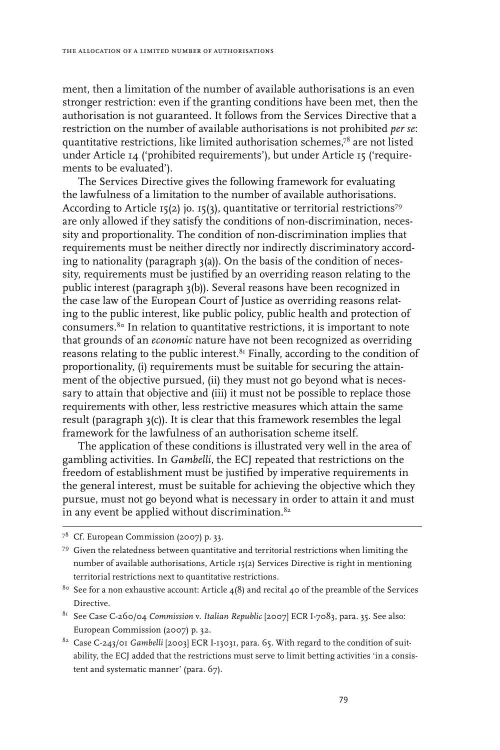ment, then a limitation of the number of available authorisations is an even stronger restriction: even if the granting conditions have been met, then the authorisation is not guaranteed. It follows from the Services Directive that a restriction on the number of available authorisations is not prohibited *per se*: quantitative restrictions, like limited authorisation schemes,[78] are not listed under Article 14 ('prohibited requirements'), but under Article 15 ('requirements to be evaluated').

The Services Directive gives the following framework for evaluating the lawfulness of a limitation to the number of available authorisations. According to Article 15(2) jo. 15(3), quantitative or territorial restrictions[79] are only allowed if they satisfy the conditions of non-discrimination, necessity and proportionality. The condition of non-discrimination implies that requirements must be neither directly nor indirectly discriminatory according to nationality (paragraph 3(a)). On the basis of the condition of necessity, requirements must be justified by an overriding reason relating to the public interest (paragraph 3(b)). Several reasons have been recognized in the case law of the European Court of Justice as overriding reasons relating to the public interest, like public policy, public health and protection of consumers.[80] In relation to quantitative restrictions, it is important to note that grounds of an *economic* nature have not been recognized as overriding reasons relating to the public interest.[81] Finally, according to the condition of proportionality, (i) requirements must be suitable for securing the attainment of the objective pursued, (ii) they must not go beyond what is necessary to attain that objective and (iii) it must not be possible to replace those requirements with other, less restrictive measures which attain the same result (paragraph 3(c)). It is clear that this framework resembles the legal framework for the lawfulness of an authorisation scheme itself.

The application of these conditions is illustrated very well in the area of gambling activities. In *Gambelli*, the ECJ repeated that restrictions on the freedom of establishment must be justified by imperative requirements in the general interest, must be suitable for achieving the objective which they pursue, must not go beyond what is necessary in order to attain it and must in any event be applied without discrimination.[82]

---

[78] Cf. European Commission (2007) p. 33.

[79] Given the relatedness between quantitative and territorial restrictions when limiting the number of available authorisations, Article 15(2) Services Directive is right in mentioning territorial restrictions next to quantitative restrictions.

[80] See for a non exhaustive account: Article 4(8) and recital 40 of the preamble of the Services Directive.

[81] See Case C-260/04 *Commission* v. *Italian Republic* [2007] ECR I-7083, para. 35. See also: European Commission (2007) p. 32.

[82] Case C-243/01 *Gambelli* [2003] ECR I-13031, para. 65. With regard to the condition of suitability, the ECJ added that the restrictions must serve to limit betting activities 'in a consistent and systematic manner' (para. 67).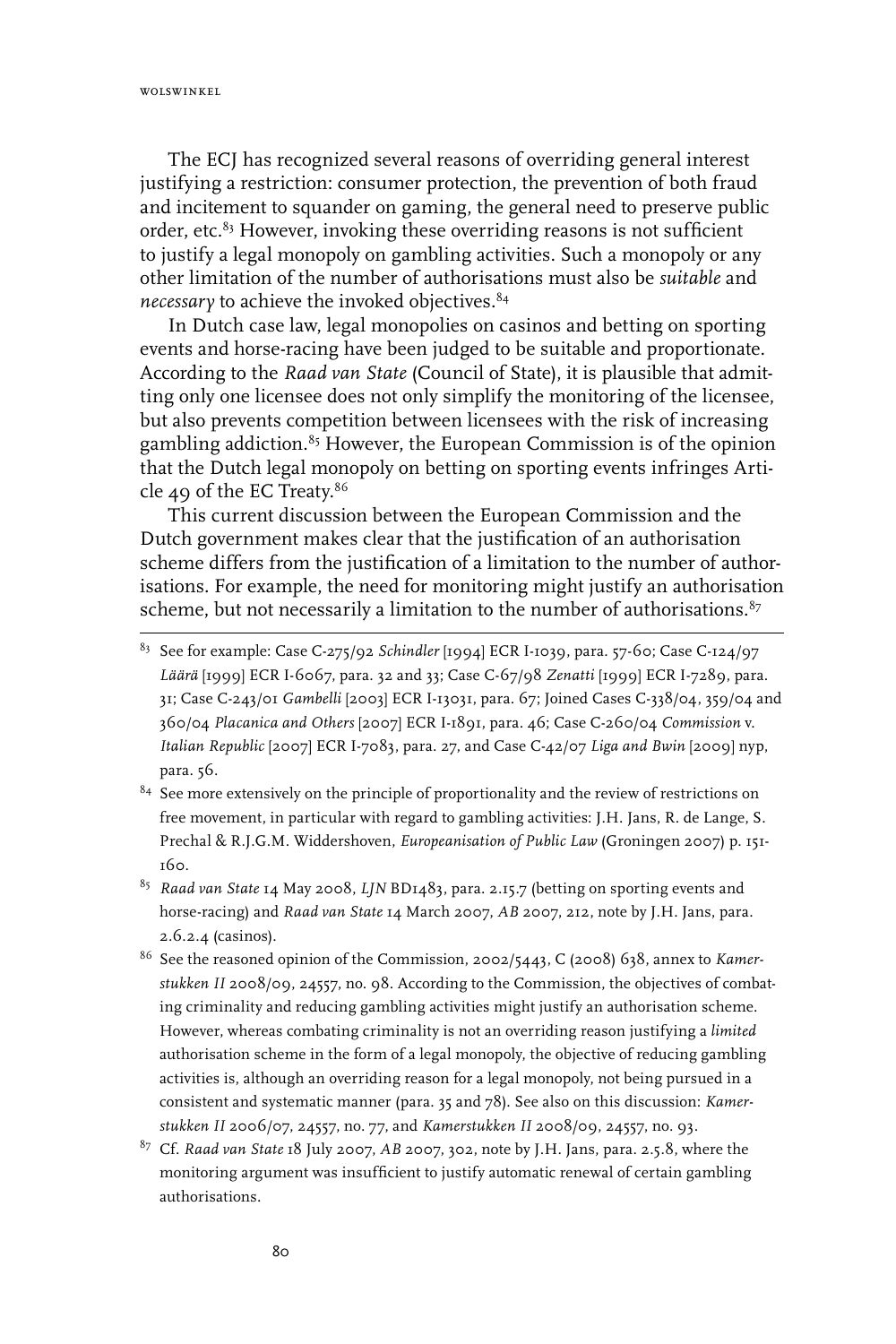The ECJ has recognized several reasons of overriding general interest justifying a restriction: consumer protection, the prevention of both fraud and incitement to squander on gaming, the general need to preserve public order, etc.[83] However, invoking these overriding reasons is not sufficient to justify a legal monopoly on gambling activities. Such a monopoly or any other limitation of the number of authorisations must also be *suitable* and *necessary* to achieve the invoked objectives.[84]

In Dutch case law, legal monopolies on casinos and betting on sporting events and horse-racing have been judged to be suitable and proportionate. According to the *Raad van State* (Council of State), it is plausible that admitting only one licensee does not only simplify the monitoring of the licensee, but also prevents competition between licensees with the risk of increasing gambling addiction.[85] However, the European Commission is of the opinion that the Dutch legal monopoly on betting on sporting events infringes Article 49 of the EC Treaty.[86]

This current discussion between the European Commission and the Dutch government makes clear that the justification of an authorisation scheme differs from the justification of a limitation to the number of authorisations. For example, the need for monitoring might justify an authorisation scheme, but not necessarily a limitation to the number of authorisations.[87]

---

[83] See for example: Case C-275/92 *Schindler* [1994] ECR I-1039, para. 57-60; Case C-124/97 *Läärä* [1999] ECR I-6067, para. 32 and 33; Case C-67/98 *Zenatti* [1999] ECR I-7289, para. 31; Case C-243/01 *Gambelli* [2003] ECR I-13031, para. 67; Joined Cases C-338/04, 359/04 and 360/04 *Placanica and Others* [2007] ECR I-1891, para. 46; Case C-260/04 *Commission* v. *Italian Republic* [2007] ECR I-7083, para. 27, and Case C-42/07 *Liga and Bwin* [2009] nyp, para. 56.

[84] See more extensively on the principle of proportionality and the review of restrictions on free movement, in particular with regard to gambling activities: J.H. Jans, R. de Lange, S. Prechal & R.J.G.M. Widdershoven, *Europeanisation of Public Law* (Groningen 2007) p. 151-160.

[85] *Raad van State* 14 May 2008, *LJN* BD1483, para. 2.15.7 (betting on sporting events and horse-racing) and *Raad van State* 14 March 2007, *AB* 2007, 212, note by J.H. Jans, para. 2.6.2.4 (casinos).

[86] See the reasoned opinion of the Commission, 2002/5443, C (2008) 638, annex to *Kamerstukken II* 2008/09, 24557, no. 98. According to the Commission, the objectives of combating criminality and reducing gambling activities might justify an authorisation scheme. However, whereas combating criminality is not an overriding reason justifying a *limited* authorisation scheme in the form of a legal monopoly, the objective of reducing gambling activities is, although an overriding reason for a legal monopoly, not being pursued in a consistent and systematic manner (para. 35 and 78). See also on this discussion: *Kamerstukken II* 2006/07, 24557, no. 77, and *Kamerstukken II* 2008/09, 24557, no. 93.

[87] Cf. *Raad van State* 18 July 2007, *AB* 2007, 302, note by J.H. Jans, para. 2.5.8, where the monitoring argument was insufficient to justify automatic renewal of certain gambling authorisations.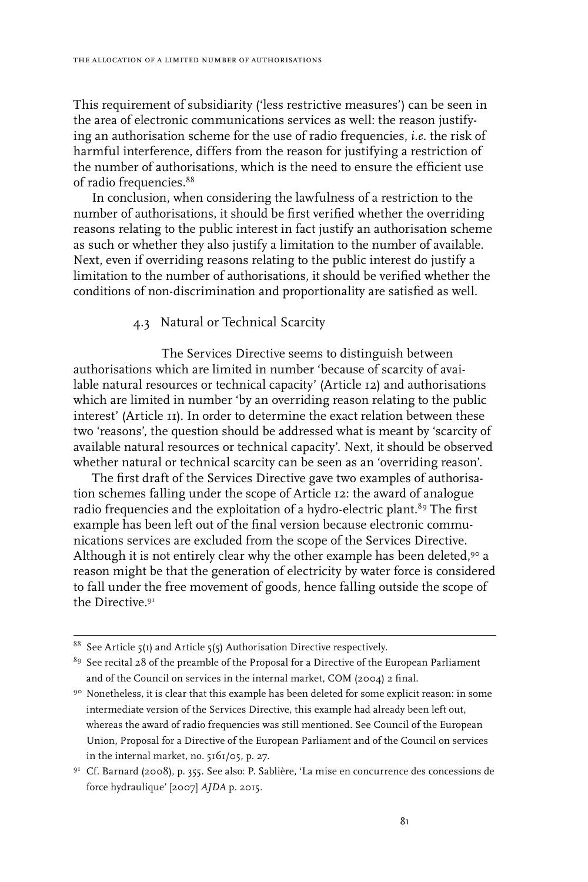This requirement of subsidiarity ('less restrictive measures') can be seen in the area of electronic communications services as well: the reason justifying an authorisation scheme for the use of radio frequencies, *i.e.* the risk of harmful interference, differs from the reason for justifying a restriction of the number of authorisations, which is the need to ensure the efficient use of radio frequencies.[88]

In conclusion, when considering the lawfulness of a restriction to the number of authorisations, it should be first verified whether the overriding reasons relating to the public interest in fact justify an authorisation scheme as such or whether they also justify a limitation to the number of available. Next, even if overriding reasons relating to the public interest do justify a limitation to the number of authorisations, it should be verified whether the conditions of non-discrimination and proportionality are satisfied as well.

### 4.3 Natural or Technical Scarcity

The Services Directive seems to distinguish between authorisations which are limited in number 'because of scarcity of available natural resources or technical capacity' (Article 12) and authorisations which are limited in number 'by an overriding reason relating to the public interest' (Article 11). In order to determine the exact relation between these two 'reasons', the question should be addressed what is meant by 'scarcity of available natural resources or technical capacity'. Next, it should be observed whether natural or technical scarcity can be seen as an 'overriding reason'.

The first draft of the Services Directive gave two examples of authorisation schemes falling under the scope of Article 12: the award of analogue radio frequencies and the exploitation of a hydro-electric plant.[89] The first example has been left out of the final version because electronic communications services are excluded from the scope of the Services Directive. Although it is not entirely clear why the other example has been deleted,[90] a reason might be that the generation of electricity by water force is considered to fall under the free movement of goods, hence falling outside the scope of the Directive.[91]

---

[88] See Article 5(1) and Article 5(5) Authorisation Directive respectively.

[89] See recital 28 of the preamble of the Proposal for a Directive of the European Parliament and of the Council on services in the internal market, COM (2004) 2 final.

[90] Nonetheless, it is clear that this example has been deleted for some explicit reason: in some intermediate version of the Services Directive, this example had already been left out, whereas the award of radio frequencies was still mentioned. See Council of the European Union, Proposal for a Directive of the European Parliament and of the Council on services in the internal market, no. 5161/05, p. 27.

[91] Cf. Barnard (2008), p. 355. See also: P. Sablière, 'La mise en concurrence des concessions de force hydraulique' [2007] *AJDA* p. 2015.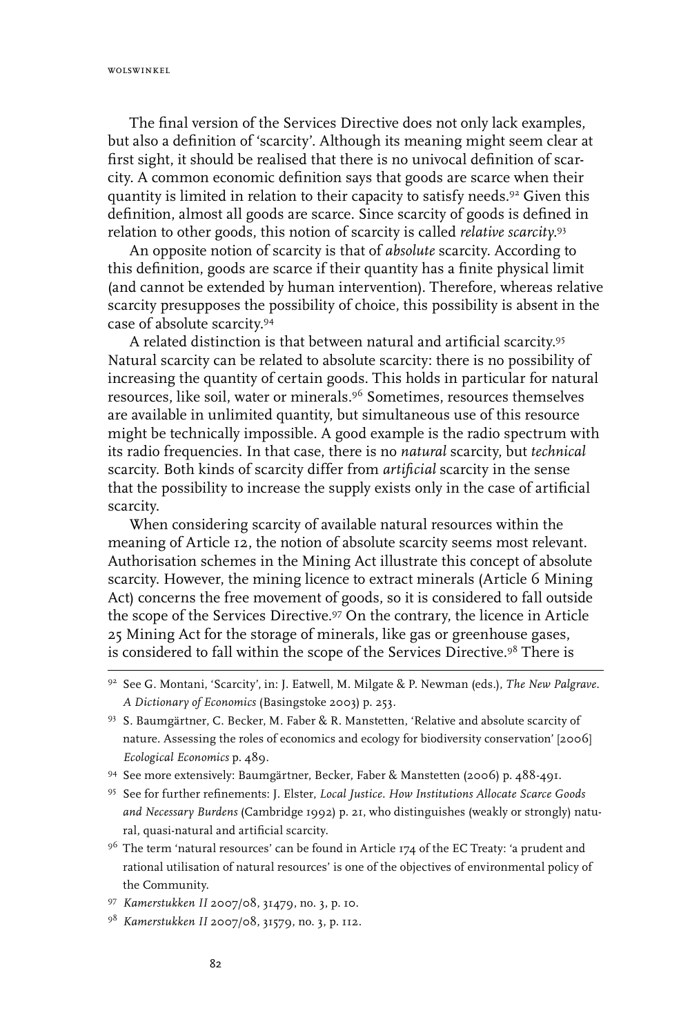The final version of the Services Directive does not only lack examples, but also a definition of 'scarcity'. Although its meaning might seem clear at first sight, it should be realised that there is no univocal definition of scarcity. A common economic definition says that goods are scarce when their quantity is limited in relation to their capacity to satisfy needs.[92] Given this definition, almost all goods are scarce. Since scarcity of goods is defined in relation to other goods, this notion of scarcity is called *relative scarcity*.[93]

An opposite notion of scarcity is that of *absolute* scarcity. According to this definition, goods are scarce if their quantity has a finite physical limit (and cannot be extended by human intervention). Therefore, whereas relative scarcity presupposes the possibility of choice, this possibility is absent in the case of absolute scarcity.[94]

A related distinction is that between natural and artificial scarcity.[95] Natural scarcity can be related to absolute scarcity: there is no possibility of increasing the quantity of certain goods. This holds in particular for natural resources, like soil, water or minerals.[96] Sometimes, resources themselves are available in unlimited quantity, but simultaneous use of this resource might be technically impossible. A good example is the radio spectrum with its radio frequencies. In that case, there is no *natural* scarcity, but *technical* scarcity. Both kinds of scarcity differ from *artificial* scarcity in the sense that the possibility to increase the supply exists only in the case of artificial scarcity.

When considering scarcity of available natural resources within the meaning of Article 12, the notion of absolute scarcity seems most relevant. Authorisation schemes in the Mining Act illustrate this concept of absolute scarcity. However, the mining licence to extract minerals (Article 6 Mining Act) concerns the free movement of goods, so it is considered to fall outside the scope of the Services Directive.[97] On the contrary, the licence in Article 25 Mining Act for the storage of minerals, like gas or greenhouse gases, is considered to fall within the scope of the Services Directive.[98] There is

---

[92] See G. Montani, 'Scarcity', in: J. Eatwell, M. Milgate & P. Newman (eds.), *The New Palgrave. A Dictionary of Economics* (Basingstoke 2003) p. 253.

[93] S. Baumgärtner, C. Becker, M. Faber & R. Manstetten, 'Relative and absolute scarcity of nature. Assessing the roles of economics and ecology for biodiversity conservation' [2006] *Ecological Economics* p. 489.

[94] See more extensively: Baumgärtner, Becker, Faber & Manstetten (2006) p. 488-491.

[95] See for further refinements: J. Elster, *Local Justice. How Institutions Allocate Scarce Goods and Necessary Burdens* (Cambridge 1992) p. 21, who distinguishes (weakly or strongly) natural, quasi-natural and artificial scarcity.

[96] The term 'natural resources' can be found in Article 174 of the EC Treaty: 'a prudent and rational utilisation of natural resources' is one of the objectives of environmental policy of the Community.

[97] *Kamerstukken II* 2007/08, 31479, no. 3, p. 10.

[98] *Kamerstukken II* 2007/08, 31579, no. 3, p. 112.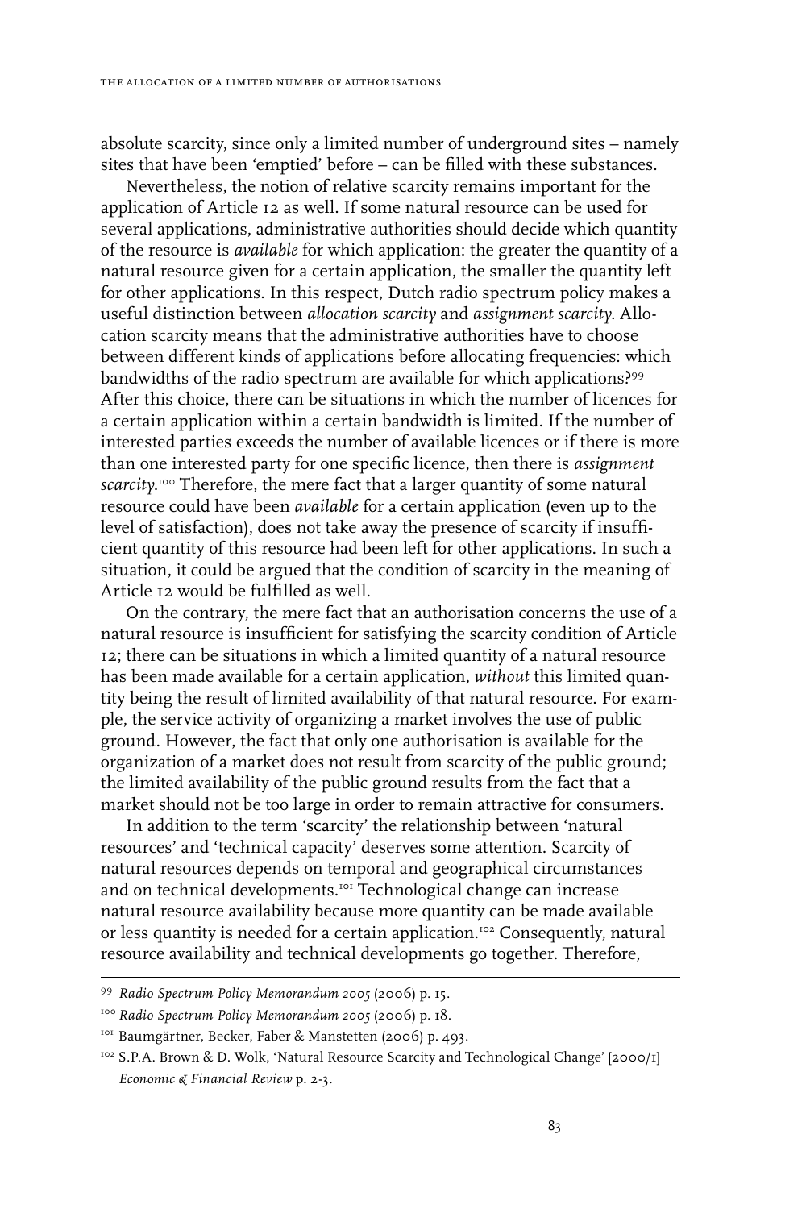absolute scarcity, since only a limited number of underground sites – namely sites that have been 'emptied' before – can be filled with these substances.

Nevertheless, the notion of relative scarcity remains important for the application of Article 12 as well. If some natural resource can be used for several applications, administrative authorities should decide which quantity of the resource is *available* for which application: the greater the quantity of a natural resource given for a certain application, the smaller the quantity left for other applications. In this respect, Dutch radio spectrum policy makes a useful distinction between *allocation scarcity* and *assignment scarcity*. Allocation scarcity means that the administrative authorities have to choose between different kinds of applications before allocating frequencies: which bandwidths of the radio spectrum are available for which applications?[99] After this choice, there can be situations in which the number of licences for a certain application within a certain bandwidth is limited. If the number of interested parties exceeds the number of available licences or if there is more than one interested party for one specific licence, then there is *assignment scarcity*.[100] Therefore, the mere fact that a larger quantity of some natural resource could have been *available* for a certain application (even up to the level of satisfaction), does not take away the presence of scarcity if insufficient quantity of this resource had been left for other applications. In such a situation, it could be argued that the condition of scarcity in the meaning of Article 12 would be fulfilled as well.

On the contrary, the mere fact that an authorisation concerns the use of a natural resource is insufficient for satisfying the scarcity condition of Article 12; there can be situations in which a limited quantity of a natural resource has been made available for a certain application, *without* this limited quantity being the result of limited availability of that natural resource. For example, the service activity of organizing a market involves the use of public ground. However, the fact that only one authorisation is available for the organization of a market does not result from scarcity of the public ground; the limited availability of the public ground results from the fact that a market should not be too large in order to remain attractive for consumers.

In addition to the term 'scarcity' the relationship between 'natural resources' and 'technical capacity' deserves some attention. Scarcity of natural resources depends on temporal and geographical circumstances and on technical developments.[101] Technological change can increase natural resource availability because more quantity can be made available or less quantity is needed for a certain application.[102] Consequently, natural resource availability and technical developments go together. Therefore,

---

[99] *Radio Spectrum Policy Memorandum 2005* (2006) p. 15.

[100] *Radio Spectrum Policy Memorandum 2005* (2006) p. 18.

[101] Baumgärtner, Becker, Faber & Manstetten (2006) p. 493.

[102] S.P.A. Brown & D. Wolk, 'Natural Resource Scarcity and Technological Change' [2000/1] *Economic & Financial Review* p. 2-3.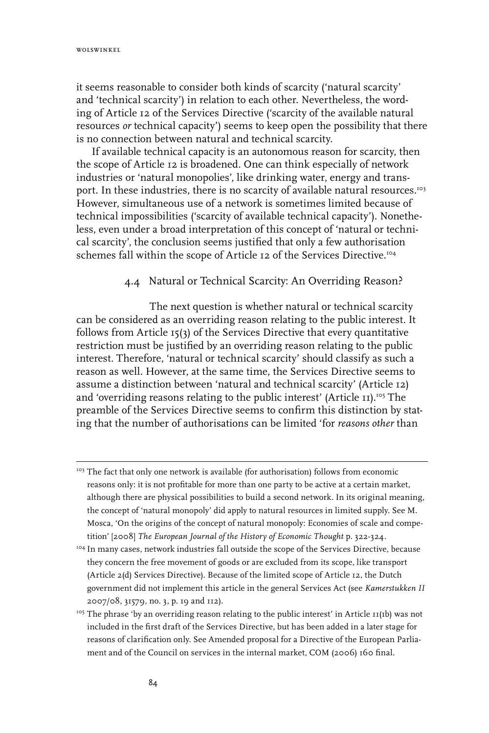it seems reasonable to consider both kinds of scarcity ('natural scarcity' and 'technical scarcity') in relation to each other. Nevertheless, the wording of Article 12 of the Services Directive ('scarcity of the available natural resources *or* technical capacity') seems to keep open the possibility that there is no connection between natural and technical scarcity.

If available technical capacity is an autonomous reason for scarcity, then the scope of Article 12 is broadened. One can think especially of network industries or 'natural monopolies', like drinking water, energy and transport. In these industries, there is no scarcity of available natural resources.[103] However, simultaneous use of a network is sometimes limited because of technical impossibilities ('scarcity of available technical capacity'). Nonetheless, even under a broad interpretation of this concept of 'natural or technical scarcity', the conclusion seems justified that only a few authorisation schemes fall within the scope of Article 12 of the Services Directive.[104]

### 4.4 Natural or Technical Scarcity: An Overriding Reason?

The next question is whether natural or technical scarcity can be considered as an overriding reason relating to the public interest. It follows from Article 15(3) of the Services Directive that every quantitative restriction must be justified by an overriding reason relating to the public interest. Therefore, 'natural or technical scarcity' should classify as such a reason as well. However, at the same time, the Services Directive seems to assume a distinction between 'natural and technical scarcity' (Article 12) and 'overriding reasons relating to the public interest' (Article 11).[105] The preamble of the Services Directive seems to confirm this distinction by stating that the number of authorisations can be limited 'for *reasons other* than

---

[103] The fact that only one network is available (for authorisation) follows from economic reasons only: it is not profitable for more than one party to be active at a certain market, although there are physical possibilities to build a second network. In its original meaning, the concept of 'natural monopoly' did apply to natural resources in limited supply. See M. Mosca, 'On the origins of the concept of natural monopoly: Economies of scale and competition' [2008] *The European Journal of the History of Economic Thought* p. 322-324.

[104] In many cases, network industries fall outside the scope of the Services Directive, because they concern the free movement of goods or are excluded from its scope, like transport (Article 2(d) Services Directive). Because of the limited scope of Article 12, the Dutch government did not implement this article in the general Services Act (see *Kamerstukken II* 2007/08, 31579, no. 3, p. 19 and 112).

[105] The phrase 'by an overriding reason relating to the public interest' in Article 11(1b) was not included in the first draft of the Services Directive, but has been added in a later stage for reasons of clarification only. See Amended proposal for a Directive of the European Parliament and of the Council on services in the internal market, COM (2006) 160 final.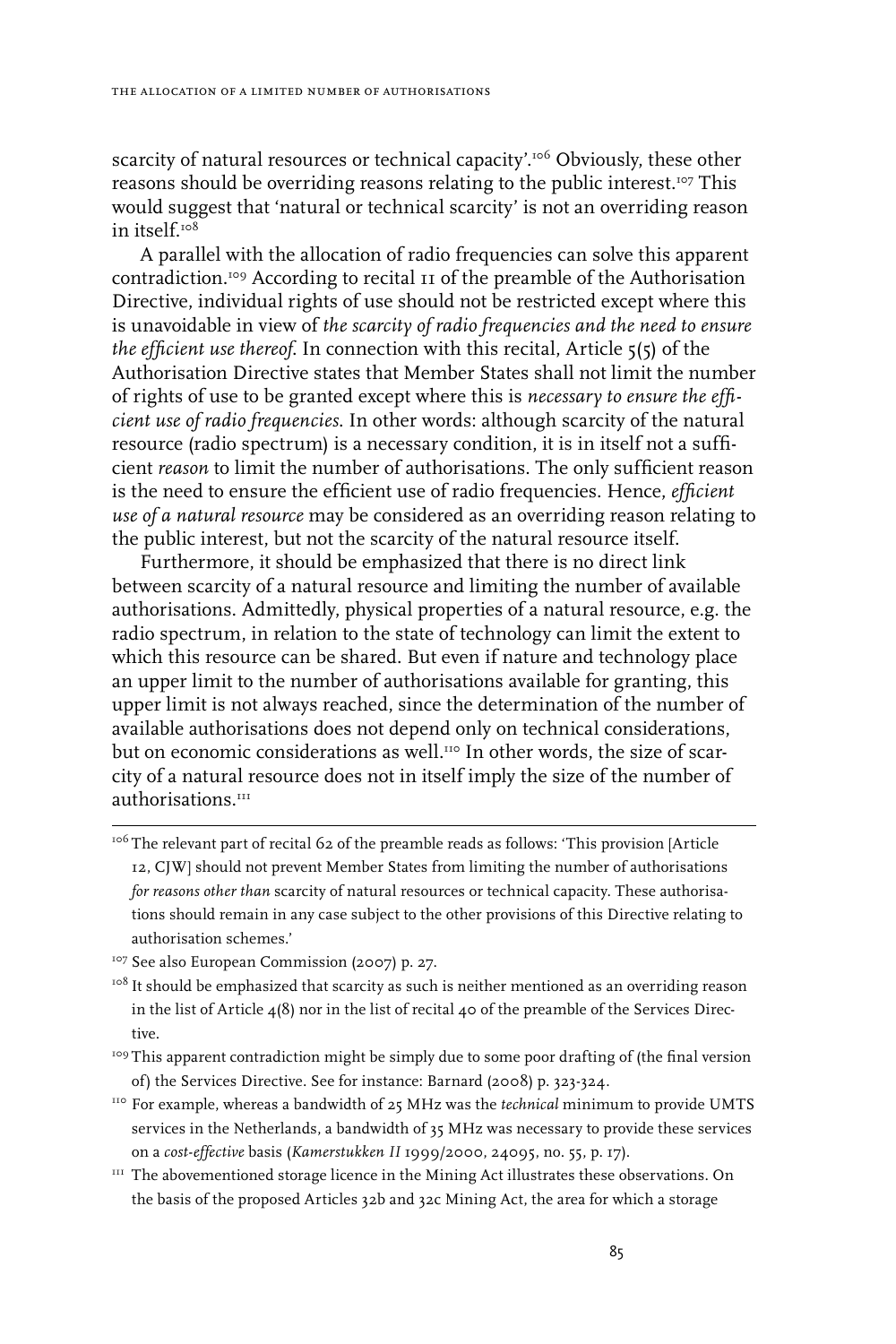scarcity of natural resources or technical capacity'.[106] Obviously, these other reasons should be overriding reasons relating to the public interest.[107] This would suggest that 'natural or technical scarcity' is not an overriding reason in itself.[108]

A parallel with the allocation of radio frequencies can solve this apparent contradiction.[109] According to recital 11 of the preamble of the Authorisation Directive, individual rights of use should not be restricted except where this is unavoidable in view of *the scarcity of radio frequencies and the need to ensure the efficient use thereof*. In connection with this recital, Article 5(5) of the Authorisation Directive states that Member States shall not limit the number of rights of use to be granted except where this is *necessary to ensure the efficient use of radio frequencies*. In other words: although scarcity of the natural resource (radio spectrum) is a necessary condition, it is in itself not a sufficient *reason* to limit the number of authorisations. The only sufficient reason is the need to ensure the efficient use of radio frequencies. Hence, *efficient use of a natural resource* may be considered as an overriding reason relating to the public interest, but not the scarcity of the natural resource itself.

Furthermore, it should be emphasized that there is no direct link between scarcity of a natural resource and limiting the number of available authorisations. Admittedly, physical properties of a natural resource, e.g. the radio spectrum, in relation to the state of technology can limit the extent to which this resource can be shared. But even if nature and technology place an upper limit to the number of authorisations available for granting, this upper limit is not always reached, since the determination of the number of available authorisations does not depend only on technical considerations, but on economic considerations as well.[110] In other words, the size of scarcity of a natural resource does not in itself imply the size of the number of authorisations.[111]

---

[106] The relevant part of recital 62 of the preamble reads as follows: 'This provision [Article 12, CJW] should not prevent Member States from limiting the number of authorisations *for reasons other than* scarcity of natural resources or technical capacity. These authorisations should remain in any case subject to the other provisions of this Directive relating to authorisation schemes.'

[107] See also European Commission (2007) p. 27.

[108] It should be emphasized that scarcity as such is neither mentioned as an overriding reason in the list of Article 4(8) nor in the list of recital 40 of the preamble of the Services Directive.

[109] This apparent contradiction might be simply due to some poor drafting of (the final version of) the Services Directive. See for instance: Barnard (2008) p. 323-324.

[110] For example, whereas a bandwidth of 25 MHz was the *technical* minimum to provide UMTS services in the Netherlands, a bandwidth of 35 MHz was necessary to provide these services on a *cost-effective* basis (*Kamerstukken II* 1999/2000, 24095, no. 55, p. 17).

[111] The abovementioned storage licence in the Mining Act illustrates these observations. On the basis of the proposed Articles 32b and 32c Mining Act, the area for which a storage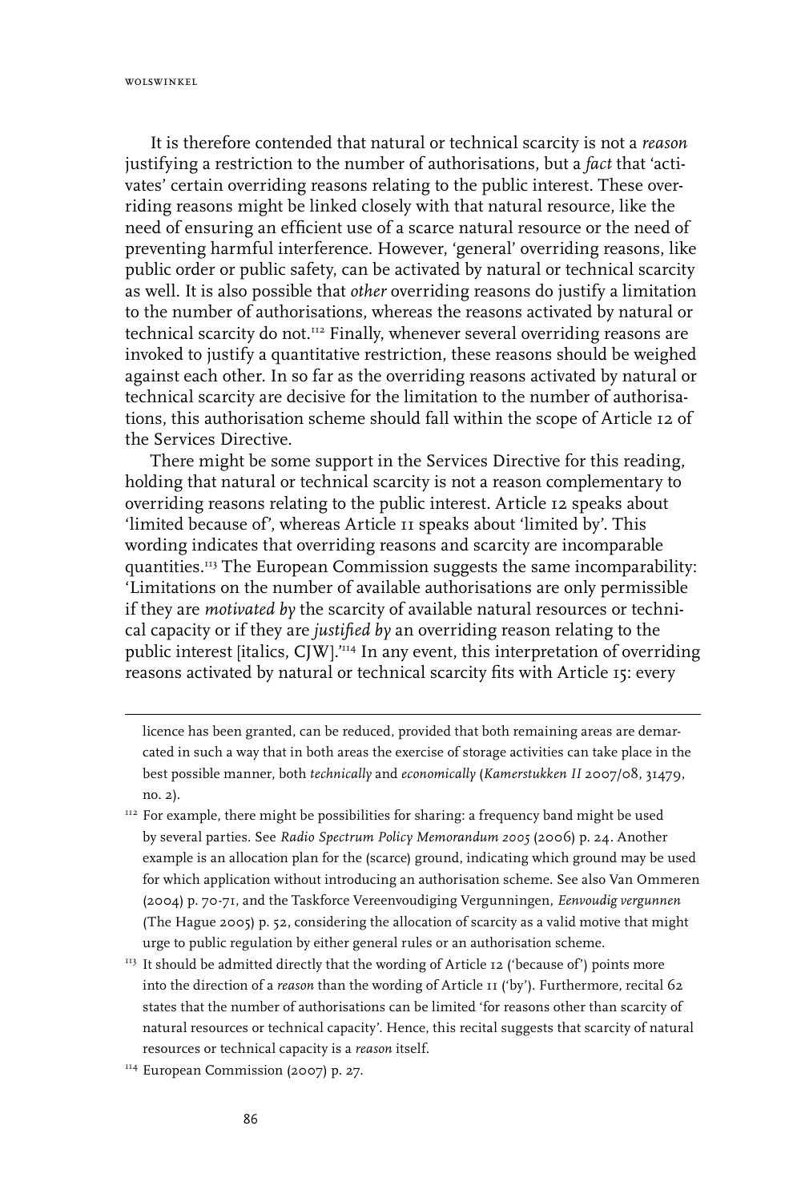It is therefore contended that natural or technical scarcity is not a *reason* justifying a restriction to the number of authorisations, but a *fact* that 'activates' certain overriding reasons relating to the public interest. These overriding reasons might be linked closely with that natural resource, like the need of ensuring an efficient use of a scarce natural resource or the need of preventing harmful interference. However, 'general' overriding reasons, like public order or public safety, can be activated by natural or technical scarcity as well. It is also possible that *other* overriding reasons do justify a limitation to the number of authorisations, whereas the reasons activated by natural or technical scarcity do not.[112] Finally, whenever several overriding reasons are invoked to justify a quantitative restriction, these reasons should be weighed against each other. In so far as the overriding reasons activated by natural or technical scarcity are decisive for the limitation to the number of authorisations, this authorisation scheme should fall within the scope of Article 12 of the Services Directive.

There might be some support in the Services Directive for this reading, holding that natural or technical scarcity is not a reason complementary to overriding reasons relating to the public interest. Article 12 speaks about 'limited because of', whereas Article 11 speaks about 'limited by'. This wording indicates that overriding reasons and scarcity are incomparable quantities.[113] The European Commission suggests the same incomparability: 'Limitations on the number of available authorisations are only permissible if they are *motivated by* the scarcity of available natural resources or technical capacity or if they are *justified by* an overriding reason relating to the public interest [italics, CJW].'[114] In any event, this interpretation of overriding reasons activated by natural or technical scarcity fits with Article 15: every

---

licence has been granted, can be reduced, provided that both remaining areas are demarcated in such a way that in both areas the exercise of storage activities can take place in the best possible manner, both *technically* and *economically* (*Kamerstukken II* 2007/08, 31479, no. 2).

[112] For example, there might be possibilities for sharing: a frequency band might be used by several parties. See *Radio Spectrum Policy Memorandum 2005* (2006) p. 24. Another example is an allocation plan for the (scarce) ground, indicating which ground may be used for which application without introducing an authorisation scheme. See also Van Ommeren (2004) p. 70-71, and the Taskforce Vereenvoudiging Vergunningen, *Eenvoudig vergunnen* (The Hague 2005) p. 52, considering the allocation of scarcity as a valid motive that might urge to public regulation by either general rules or an authorisation scheme.

[113] It should be admitted directly that the wording of Article 12 ('because of') points more into the direction of a *reason* than the wording of Article 11 ('by'). Furthermore, recital 62 states that the number of authorisations can be limited 'for reasons other than scarcity of natural resources or technical capacity'. Hence, this recital suggests that scarcity of natural resources or technical capacity is a *reason* itself.

[114] European Commission (2007) p. 27.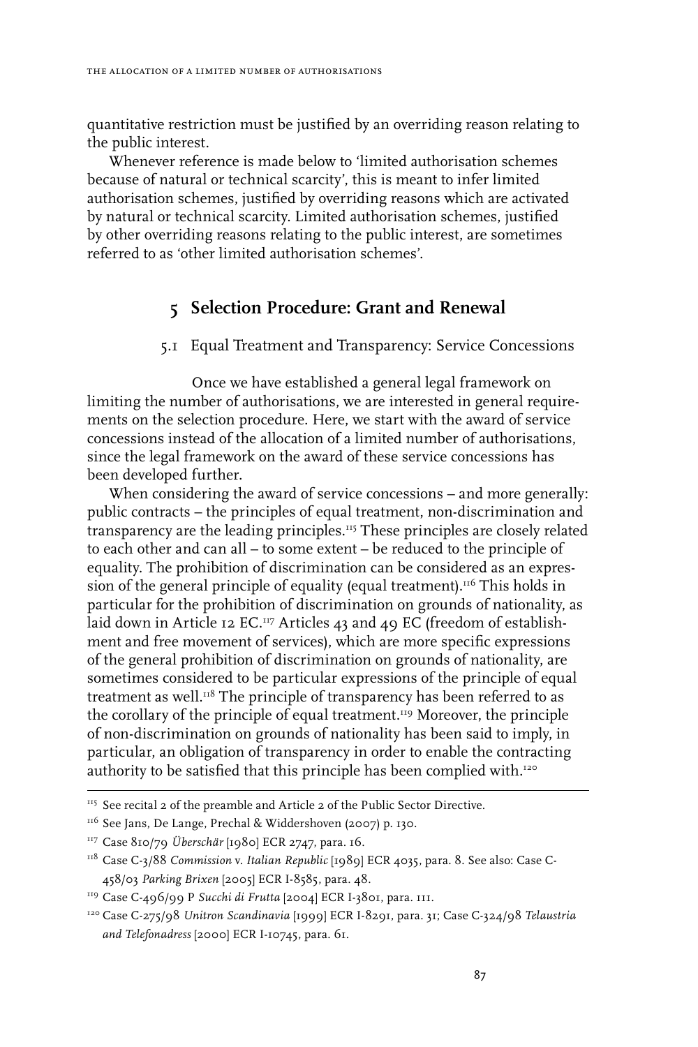quantitative restriction must be justified by an overriding reason relating to the public interest.

Whenever reference is made below to 'limited authorisation schemes because of natural or technical scarcity', this is meant to infer limited authorisation schemes, justified by overriding reasons which are activated by natural or technical scarcity. Limited authorisation schemes, justified by other overriding reasons relating to the public interest, are sometimes referred to as 'other limited authorisation schemes'.

## 5 Selection Procedure: Grant and Renewal

### 5.1 Equal Treatment and Transparency: Service Concessions

Once we have established a general legal framework on limiting the number of authorisations, we are interested in general requirements on the selection procedure. Here, we start with the award of service concessions instead of the allocation of a limited number of authorisations, since the legal framework on the award of these service concessions has been developed further.

When considering the award of service concessions – and more generally: public contracts – the principles of equal treatment, non-discrimination and transparency are the leading principles.[115] These principles are closely related to each other and can all – to some extent – be reduced to the principle of equality. The prohibition of discrimination can be considered as an expression of the general principle of equality (equal treatment).[116] This holds in particular for the prohibition of discrimination on grounds of nationality, as laid down in Article 12 EC.[117] Articles 43 and 49 EC (freedom of establishment and free movement of services), which are more specific expressions of the general prohibition of discrimination on grounds of nationality, are sometimes considered to be particular expressions of the principle of equal treatment as well.[118] The principle of transparency has been referred to as the corollary of the principle of equal treatment.[119] Moreover, the principle of non-discrimination on grounds of nationality has been said to imply, in particular, an obligation of transparency in order to enable the contracting authority to be satisfied that this principle has been complied with.[120]

---

[115] See recital 2 of the preamble and Article 2 of the Public Sector Directive.

[116] See Jans, De Lange, Prechal & Widdershoven (2007) p. 130.

[117] Case 810/79 *Überschär* [1980] ECR 2747, para. 16.

[118] Case C-3/88 *Commission* v. *Italian Republic* [1989] ECR 4035, para. 8. See also: Case C-458/03 *Parking Brixen* [2005] ECR I-8585, para. 48.

[119] Case C-496/99 P *Succhi di Frutta* [2004] ECR I-3801, para. 111.

[120] Case C-275/98 *Unitron Scandinavia* [1999] ECR I-8291, para. 31; Case C-324/98 *Telaustria and Telefonadress* [2000] ECR I-10745, para. 61.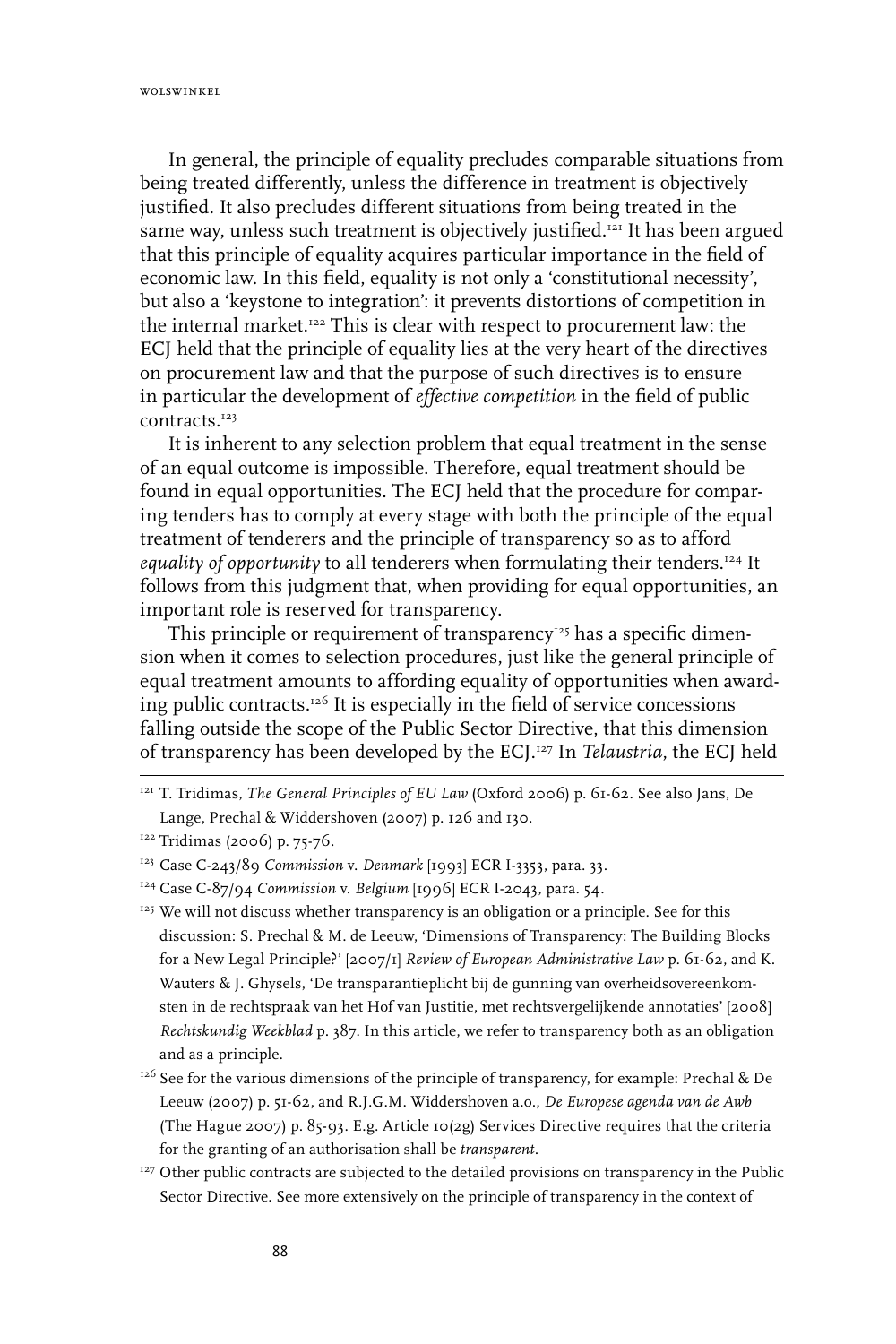In general, the principle of equality precludes comparable situations from being treated differently, unless the difference in treatment is objectively justified. It also precludes different situations from being treated in the same way, unless such treatment is objectively justified.[121] It has been argued that this principle of equality acquires particular importance in the field of economic law. In this field, equality is not only a 'constitutional necessity', but also a 'keystone to integration': it prevents distortions of competition in the internal market.[122] This is clear with respect to procurement law: the ECJ held that the principle of equality lies at the very heart of the directives on procurement law and that the purpose of such directives is to ensure in particular the development of *effective competition* in the field of public contracts.[123]

It is inherent to any selection problem that equal treatment in the sense of an equal outcome is impossible. Therefore, equal treatment should be found in equal opportunities. The ECJ held that the procedure for comparing tenders has to comply at every stage with both the principle of the equal treatment of tenderers and the principle of transparency so as to afford *equality of opportunity* to all tenderers when formulating their tenders.[124] It follows from this judgment that, when providing for equal opportunities, an important role is reserved for transparency.

This principle or requirement of transparency[125] has a specific dimension when it comes to selection procedures, just like the general principle of equal treatment amounts to affording equality of opportunities when awarding public contracts.[126] It is especially in the field of service concessions falling outside the scope of the Public Sector Directive, that this dimension of transparency has been developed by the ECJ.[127] In *Telaustria*, the ECJ held

---

[121] T. Tridimas, *The General Principles of EU Law* (Oxford 2006) p. 61-62. See also Jans, De Lange, Prechal & Widdershoven (2007) p. 126 and 130.

[122] Tridimas (2006) p. 75-76.

[123] Case C-243/89 *Commission* v. *Denmark* [1993] ECR I-3353, para. 33.

[124] Case C-87/94 *Commission* v. *Belgium* [1996] ECR I-2043, para. 54.

[125] We will not discuss whether transparency is an obligation or a principle. See for this discussion: S. Prechal & M. de Leeuw, 'Dimensions of Transparency: The Building Blocks for a New Legal Principle?' [2007/1] *Review of European Administrative Law* p. 61-62, and K. Wauters & J. Ghysels, 'De transparantieplicht bij de gunning van overheidsovereenkomsten in de rechtspraak van het Hof van Justitie, met rechtsvergelijkende annotaties' [2008] *Rechtskundig Weekblad* p. 387. In this article, we refer to transparency both as an obligation and as a principle.

[126] See for the various dimensions of the principle of transparency, for example: Prechal & De Leeuw (2007) p. 51-62, and R.J.G.M. Widdershoven a.o., *De Europese agenda van de Awb* (The Hague 2007) p. 85-93. E.g. Article 10(2g) Services Directive requires that the criteria for the granting of an authorisation shall be *transparent*.

[127] Other public contracts are subjected to the detailed provisions on transparency in the Public Sector Directive. See more extensively on the principle of transparency in the context of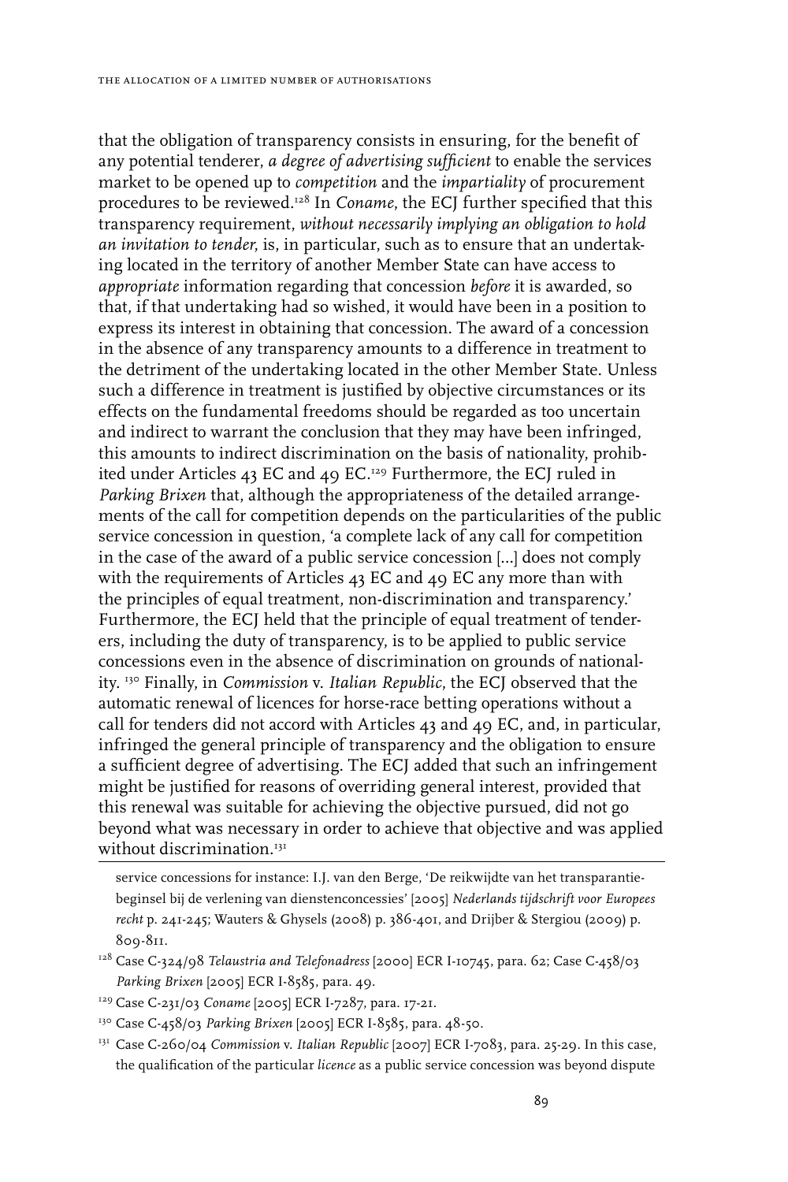that the obligation of transparency consists in ensuring, for the benefit of any potential tenderer, *a degree of advertising sufficient* to enable the services market to be opened up to *competition* and the *impartiality* of procurement procedures to be reviewed.[128] In *Coname*, the ECJ further specified that this transparency requirement, *without necessarily implying an obligation to hold an invitation to tender*, is, in particular, such as to ensure that an undertaking located in the territory of another Member State can have access to *appropriate* information regarding that concession *before* it is awarded, so that, if that undertaking had so wished, it would have been in a position to express its interest in obtaining that concession. The award of a concession in the absence of any transparency amounts to a difference in treatment to the detriment of the undertaking located in the other Member State. Unless such a difference in treatment is justified by objective circumstances or its effects on the fundamental freedoms should be regarded as too uncertain and indirect to warrant the conclusion that they may have been infringed, this amounts to indirect discrimination on the basis of nationality, prohibited under Articles 43 EC and 49 EC.[129] Furthermore, the ECJ ruled in *Parking Brixen* that, although the appropriateness of the detailed arrangements of the call for competition depends on the particularities of the public service concession in question, 'a complete lack of any call for competition in the case of the award of a public service concession [...] does not comply with the requirements of Articles 43 EC and 49 EC any more than with the principles of equal treatment, non-discrimination and transparency.' Furthermore, the ECJ held that the principle of equal treatment of tenderers, including the duty of transparency, is to be applied to public service concessions even in the absence of discrimination on grounds of nationality. [130] Finally, in *Commission* v. *Italian Republic*, the ECJ observed that the automatic renewal of licences for horse-race betting operations without a call for tenders did not accord with Articles 43 and 49 EC, and, in particular, infringed the general principle of transparency and the obligation to ensure a sufficient degree of advertising. The ECJ added that such an infringement might be justified for reasons of overriding general interest, provided that this renewal was suitable for achieving the objective pursued, did not go beyond what was necessary in order to achieve that objective and was applied without discrimination.[131]

service concessions for instance: I.J. van den Berge, 'De reikwijdte van het transparantiebeginsel bij de verlening van dienstenconcessies' [2005] *Nederlands tijdschrift voor Europees recht* p. 241-245; Wauters & Ghysels (2008) p. 386-401, and Drijber & Stergiou (2009) p. 809-811.

[128] Case C-324/98 *Telaustria and Telefonadress* [2000] ECR I-10745, para. 62; Case C-458/03 *Parking Brixen* [2005] ECR I-8585, para. 49.

[129] Case C-231/03 *Coname* [2005] ECR I-7287, para. 17-21.

[130] Case C-458/03 *Parking Brixen* [2005] ECR I-8585, para. 48-50.

[131] Case C-260/04 *Commission* v. *Italian Republic* [2007] ECR I-7083, para. 25-29. In this case, the qualification of the particular *licence* as a public service concession was beyond dispute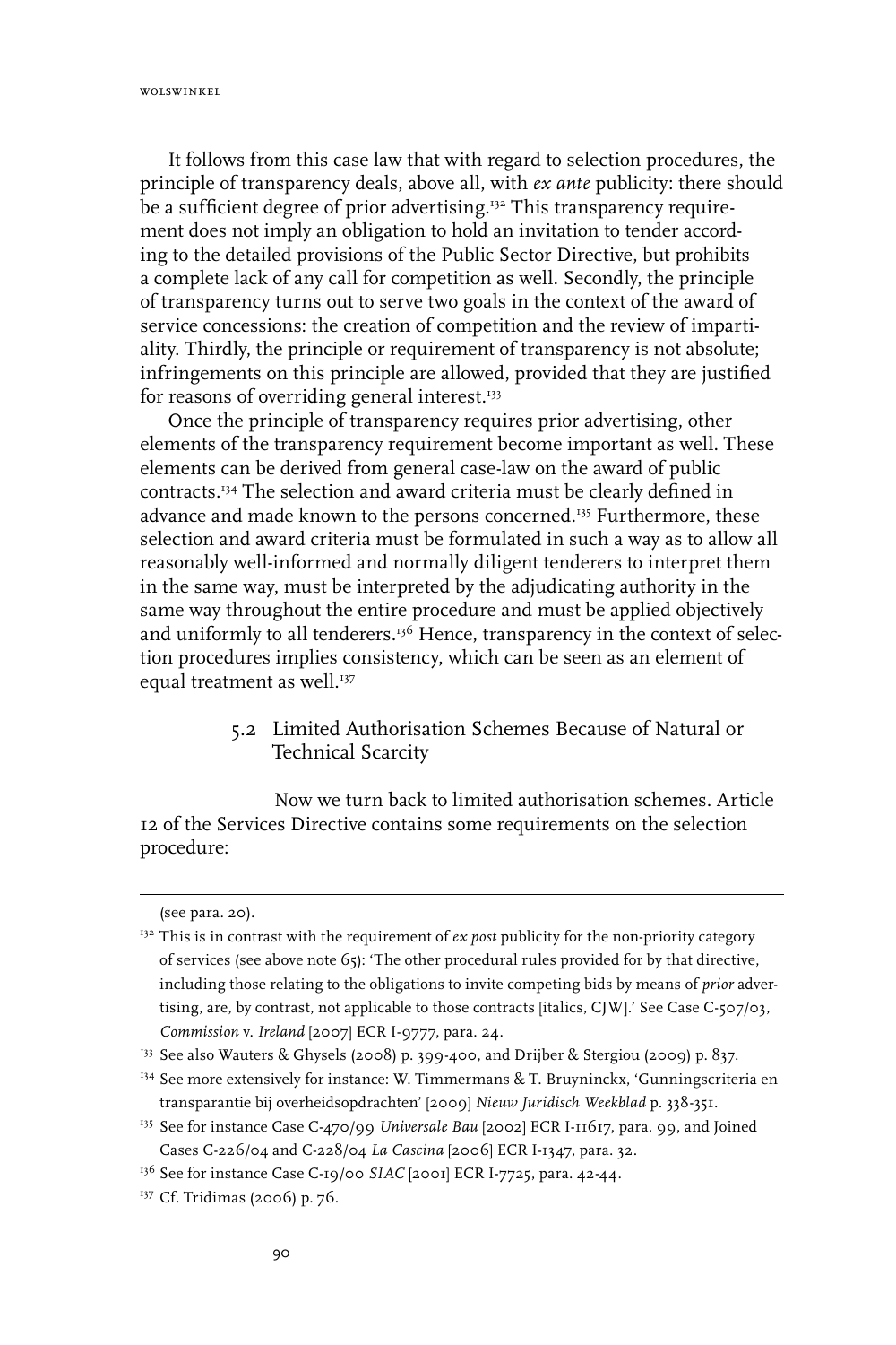It follows from this case law that with regard to selection procedures, the principle of transparency deals, above all, with *ex ante* publicity: there should be a sufficient degree of prior advertising.[132] This transparency requirement does not imply an obligation to hold an invitation to tender according to the detailed provisions of the Public Sector Directive, but prohibits a complete lack of any call for competition as well. Secondly, the principle of transparency turns out to serve two goals in the context of the award of service concessions: the creation of competition and the review of impartiality. Thirdly, the principle or requirement of transparency is not absolute; infringements on this principle are allowed, provided that they are justified for reasons of overriding general interest.[133]

Once the principle of transparency requires prior advertising, other elements of the transparency requirement become important as well. These elements can be derived from general case-law on the award of public contracts.[134] The selection and award criteria must be clearly defined in advance and made known to the persons concerned.[135] Furthermore, these selection and award criteria must be formulated in such a way as to allow all reasonably well-informed and normally diligent tenderers to interpret them in the same way, must be interpreted by the adjudicating authority in the same way throughout the entire procedure and must be applied objectively and uniformly to all tenderers.[136] Hence, transparency in the context of selection procedures implies consistency, which can be seen as an element of equal treatment as well.[137]

## 5.2 Limited Authorisation Schemes Because of Natural or Technical Scarcity

Now we turn back to limited authorisation schemes. Article 12 of the Services Directive contains some requirements on the selection procedure:

---

(see para. 20).

[132] This is in contrast with the requirement of *ex post* publicity for the non-priority category of services (see above note 65): 'The other procedural rules provided for by that directive, including those relating to the obligations to invite competing bids by means of *prior* advertising, are, by contrast, not applicable to those contracts [italics, CJW].' See Case C-507/03, *Commission* v. *Ireland* [2007] ECR I-9777, para. 24.

[133] See also Wauters & Ghysels (2008) p. 399-400, and Drijber & Stergiou (2009) p. 837.

[134] See more extensively for instance: W. Timmermans & T. Bruyninckx, 'Gunningscriteria en transparantie bij overheidsopdrachten' [2009] *Nieuw Juridisch Weekblad* p. 338-351.

[135] See for instance Case C-470/99 *Universale Bau* [2002] ECR I-11617, para. 99, and Joined Cases C-226/04 and C-228/04 *La Cascina* [2006] ECR I-1347, para. 32.

[136] See for instance Case C-19/00 *SIAC* [2001] ECR I-7725, para. 42-44.

[137] Cf. Tridimas (2006) p. 76.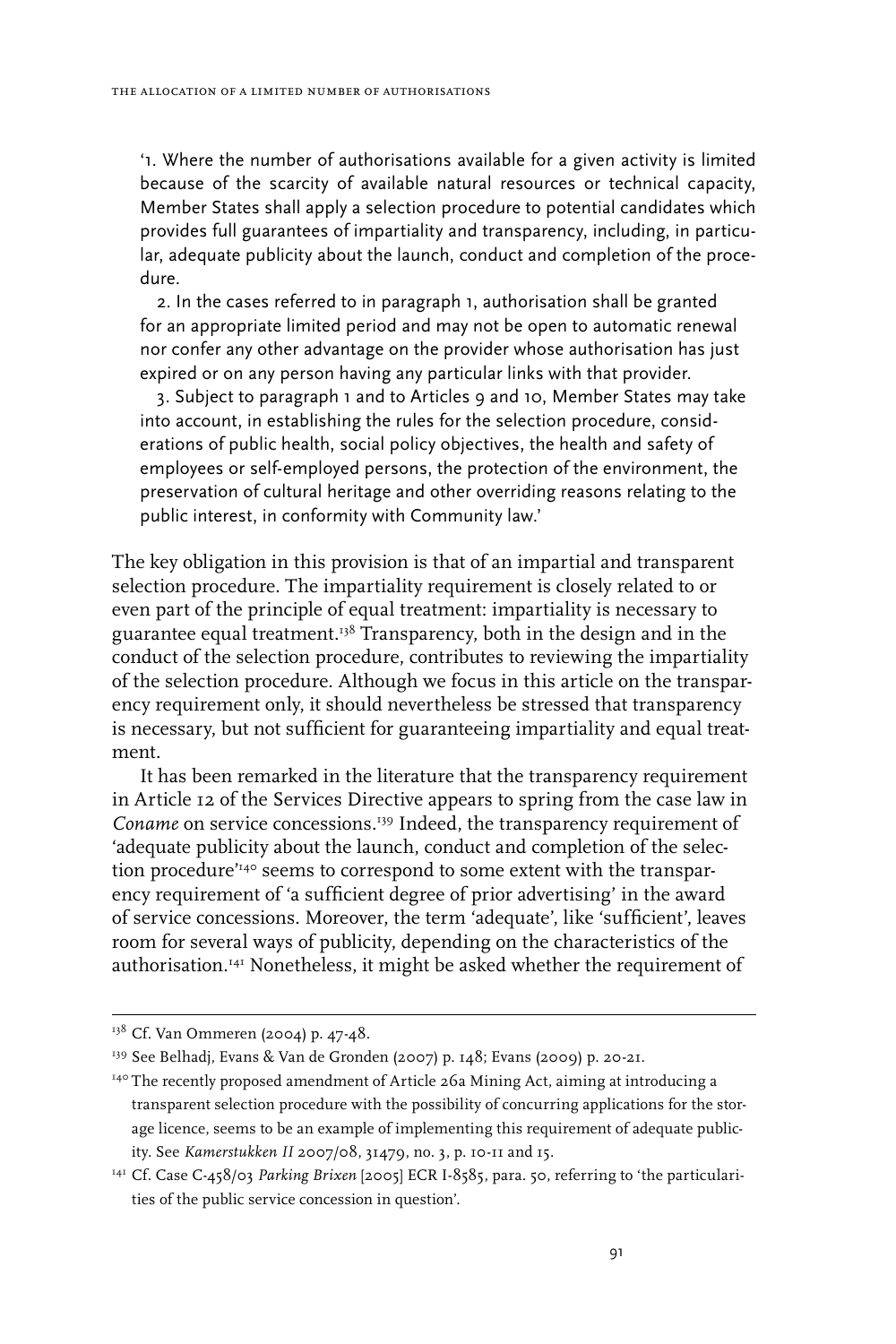'1. Where the number of authorisations available for a given activity is limited because of the scarcity of available natural resources or technical capacity, Member States shall apply a selection procedure to potential candidates which provides full guarantees of impartiality and transparency, including, in particular, adequate publicity about the launch, conduct and completion of the procedure.

2. In the cases referred to in paragraph 1, authorisation shall be granted for an appropriate limited period and may not be open to automatic renewal nor confer any other advantage on the provider whose authorisation has just expired or on any person having any particular links with that provider.

3. Subject to paragraph 1 and to Articles 9 and 10, Member States may take into account, in establishing the rules for the selection procedure, considerations of public health, social policy objectives, the health and safety of employees or self-employed persons, the protection of the environment, the preservation of cultural heritage and other overriding reasons relating to the public interest, in conformity with Community law.'

The key obligation in this provision is that of an impartial and transparent selection procedure. The impartiality requirement is closely related to or even part of the principle of equal treatment: impartiality is necessary to guarantee equal treatment.[138] Transparency, both in the design and in the conduct of the selection procedure, contributes to reviewing the impartiality of the selection procedure. Although we focus in this article on the transparency requirement only, it should nevertheless be stressed that transparency is necessary, but not sufficient for guaranteeing impartiality and equal treatment.

It has been remarked in the literature that the transparency requirement in Article 12 of the Services Directive appears to spring from the case law in *Coname* on service concessions.[139] Indeed, the transparency requirement of 'adequate publicity about the launch, conduct and completion of the selection procedure'[140] seems to correspond to some extent with the transparency requirement of 'a sufficient degree of prior advertising' in the award of service concessions. Moreover, the term 'adequate', like 'sufficient', leaves room for several ways of publicity, depending on the characteristics of the authorisation.[141] Nonetheless, it might be asked whether the requirement of

---

[138] Cf. Van Ommeren (2004) p. 47-48.

[139] See Belhadj, Evans & Van de Gronden (2007) p. 148; Evans (2009) p. 20-21.

[140] The recently proposed amendment of Article 26a Mining Act, aiming at introducing a transparent selection procedure with the possibility of concurring applications for the storage licence, seems to be an example of implementing this requirement of adequate publicity. See *Kamerstukken II* 2007/08, 31479, no. 3, p. 10-11 and 15.

[141] Cf. Case C-458/03 *Parking Brixen* [2005] ECR I-8585, para. 50, referring to 'the particularities of the public service concession in question'.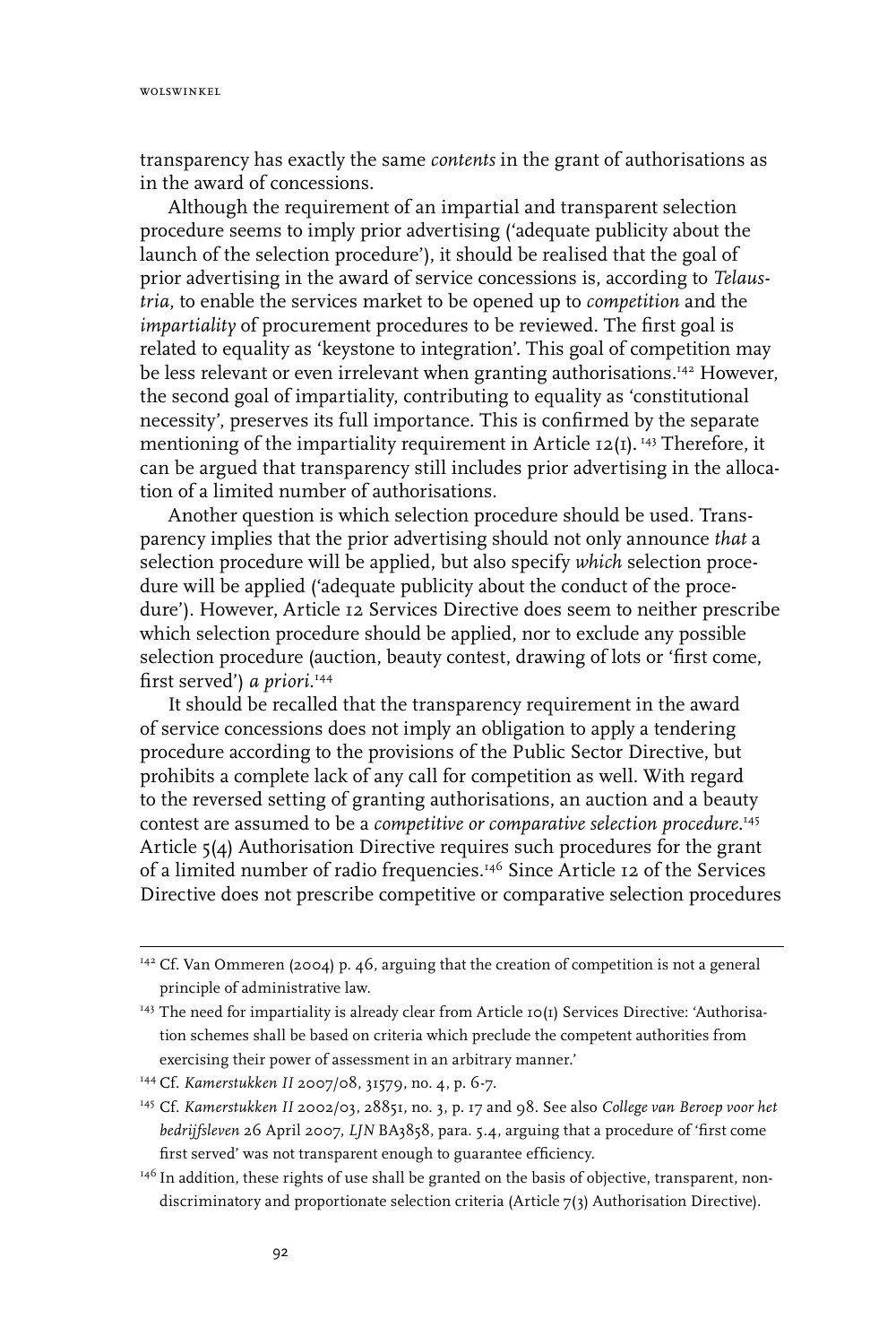transparency has exactly the same *contents* in the grant of authorisations as in the award of concessions.

Although the requirement of an impartial and transparent selection procedure seems to imply prior advertising ('adequate publicity about the launch of the selection procedure'), it should be realised that the goal of prior advertising in the award of service concessions is, according to *Telaustria*, to enable the services market to be opened up to *competition* and the *impartiality* of procurement procedures to be reviewed. The first goal is related to equality as 'keystone to integration'. This goal of competition may be less relevant or even irrelevant when granting authorisations.[142] However, the second goal of impartiality, contributing to equality as 'constitutional necessity', preserves its full importance. This is confirmed by the separate mentioning of the impartiality requirement in Article 12(1).[143] Therefore, it can be argued that transparency still includes prior advertising in the allocation of a limited number of authorisations.

Another question is which selection procedure should be used. Transparency implies that the prior advertising should not only announce *that* a selection procedure will be applied, but also specify *which* selection procedure will be applied ('adequate publicity about the conduct of the procedure'). However, Article 12 Services Directive does seem to neither prescribe which selection procedure should be applied, nor to exclude any possible selection procedure (auction, beauty contest, drawing of lots or 'first come, first served') *a priori*.[144]

It should be recalled that the transparency requirement in the award of service concessions does not imply an obligation to apply a tendering procedure according to the provisions of the Public Sector Directive, but prohibits a complete lack of any call for competition as well. With regard to the reversed setting of granting authorisations, an auction and a beauty contest are assumed to be a *competitive or comparative selection procedure*.[145] Article 5(4) Authorisation Directive requires such procedures for the grant of a limited number of radio frequencies.[146] Since Article 12 of the Services Directive does not prescribe competitive or comparative selection procedures

---

[142] Cf. Van Ommeren (2004) p. 46, arguing that the creation of competition is not a general principle of administrative law.

[143] The need for impartiality is already clear from Article 10(1) Services Directive: 'Authorisation schemes shall be based on criteria which preclude the competent authorities from exercising their power of assessment in an arbitrary manner.'

[144] Cf. *Kamerstukken II* 2007/08, 31579, no. 4, p. 6-7.

[145] Cf. *Kamerstukken II* 2002/03, 28851, no. 3, p. 17 and 98. See also *College van Beroep voor het bedrijfsleven* 26 April 2007, *LJN* BA3858, para. 5.4, arguing that a procedure of 'first come first served' was not transparent enough to guarantee efficiency.

[146] In addition, these rights of use shall be granted on the basis of objective, transparent, non-discriminatory and proportionate selection criteria (Article 7(3) Authorisation Directive).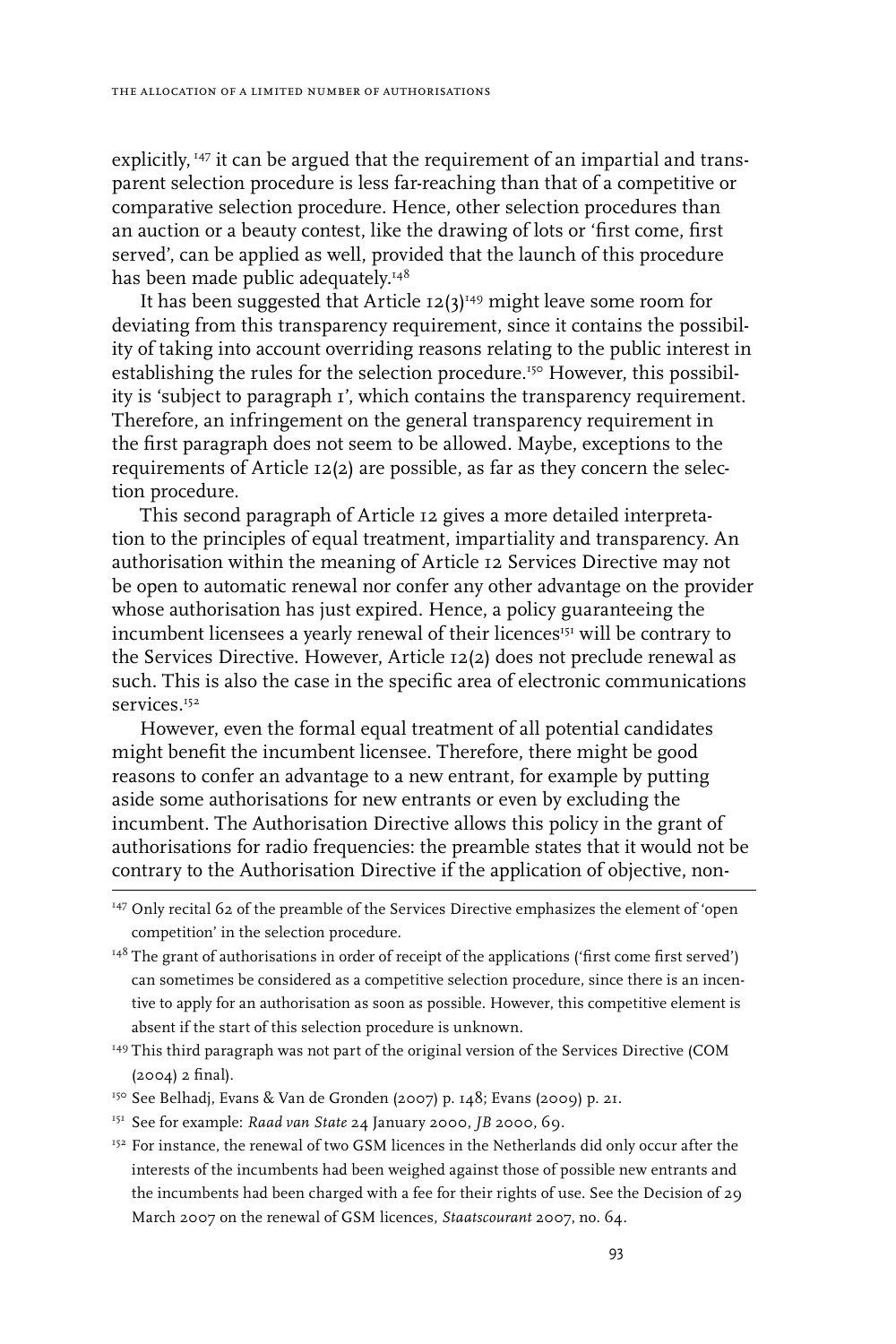explicitly, [147] it can be argued that the requirement of an impartial and transparent selection procedure is less far-reaching than that of a competitive or comparative selection procedure. Hence, other selection procedures than an auction or a beauty contest, like the drawing of lots or 'first come, first served', can be applied as well, provided that the launch of this procedure has been made public adequately.[148]

It has been suggested that Article 12(3)[149] might leave some room for deviating from this transparency requirement, since it contains the possibility of taking into account overriding reasons relating to the public interest in establishing the rules for the selection procedure.[150] However, this possibility is 'subject to paragraph 1', which contains the transparency requirement. Therefore, an infringement on the general transparency requirement in the first paragraph does not seem to be allowed. Maybe, exceptions to the requirements of Article 12(2) are possible, as far as they concern the selection procedure.

This second paragraph of Article 12 gives a more detailed interpretation to the principles of equal treatment, impartiality and transparency. An authorisation within the meaning of Article 12 Services Directive may not be open to automatic renewal nor confer any other advantage on the provider whose authorisation has just expired. Hence, a policy guaranteeing the incumbent licensees a yearly renewal of their licences[151] will be contrary to the Services Directive. However, Article 12(2) does not preclude renewal as such. This is also the case in the specific area of electronic communications services.[152]

However, even the formal equal treatment of all potential candidates might benefit the incumbent licensee. Therefore, there might be good reasons to confer an advantage to a new entrant, for example by putting aside some authorisations for new entrants or even by excluding the incumbent. The Authorisation Directive allows this policy in the grant of authorisations for radio frequencies: the preamble states that it would not be contrary to the Authorisation Directive if the application of objective, non-

---

[147] Only recital 62 of the preamble of the Services Directive emphasizes the element of 'open competition' in the selection procedure.

[148] The grant of authorisations in order of receipt of the applications ('first come first served') can sometimes be considered as a competitive selection procedure, since there is an incentive to apply for an authorisation as soon as possible. However, this competitive element is absent if the start of this selection procedure is unknown.

[149] This third paragraph was not part of the original version of the Services Directive (COM (2004) 2 final).

[150] See Belhadj, Evans & Van de Gronden (2007) p. 148; Evans (2009) p. 21.

[151] See for example: *Raad van State* 24 January 2000, *JB* 2000, 69.

[152] For instance, the renewal of two GSM licences in the Netherlands did only occur after the interests of the incumbents had been weighed against those of possible new entrants and the incumbents had been charged with a fee for their rights of use. See the Decision of 29 March 2007 on the renewal of GSM licences, *Staatscourant* 2007, no. 64.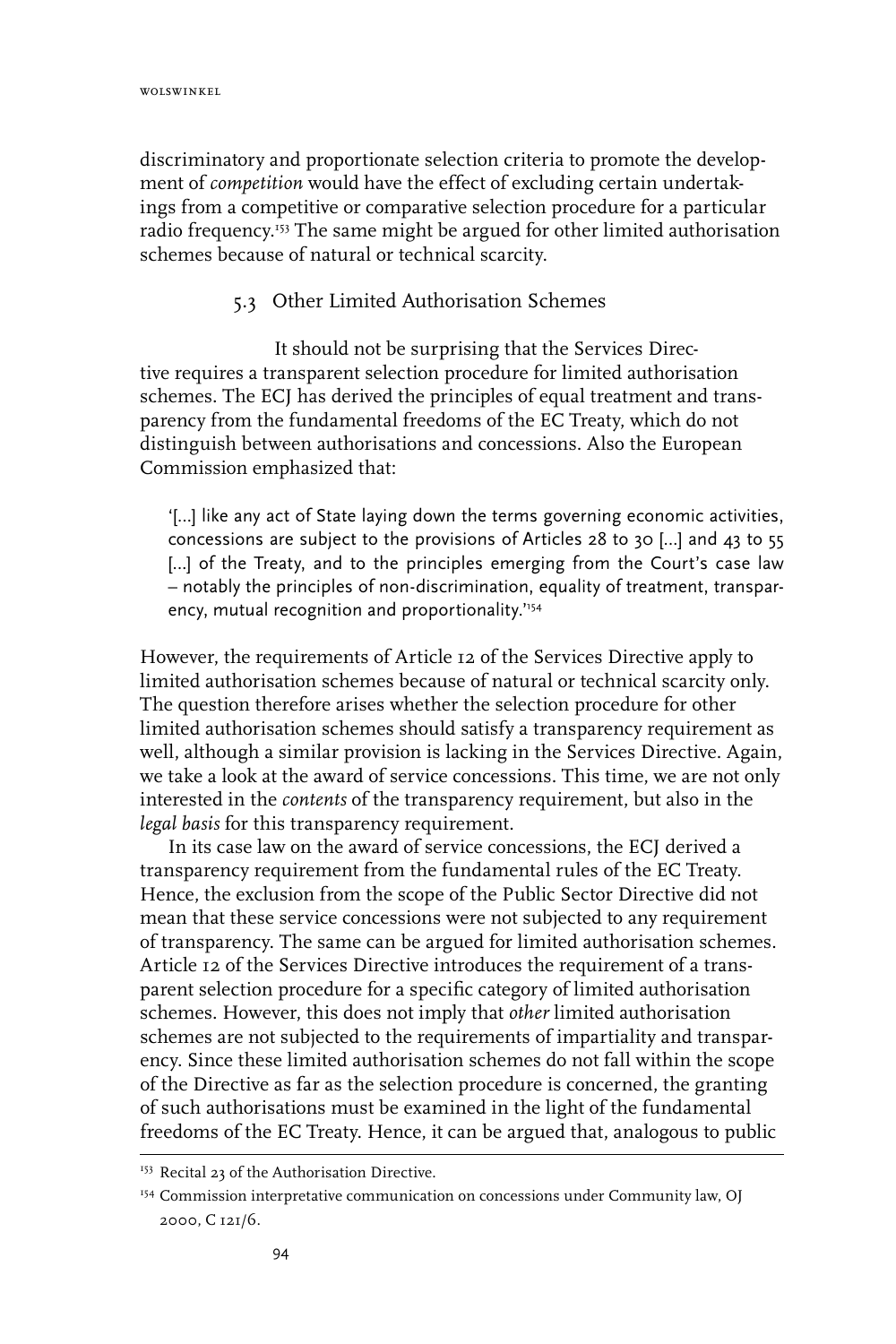discriminatory and proportionate selection criteria to promote the development of *competition* would have the effect of excluding certain undertakings from a competitive or comparative selection procedure for a particular radio frequency.[153] The same might be argued for other limited authorisation schemes because of natural or technical scarcity.

### 5.3 Other Limited Authorisation Schemes

It should not be surprising that the Services Directive requires a transparent selection procedure for limited authorisation schemes. The ECJ has derived the principles of equal treatment and transparency from the fundamental freedoms of the EC Treaty, which do not distinguish between authorisations and concessions. Also the European Commission emphasized that:

> '[...] like any act of State laying down the terms governing economic activities, concessions are subject to the provisions of Articles 28 to 30 [...] and 43 to 55 [...] of the Treaty, and to the principles emerging from the Court's case law – notably the principles of non-discrimination, equality of treatment, transparency, mutual recognition and proportionality.'[154]

However, the requirements of Article 12 of the Services Directive apply to limited authorisation schemes because of natural or technical scarcity only. The question therefore arises whether the selection procedure for other limited authorisation schemes should satisfy a transparency requirement as well, although a similar provision is lacking in the Services Directive. Again, we take a look at the award of service concessions. This time, we are not only interested in the *contents* of the transparency requirement, but also in the *legal basis* for this transparency requirement.

In its case law on the award of service concessions, the ECJ derived a transparency requirement from the fundamental rules of the EC Treaty. Hence, the exclusion from the scope of the Public Sector Directive did not mean that these service concessions were not subjected to any requirement of transparency. The same can be argued for limited authorisation schemes. Article 12 of the Services Directive introduces the requirement of a transparent selection procedure for a specific category of limited authorisation schemes. However, this does not imply that *other* limited authorisation schemes are not subjected to the requirements of impartiality and transparency. Since these limited authorisation schemes do not fall within the scope of the Directive as far as the selection procedure is concerned, the granting of such authorisations must be examined in the light of the fundamental freedoms of the EC Treaty. Hence, it can be argued that, analogous to public

---

[153] Recital 23 of the Authorisation Directive.

[154] Commission interpretative communication on concessions under Community law, OJ 2000, C 121/6.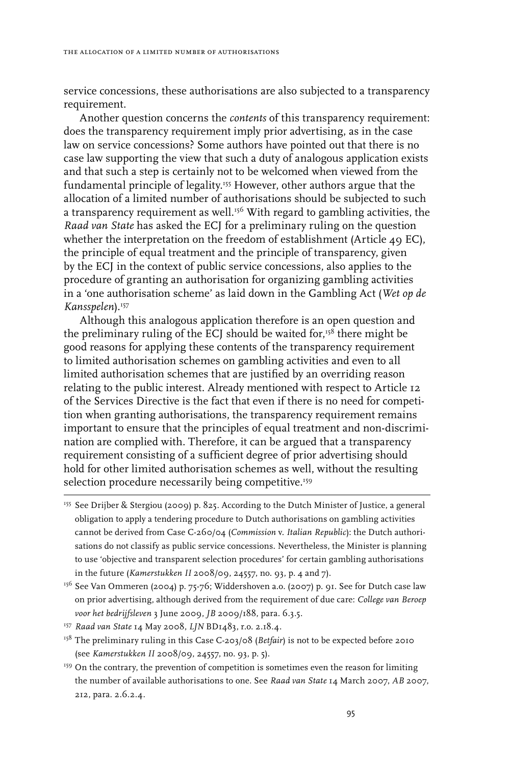service concessions, these authorisations are also subjected to a transparency requirement.

Another question concerns the *contents* of this transparency requirement: does the transparency requirement imply prior advertising, as in the case law on service concessions? Some authors have pointed out that there is no case law supporting the view that such a duty of analogous application exists and that such a step is certainly not to be welcomed when viewed from the fundamental principle of legality.[155] However, other authors argue that the allocation of a limited number of authorisations should be subjected to such a transparency requirement as well.[156] With regard to gambling activities, the *Raad van State* has asked the ECJ for a preliminary ruling on the question whether the interpretation on the freedom of establishment (Article 49 EC), the principle of equal treatment and the principle of transparency, given by the ECJ in the context of public service concessions, also applies to the procedure of granting an authorisation for organizing gambling activities in a 'one authorisation scheme' as laid down in the Gambling Act (*Wet op de Kansspelen*).[157]

Although this analogous application therefore is an open question and the preliminary ruling of the ECJ should be waited for,[158] there might be good reasons for applying these contents of the transparency requirement to limited authorisation schemes on gambling activities and even to all limited authorisation schemes that are justified by an overriding reason relating to the public interest. Already mentioned with respect to Article 12 of the Services Directive is the fact that even if there is no need for competition when granting authorisations, the transparency requirement remains important to ensure that the principles of equal treatment and non-discrimination are complied with. Therefore, it can be argued that a transparency requirement consisting of a sufficient degree of prior advertising should hold for other limited authorisation schemes as well, without the resulting selection procedure necessarily being competitive.[159]

---

[155] See Drijber & Stergiou (2009) p. 825. According to the Dutch Minister of Justice, a general obligation to apply a tendering procedure to Dutch authorisations on gambling activities cannot be derived from Case C-260/04 (*Commission* v. *Italian Republic*): the Dutch authorisations do not classify as public service concessions. Nevertheless, the Minister is planning to use 'objective and transparent selection procedures' for certain gambling authorisations in the future (*Kamerstukken II* 2008/09, 24557, no. 93, p. 4 and 7).

[156] See Van Ommeren (2004) p. 75-76; Widdershoven a.o. (2007) p. 91. See for Dutch case law on prior advertising, although derived from the requirement of due care: *College van Beroep voor het bedrijfsleven* 3 June 2009, *JB* 2009/188, para. 6.3.5.

[157] *Raad van State* 14 May 2008, *LJN* BD1483, r.o. 2.18.4.

[158] The preliminary ruling in this Case C-203/08 (*Betfair*) is not to be expected before 2010 (see *Kamerstukken II* 2008/09, 24557, no. 93, p. 5).

[159] On the contrary, the prevention of competition is sometimes even the reason for limiting the number of available authorisations to one. See *Raad van State* 14 March 2007, *AB* 2007, 212, para. 2.6.2.4.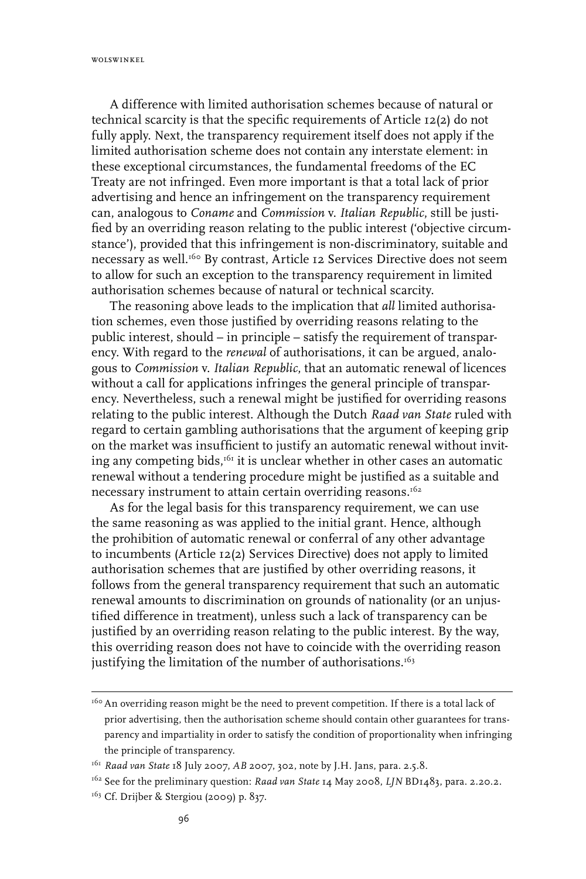A difference with limited authorisation schemes because of natural or technical scarcity is that the specific requirements of Article 12(2) do not fully apply. Next, the transparency requirement itself does not apply if the limited authorisation scheme does not contain any interstate element: in these exceptional circumstances, the fundamental freedoms of the EC Treaty are not infringed. Even more important is that a total lack of prior advertising and hence an infringement on the transparency requirement can, analogous to *Coname* and *Commission* v. *Italian Republic*, still be justified by an overriding reason relating to the public interest ('objective circumstance'), provided that this infringement is non-discriminatory, suitable and necessary as well.[160] By contrast, Article 12 Services Directive does not seem to allow for such an exception to the transparency requirement in limited authorisation schemes because of natural or technical scarcity.

The reasoning above leads to the implication that *all* limited authorisation schemes, even those justified by overriding reasons relating to the public interest, should – in principle – satisfy the requirement of transparency. With regard to the *renewal* of authorisations, it can be argued, analogous to *Commission* v. *Italian Republic*, that an automatic renewal of licences without a call for applications infringes the general principle of transparency. Nevertheless, such a renewal might be justified for overriding reasons relating to the public interest. Although the Dutch *Raad van State* ruled with regard to certain gambling authorisations that the argument of keeping grip on the market was insufficient to justify an automatic renewal without inviting any competing bids,[161] it is unclear whether in other cases an automatic renewal without a tendering procedure might be justified as a suitable and necessary instrument to attain certain overriding reasons.[162]

As for the legal basis for this transparency requirement, we can use the same reasoning as was applied to the initial grant. Hence, although the prohibition of automatic renewal or conferral of any other advantage to incumbents (Article 12(2) Services Directive) does not apply to limited authorisation schemes that are justified by other overriding reasons, it follows from the general transparency requirement that such an automatic renewal amounts to discrimination on grounds of nationality (or an unjustified difference in treatment), unless such a lack of transparency can be justified by an overriding reason relating to the public interest. By the way, this overriding reason does not have to coincide with the overriding reason justifying the limitation of the number of authorisations.[163]

---

[160] An overriding reason might be the need to prevent competition. If there is a total lack of prior advertising, then the authorisation scheme should contain other guarantees for transparency and impartiality in order to satisfy the condition of proportionality when infringing the principle of transparency.

[161] *Raad van State* 18 July 2007, *AB* 2007, 302, note by J.H. Jans, para. 2.5.8.

[162] See for the preliminary question: *Raad van State* 14 May 2008, *LJN* BD1483, para. 2.20.2.

[163] Cf. Drijber & Stergiou (2009) p. 837.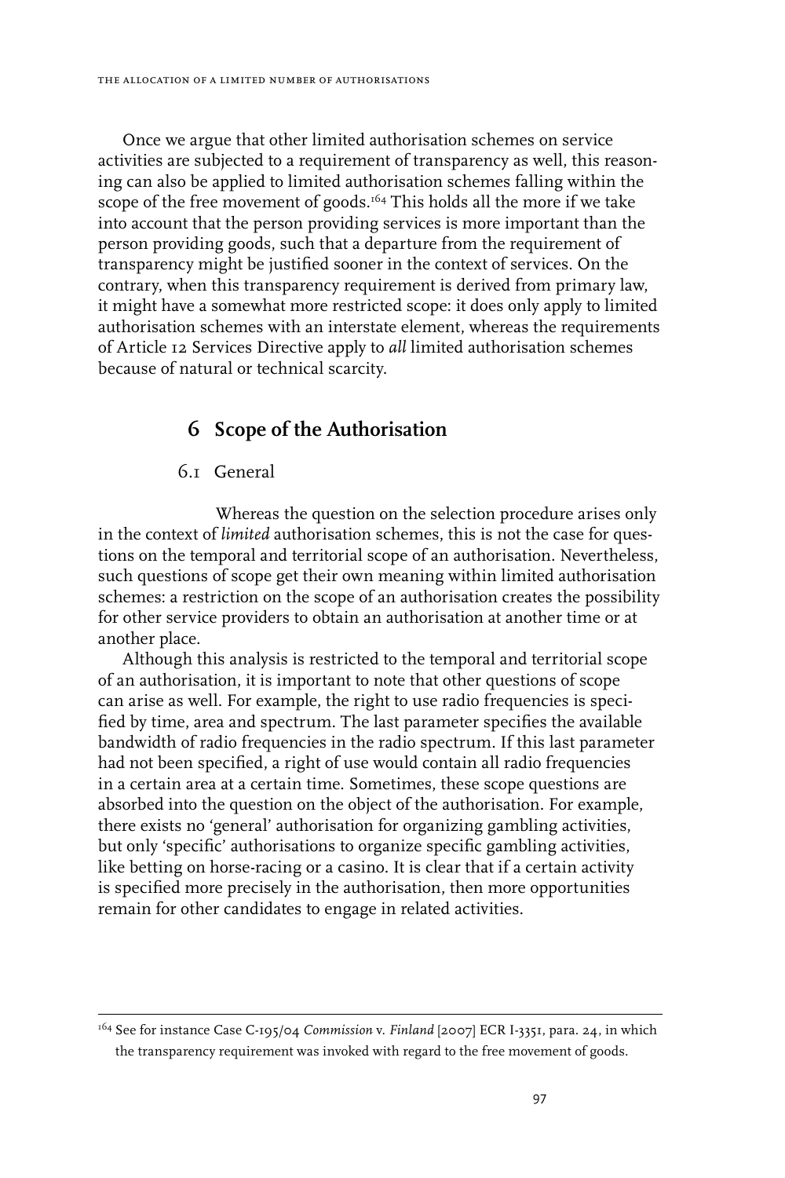Once we argue that other limited authorisation schemes on service activities are subjected to a requirement of transparency as well, this reasoning can also be applied to limited authorisation schemes falling within the scope of the free movement of goods.[164] This holds all the more if we take into account that the person providing services is more important than the person providing goods, such that a departure from the requirement of transparency might be justified sooner in the context of services. On the contrary, when this transparency requirement is derived from primary law, it might have a somewhat more restricted scope: it does only apply to limited authorisation schemes with an interstate element, whereas the requirements of Article 12 Services Directive apply to *all* limited authorisation schemes because of natural or technical scarcity.

## 6 Scope of the Authorisation

### 6.1 General

Whereas the question on the selection procedure arises only in the context of *limited* authorisation schemes, this is not the case for questions on the temporal and territorial scope of an authorisation. Nevertheless, such questions of scope get their own meaning within limited authorisation schemes: a restriction on the scope of an authorisation creates the possibility for other service providers to obtain an authorisation at another time or at another place.

Although this analysis is restricted to the temporal and territorial scope of an authorisation, it is important to note that other questions of scope can arise as well. For example, the right to use radio frequencies is specified by time, area and spectrum. The last parameter specifies the available bandwidth of radio frequencies in the radio spectrum. If this last parameter had not been specified, a right of use would contain all radio frequencies in a certain area at a certain time. Sometimes, these scope questions are absorbed into the question on the object of the authorisation. For example, there exists no 'general' authorisation for organizing gambling activities, but only 'specific' authorisations to organize specific gambling activities, like betting on horse-racing or a casino. It is clear that if a certain activity is specified more precisely in the authorisation, then more opportunities remain for other candidates to engage in related activities.

---

[164] See for instance Case C-195/04 *Commission* v. *Finland* [2007] ECR I-3351, para. 24, in which the transparency requirement was invoked with regard to the free movement of goods.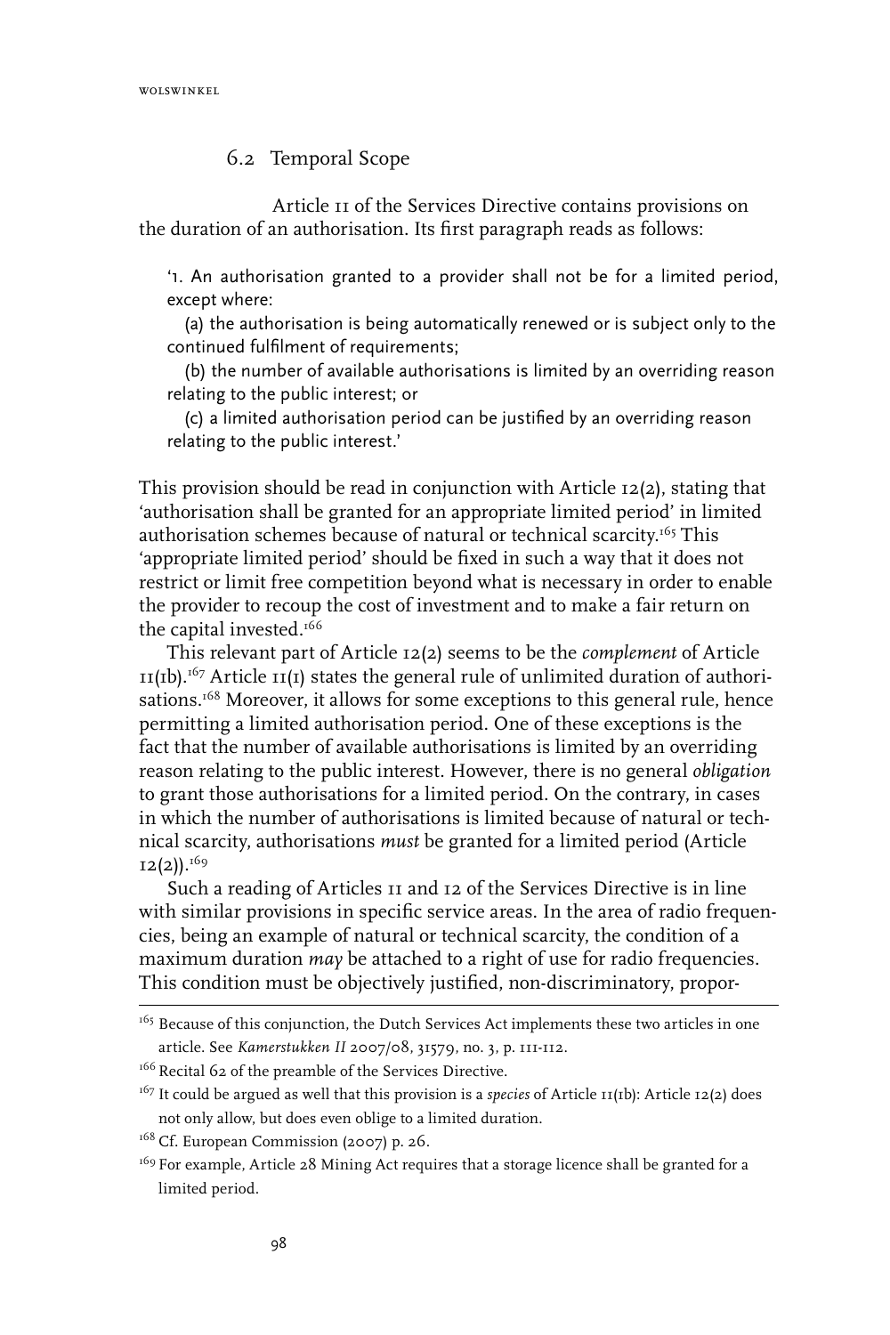### 6.2 Temporal Scope

Article 11 of the Services Directive contains provisions on the duration of an authorisation. Its first paragraph reads as follows:

> '1. An authorisation granted to a provider shall not be for a limited period, except where:
>
> (a) the authorisation is being automatically renewed or is subject only to the continued fulfilment of requirements;
>
> (b) the number of available authorisations is limited by an overriding reason relating to the public interest; or
>
> (c) a limited authorisation period can be justified by an overriding reason relating to the public interest.'

This provision should be read in conjunction with Article 12(2), stating that 'authorisation shall be granted for an appropriate limited period' in limited authorisation schemes because of natural or technical scarcity.[165] This 'appropriate limited period' should be fixed in such a way that it does not restrict or limit free competition beyond what is necessary in order to enable the provider to recoup the cost of investment and to make a fair return on the capital invested.[166]

This relevant part of Article 12(2) seems to be the *complement* of Article 11(1b).[167] Article 11(1) states the general rule of unlimited duration of authorisations.[168] Moreover, it allows for some exceptions to this general rule, hence permitting a limited authorisation period. One of these exceptions is the fact that the number of available authorisations is limited by an overriding reason relating to the public interest. However, there is no general *obligation* to grant those authorisations for a limited period. On the contrary, in cases in which the number of authorisations is limited because of natural or technical scarcity, authorisations *must* be granted for a limited period (Article 12(2)).[169]

Such a reading of Articles 11 and 12 of the Services Directive is in line with similar provisions in specific service areas. In the area of radio frequencies, being an example of natural or technical scarcity, the condition of a maximum duration *may* be attached to a right of use for radio frequencies. This condition must be objectively justified, non-discriminatory, propor-

---

[165] Because of this conjunction, the Dutch Services Act implements these two articles in one article. See *Kamerstukken II* 2007/08, 31579, no. 3, p. 111-112.

[166] Recital 62 of the preamble of the Services Directive.

[167] It could be argued as well that this provision is a *species* of Article 11(1b): Article 12(2) does not only allow, but does even oblige to a limited duration.

[168] Cf. European Commission (2007) p. 26.

[169] For example, Article 28 Mining Act requires that a storage licence shall be granted for a limited period.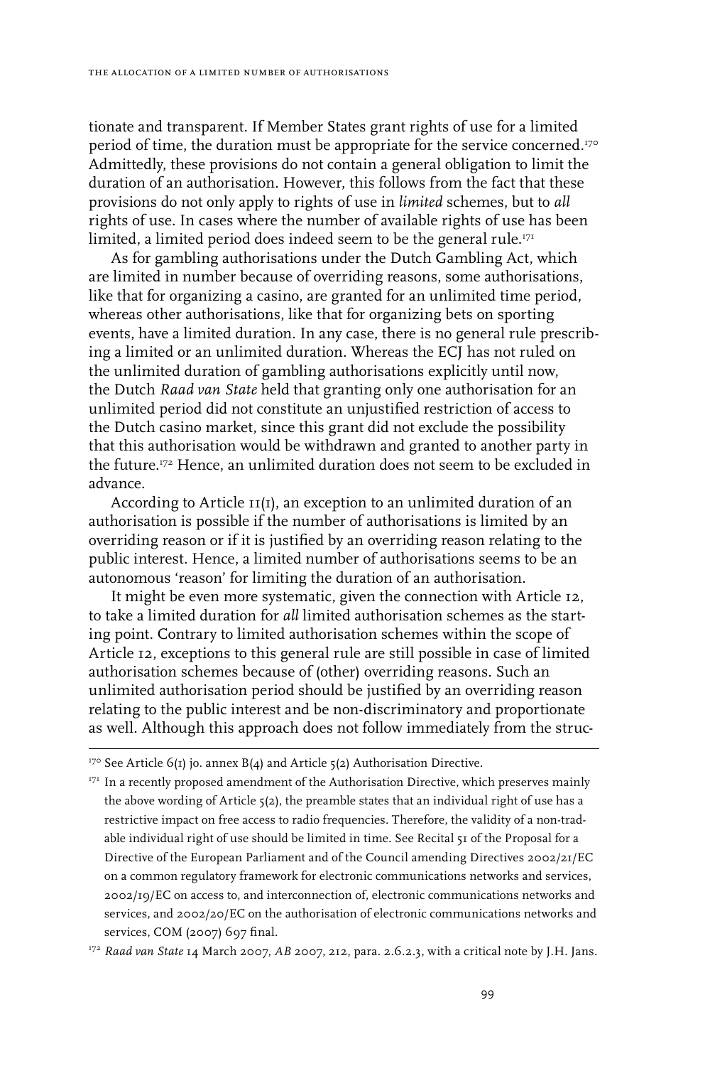tionate and transparent. If Member States grant rights of use for a limited period of time, the duration must be appropriate for the service concerned.[170] Admittedly, these provisions do not contain a general obligation to limit the duration of an authorisation. However, this follows from the fact that these provisions do not only apply to rights of use in *limited* schemes, but to *all* rights of use. In cases where the number of available rights of use has been limited, a limited period does indeed seem to be the general rule.[171]

As for gambling authorisations under the Dutch Gambling Act, which are limited in number because of overriding reasons, some authorisations, like that for organizing a casino, are granted for an unlimited time period, whereas other authorisations, like that for organizing bets on sporting events, have a limited duration. In any case, there is no general rule prescribing a limited or an unlimited duration. Whereas the ECJ has not ruled on the unlimited duration of gambling authorisations explicitly until now, the Dutch *Raad van State* held that granting only one authorisation for an unlimited period did not constitute an unjustified restriction of access to the Dutch casino market, since this grant did not exclude the possibility that this authorisation would be withdrawn and granted to another party in the future.[172] Hence, an unlimited duration does not seem to be excluded in advance.

According to Article 11(1), an exception to an unlimited duration of an authorisation is possible if the number of authorisations is limited by an overriding reason or if it is justified by an overriding reason relating to the public interest. Hence, a limited number of authorisations seems to be an autonomous 'reason' for limiting the duration of an authorisation.

It might be even more systematic, given the connection with Article 12, to take a limited duration for *all* limited authorisation schemes as the starting point. Contrary to limited authorisation schemes within the scope of Article 12, exceptions to this general rule are still possible in case of limited authorisation schemes because of (other) overriding reasons. Such an unlimited authorisation period should be justified by an overriding reason relating to the public interest and be non-discriminatory and proportionate as well. Although this approach does not follow immediately from the struc-

---

[170] See Article 6(1) jo. annex B(4) and Article 5(2) Authorisation Directive.

[171] In a recently proposed amendment of the Authorisation Directive, which preserves mainly the above wording of Article 5(2), the preamble states that an individual right of use has a restrictive impact on free access to radio frequencies. Therefore, the validity of a non-tradable individual right of use should be limited in time. See Recital 51 of the Proposal for a Directive of the European Parliament and of the Council amending Directives 2002/21/EC on a common regulatory framework for electronic communications networks and services, 2002/19/EC on access to, and interconnection of, electronic communications networks and services, and 2002/20/EC on the authorisation of electronic communications networks and services, COM (2007) 697 final.

[172] *Raad van State* 14 March 2007, *AB* 2007, 212, para. 2.6.2.3, with a critical note by J.H. Jans.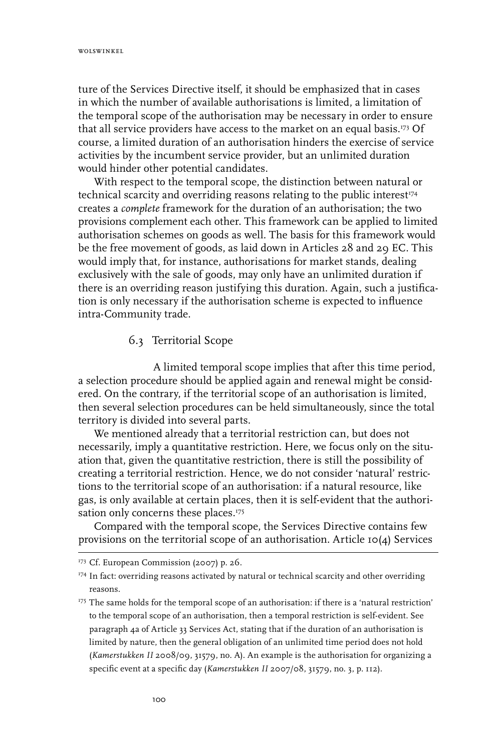ture of the Services Directive itself, it should be emphasized that in cases in which the number of available authorisations is limited, a limitation of the temporal scope of the authorisation may be necessary in order to ensure that all service providers have access to the market on an equal basis.[173] Of course, a limited duration of an authorisation hinders the exercise of service activities by the incumbent service provider, but an unlimited duration would hinder other potential candidates.

With respect to the temporal scope, the distinction between natural or technical scarcity and overriding reasons relating to the public interest[174] creates a *complete* framework for the duration of an authorisation; the two provisions complement each other. This framework can be applied to limited authorisation schemes on goods as well. The basis for this framework would be the free movement of goods, as laid down in Articles 28 and 29 EC. This would imply that, for instance, authorisations for market stands, dealing exclusively with the sale of goods, may only have an unlimited duration if there is an overriding reason justifying this duration. Again, such a justification is only necessary if the authorisation scheme is expected to influence intra-Community trade.

### 6.3 Territorial Scope

A limited temporal scope implies that after this time period, a selection procedure should be applied again and renewal might be considered. On the contrary, if the territorial scope of an authorisation is limited, then several selection procedures can be held simultaneously, since the total territory is divided into several parts.

We mentioned already that a territorial restriction can, but does not necessarily, imply a quantitative restriction. Here, we focus only on the situation that, given the quantitative restriction, there is still the possibility of creating a territorial restriction. Hence, we do not consider 'natural' restrictions to the territorial scope of an authorisation: if a natural resource, like gas, is only available at certain places, then it is self-evident that the authorisation only concerns these places.[175]

Compared with the temporal scope, the Services Directive contains few provisions on the territorial scope of an authorisation. Article 10(4) Services

---

[173] Cf. European Commission (2007) p. 26.

[174] In fact: overriding reasons activated by natural or technical scarcity and other overriding reasons.

[175] The same holds for the temporal scope of an authorisation: if there is a 'natural restriction' to the temporal scope of an authorisation, then a temporal restriction is self-evident. See paragraph 4a of Article 33 Services Act, stating that if the duration of an authorisation is limited by nature, then the general obligation of an unlimited time period does not hold (*Kamerstukken II* 2008/09, 31579, no. A). An example is the authorisation for organizing a specific event at a specific day (*Kamerstukken II* 2007/08, 31579, no. 3, p. 112).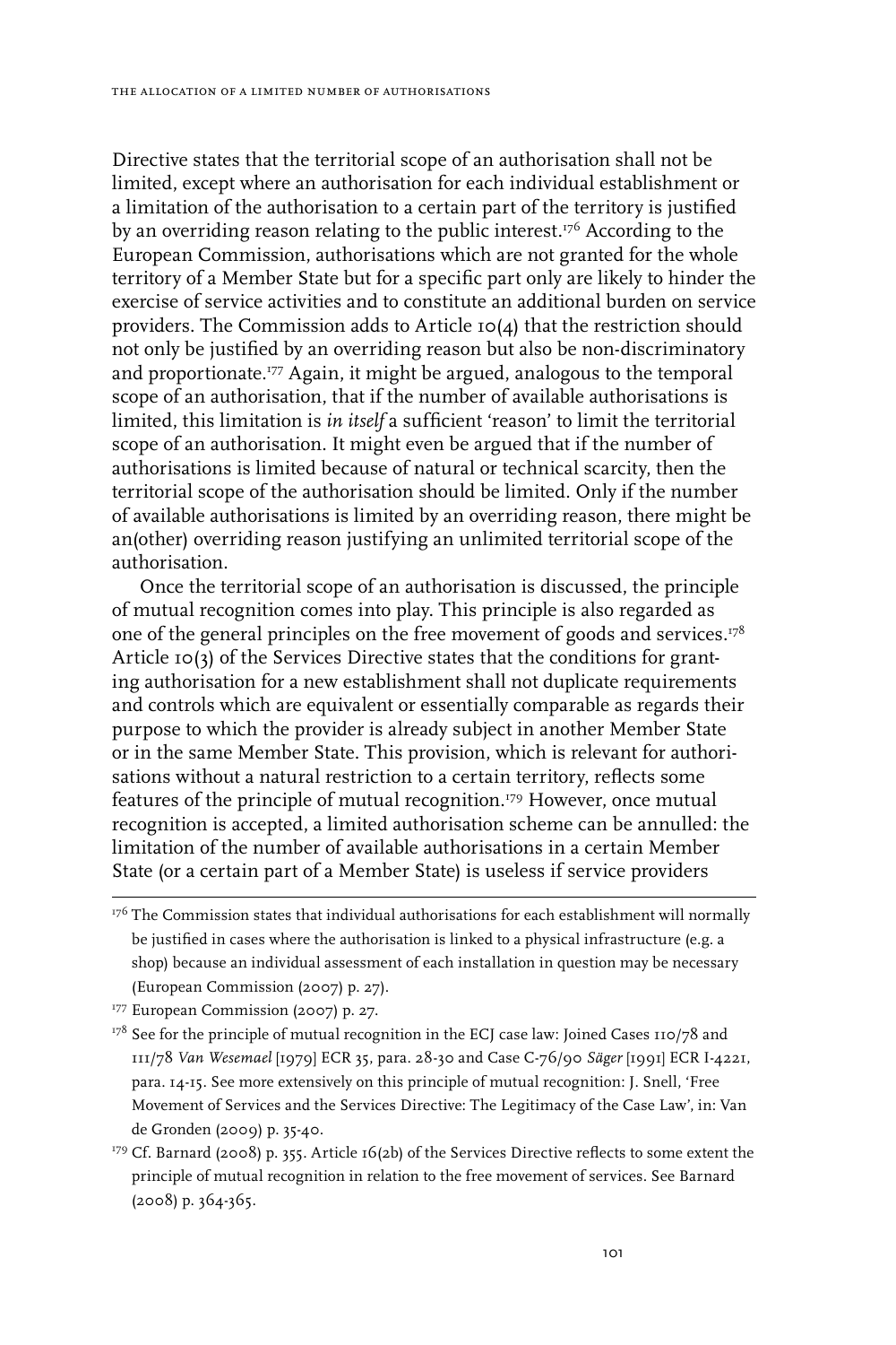Directive states that the territorial scope of an authorisation shall not be limited, except where an authorisation for each individual establishment or a limitation of the authorisation to a certain part of the territory is justified by an overriding reason relating to the public interest.[176] According to the European Commission, authorisations which are not granted for the whole territory of a Member State but for a specific part only are likely to hinder the exercise of service activities and to constitute an additional burden on service providers. The Commission adds to Article 10(4) that the restriction should not only be justified by an overriding reason but also be non-discriminatory and proportionate.[177] Again, it might be argued, analogous to the temporal scope of an authorisation, that if the number of available authorisations is limited, this limitation is *in itself* a sufficient 'reason' to limit the territorial scope of an authorisation. It might even be argued that if the number of authorisations is limited because of natural or technical scarcity, then the territorial scope of the authorisation should be limited. Only if the number of available authorisations is limited by an overriding reason, there might be an(other) overriding reason justifying an unlimited territorial scope of the authorisation.

Once the territorial scope of an authorisation is discussed, the principle of mutual recognition comes into play. This principle is also regarded as one of the general principles on the free movement of goods and services.[178] Article 10(3) of the Services Directive states that the conditions for granting authorisation for a new establishment shall not duplicate requirements and controls which are equivalent or essentially comparable as regards their purpose to which the provider is already subject in another Member State or in the same Member State. This provision, which is relevant for authorisations without a natural restriction to a certain territory, reflects some features of the principle of mutual recognition.[179] However, once mutual recognition is accepted, a limited authorisation scheme can be annulled: the limitation of the number of available authorisations in a certain Member State (or a certain part of a Member State) is useless if service providers

---

[176] The Commission states that individual authorisations for each establishment will normally be justified in cases where the authorisation is linked to a physical infrastructure (e.g. a shop) because an individual assessment of each installation in question may be necessary (European Commission (2007) p. 27).

[177] European Commission (2007) p. 27.

[178] See for the principle of mutual recognition in the ECJ case law: Joined Cases 110/78 and 111/78 *Van Wesemael* [1979] ECR 35, para. 28-30 and Case C-76/90 *Säger* [1991] ECR I-4221, para. 14-15. See more extensively on this principle of mutual recognition: J. Snell, 'Free Movement of Services and the Services Directive: The Legitimacy of the Case Law', in: Van de Gronden (2009) p. 35-40.

[179] Cf. Barnard (2008) p. 355. Article 16(2b) of the Services Directive reflects to some extent the principle of mutual recognition in relation to the free movement of services. See Barnard (2008) p. 364-365.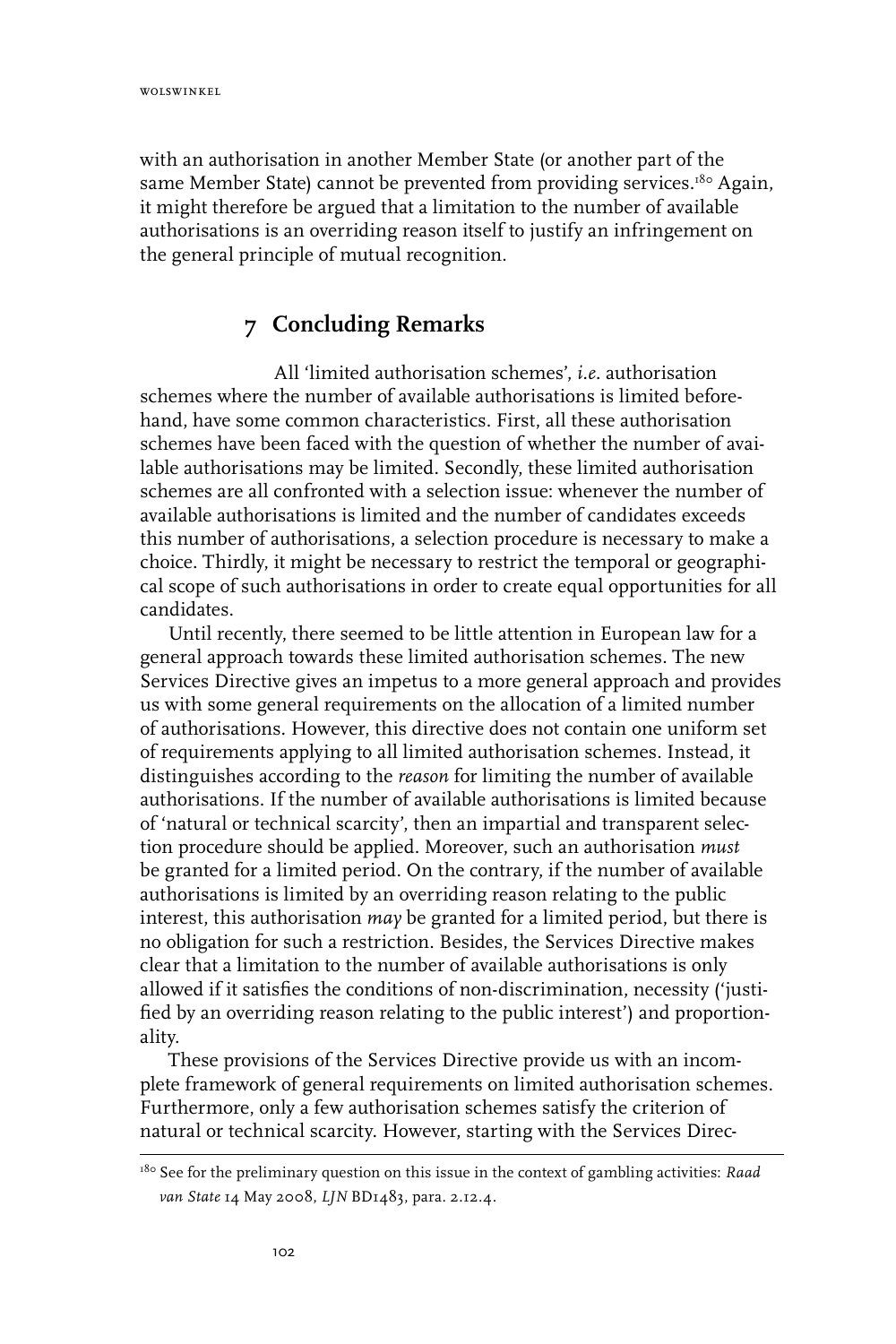with an authorisation in another Member State (or another part of the same Member State) cannot be prevented from providing services.[180] Again, it might therefore be argued that a limitation to the number of available authorisations is an overriding reason itself to justify an infringement on the general principle of mutual recognition.

## 7 Concluding Remarks

All 'limited authorisation schemes', *i.e.* authorisation schemes where the number of available authorisations is limited beforehand, have some common characteristics. First, all these authorisation schemes have been faced with the question of whether the number of available authorisations may be limited. Secondly, these limited authorisation schemes are all confronted with a selection issue: whenever the number of available authorisations is limited and the number of candidates exceeds this number of authorisations, a selection procedure is necessary to make a choice. Thirdly, it might be necessary to restrict the temporal or geographical scope of such authorisations in order to create equal opportunities for all candidates.

Until recently, there seemed to be little attention in European law for a general approach towards these limited authorisation schemes. The new Services Directive gives an impetus to a more general approach and provides us with some general requirements on the allocation of a limited number of authorisations. However, this directive does not contain one uniform set of requirements applying to all limited authorisation schemes. Instead, it distinguishes according to the *reason* for limiting the number of available authorisations. If the number of available authorisations is limited because of 'natural or technical scarcity', then an impartial and transparent selection procedure should be applied. Moreover, such an authorisation *must* be granted for a limited period. On the contrary, if the number of available authorisations is limited by an overriding reason relating to the public interest, this authorisation *may* be granted for a limited period, but there is no obligation for such a restriction. Besides, the Services Directive makes clear that a limitation to the number of available authorisations is only allowed if it satisfies the conditions of non-discrimination, necessity ('justified by an overriding reason relating to the public interest') and proportionality.

These provisions of the Services Directive provide us with an incomplete framework of general requirements on limited authorisation schemes. Furthermore, only a few authorisation schemes satisfy the criterion of natural or technical scarcity. However, starting with the Services Direc-

[180] See for the preliminary question on this issue in the context of gambling activities: *Raad van State* 14 May 2008, *LJN* BD1483, para. 2.12.4.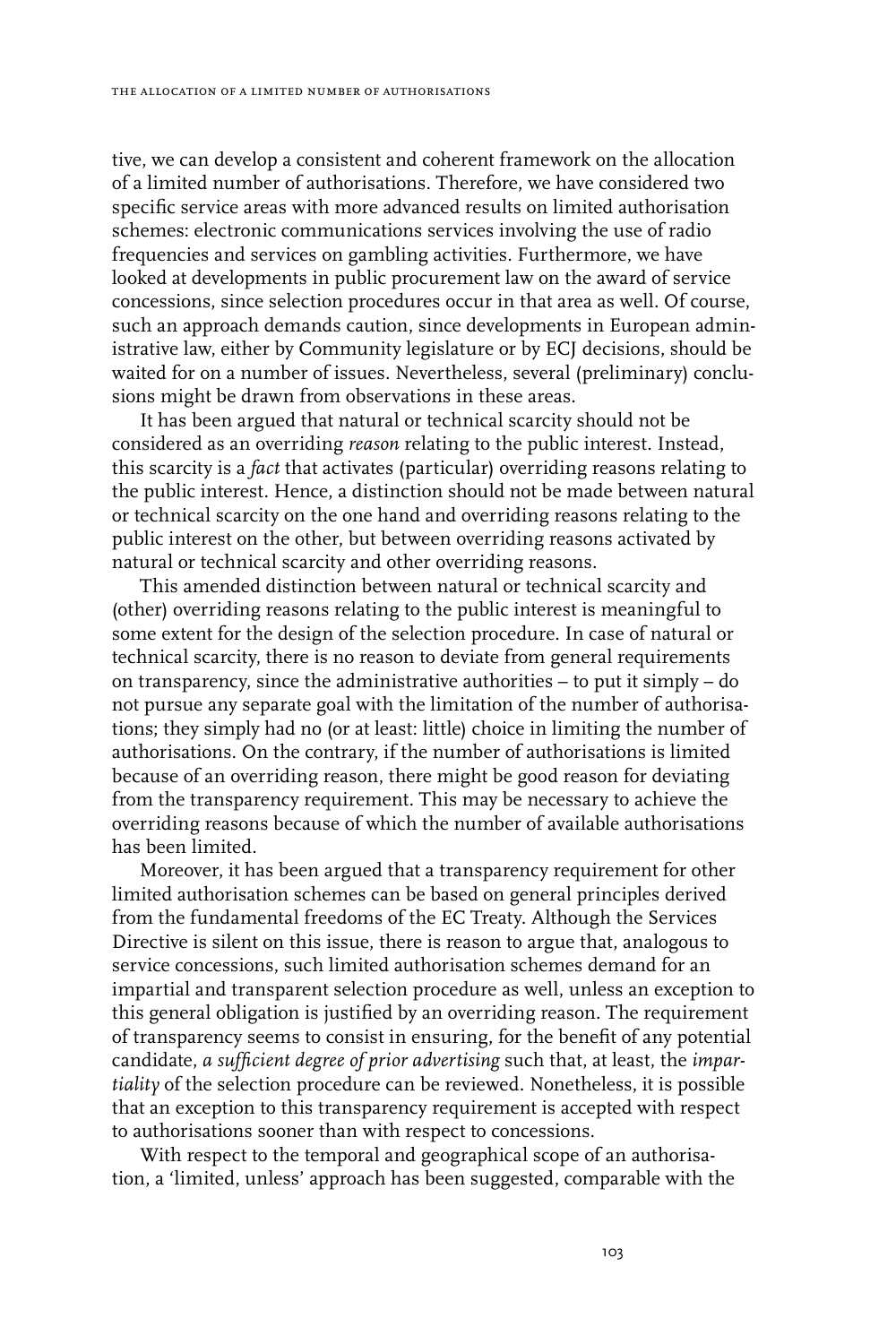tive, we can develop a consistent and coherent framework on the allocation of a limited number of authorisations. Therefore, we have considered two specific service areas with more advanced results on limited authorisation schemes: electronic communications services involving the use of radio frequencies and services on gambling activities. Furthermore, we have looked at developments in public procurement law on the award of service concessions, since selection procedures occur in that area as well. Of course, such an approach demands caution, since developments in European administrative law, either by Community legislature or by ECJ decisions, should be waited for on a number of issues. Nevertheless, several (preliminary) conclusions might be drawn from observations in these areas.

It has been argued that natural or technical scarcity should not be considered as an overriding *reason* relating to the public interest. Instead, this scarcity is a *fact* that activates (particular) overriding reasons relating to the public interest. Hence, a distinction should not be made between natural or technical scarcity on the one hand and overriding reasons relating to the public interest on the other, but between overriding reasons activated by natural or technical scarcity and other overriding reasons.

This amended distinction between natural or technical scarcity and (other) overriding reasons relating to the public interest is meaningful to some extent for the design of the selection procedure. In case of natural or technical scarcity, there is no reason to deviate from general requirements on transparency, since the administrative authorities – to put it simply – do not pursue any separate goal with the limitation of the number of authorisations; they simply had no (or at least: little) choice in limiting the number of authorisations. On the contrary, if the number of authorisations is limited because of an overriding reason, there might be good reason for deviating from the transparency requirement. This may be necessary to achieve the overriding reasons because of which the number of available authorisations has been limited.

Moreover, it has been argued that a transparency requirement for other limited authorisation schemes can be based on general principles derived from the fundamental freedoms of the EC Treaty. Although the Services Directive is silent on this issue, there is reason to argue that, analogous to service concessions, such limited authorisation schemes demand for an impartial and transparent selection procedure as well, unless an exception to this general obligation is justified by an overriding reason. The requirement of transparency seems to consist in ensuring, for the benefit of any potential candidate, *a sufficient degree of prior advertising* such that, at least, the *impartiality* of the selection procedure can be reviewed. Nonetheless, it is possible that an exception to this transparency requirement is accepted with respect to authorisations sooner than with respect to concessions.

With respect to the temporal and geographical scope of an authorisation, a 'limited, unless' approach has been suggested, comparable with the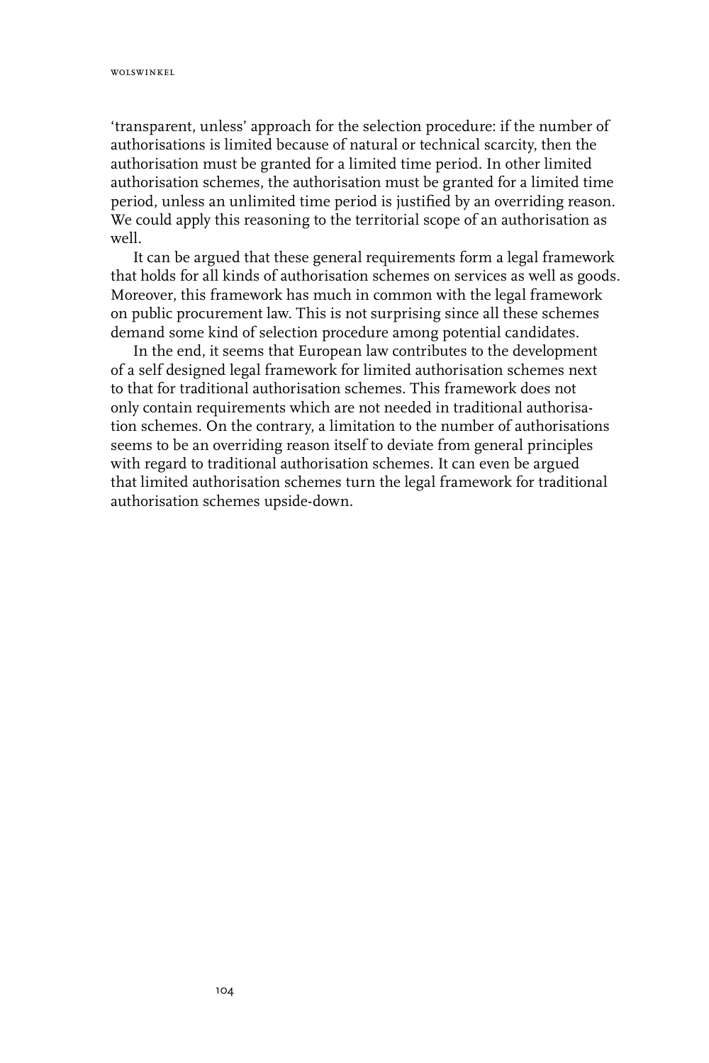'transparent, unless' approach for the selection procedure: if the number of authorisations is limited because of natural or technical scarcity, then the authorisation must be granted for a limited time period. In other limited authorisation schemes, the authorisation must be granted for a limited time period, unless an unlimited time period is justified by an overriding reason. We could apply this reasoning to the territorial scope of an authorisation as well.

It can be argued that these general requirements form a legal framework that holds for all kinds of authorisation schemes on services as well as goods. Moreover, this framework has much in common with the legal framework on public procurement law. This is not surprising since all these schemes demand some kind of selection procedure among potential candidates.

In the end, it seems that European law contributes to the development of a self designed legal framework for limited authorisation schemes next to that for traditional authorisation schemes. This framework does not only contain requirements which are not needed in traditional authorisation schemes. On the contrary, a limitation to the number of authorisations seems to be an overriding reason itself to deviate from general principles with regard to traditional authorisation schemes. It can even be argued that limited authorisation schemes turn the legal framework for traditional authorisation schemes upside-down.